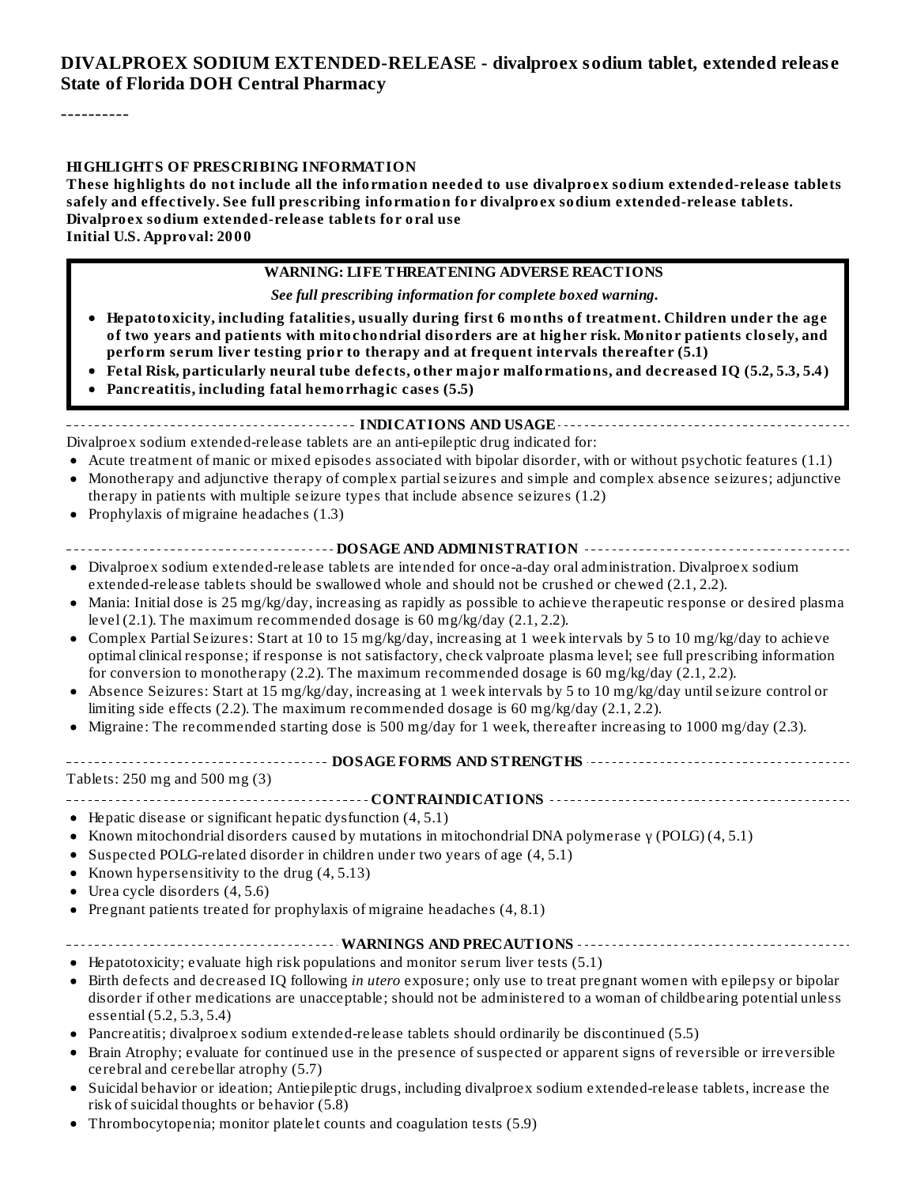# DIVALPROEX SODIUM EXTENDED-RELEASE - divalproex sodium tablet, extended release
**State of Florida DOH Central Pharmacy**

----------

## HIGHLIGHTS OF PRESCRIBING INFORMATION

**These highlights do not include all the information needed to use divalproex sodium extended-release tablets safely and effectively. See full prescribing information for divalproex sodium extended-release tablets.**
**Divalproex sodium extended-release tablets for oral use**
**Initial U.S. Approval: 2000**

> **WARNING: LIFE THREATENING ADVERSE REACTIONS**
>
> ***See full prescribing information for complete boxed warning.***
>
> - **Hepatotoxicity, including fatalities, usually during first 6 months of treatment. Children under the age of two years and patients with mitochondrial disorders are at higher risk. Monitor patients closely, and perform serum liver testing prior to therapy and at frequent intervals thereafter (5.1)**
> - **Fetal Risk, particularly neural tube defects, other major malformations, and decreased IQ (5.2, 5.3, 5.4)**
> - **Pancreatitis, including fatal hemorrhagic cases (5.5)**

### INDICATIONS AND USAGE

Divalproex sodium extended-release tablets are an anti-epileptic drug indicated for:

- Acute treatment of manic or mixed episodes associated with bipolar disorder, with or without psychotic features (1.1)
- Monotherapy and adjunctive therapy of complex partial seizures and simple and complex absence seizures; adjunctive therapy in patients with multiple seizure types that include absence seizures (1.2)
- Prophylaxis of migraine headaches (1.3)

### DOSAGE AND ADMINISTRATION

- Divalproex sodium extended-release tablets are intended for once-a-day oral administration. Divalproex sodium extended-release tablets should be swallowed whole and should not be crushed or chewed (2.1, 2.2).
- Mania: Initial dose is 25 mg/kg/day, increasing as rapidly as possible to achieve therapeutic response or desired plasma level (2.1). The maximum recommended dosage is 60 mg/kg/day (2.1, 2.2).
- Complex Partial Seizures: Start at 10 to 15 mg/kg/day, increasing at 1 week intervals by 5 to 10 mg/kg/day to achieve optimal clinical response; if response is not satisfactory, check valproate plasma level; see full prescribing information for conversion to monotherapy (2.2). The maximum recommended dosage is 60 mg/kg/day (2.1, 2.2).
- Absence Seizures: Start at 15 mg/kg/day, increasing at 1 week intervals by 5 to 10 mg/kg/day until seizure control or limiting side effects (2.2). The maximum recommended dosage is 60 mg/kg/day (2.1, 2.2).
- Migraine: The recommended starting dose is 500 mg/day for 1 week, thereafter increasing to 1000 mg/day (2.3).

### DOSAGE FORMS AND STRENGTHS

Tablets: 250 mg and 500 mg (3)

### CONTRAINDICATIONS

- Hepatic disease or significant hepatic dysfunction (4, 5.1)
- Known mitochondrial disorders caused by mutations in mitochondrial DNA polymerase γ (POLG) (4, 5.1)
- Suspected POLG-related disorder in children under two years of age (4, 5.1)
- Known hypersensitivity to the drug (4, 5.13)
- Urea cycle disorders (4, 5.6)
- Pregnant patients treated for prophylaxis of migraine headaches (4, 8.1)

### WARNINGS AND PRECAUTIONS

- Hepatotoxicity; evaluate high risk populations and monitor serum liver tests (5.1)
- Birth defects and decreased IQ following *in utero* exposure; only use to treat pregnant women with epilepsy or bipolar disorder if other medications are unacceptable; should not be administered to a woman of childbearing potential unless essential (5.2, 5.3, 5.4)
- Pancreatitis; divalproex sodium extended-release tablets should ordinarily be discontinued (5.5)
- Brain Atrophy; evaluate for continued use in the presence of suspected or apparent signs of reversible or irreversible cerebral and cerebellar atrophy (5.7)
- Suicidal behavior or ideation; Antiepileptic drugs, including divalproex sodium extended-release tablets, increase the risk of suicidal thoughts or behavior (5.8)
- Thrombocytopenia; monitor platelet counts and coagulation tests (5.9)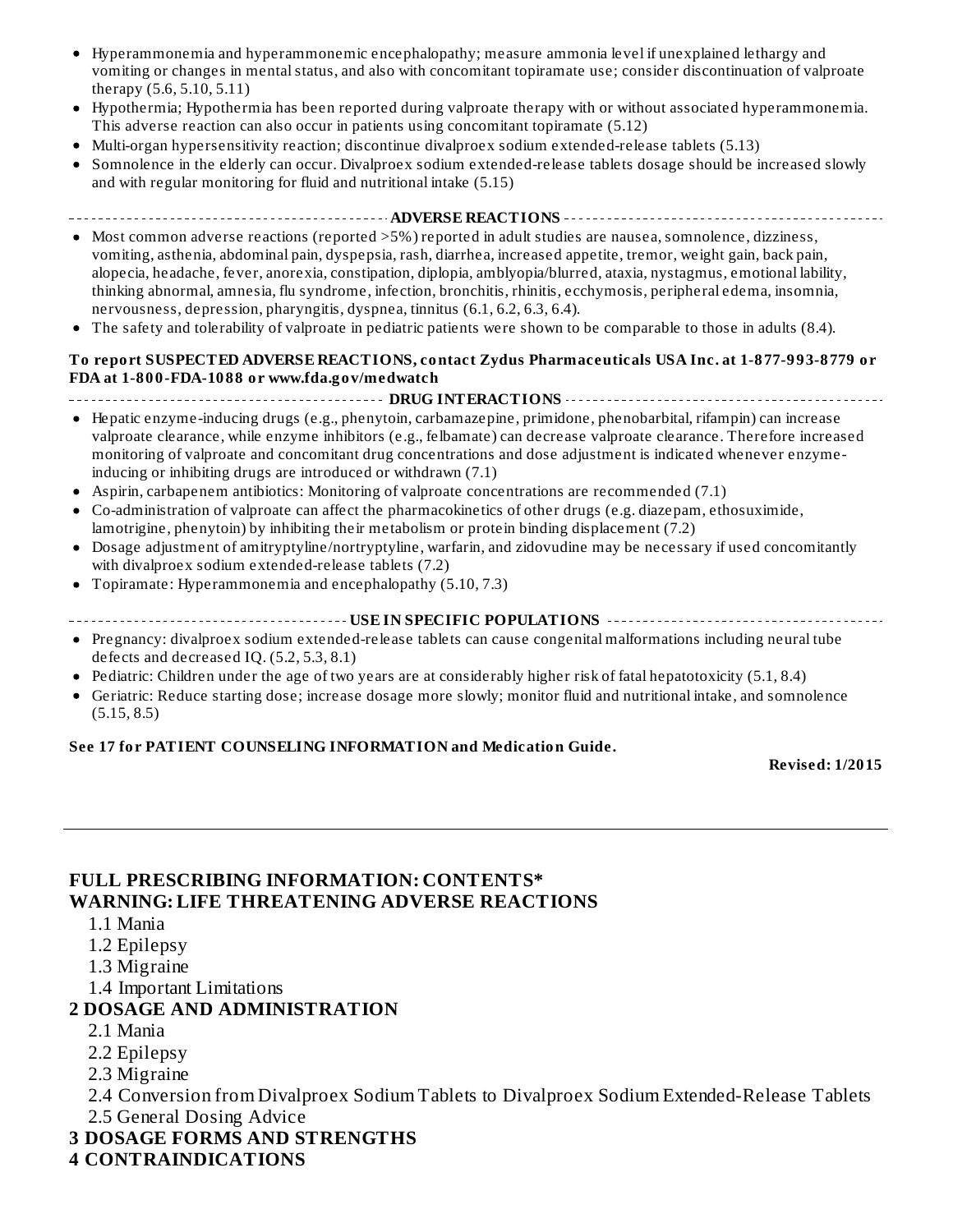- Hyperammonemia and hyperammonemic encephalopathy; measure ammonia level if unexplained lethargy and vomiting or changes in mental status, and also with concomitant topiramate use; consider discontinuation of valproate therapy (5.6, 5.10, 5.11)
- Hypothermia; Hypothermia has been reported during valproate therapy with or without associated hyperammonemia. This adverse reaction can also occur in patients using concomitant topiramate (5.12)
- Multi-organ hypersensitivity reaction; discontinue divalproex sodium extended-release tablets (5.13)
- Somnolence in the elderly can occur. Divalproex sodium extended-release tablets dosage should be increased slowly and with regular monitoring for fluid and nutritional intake (5.15)

**ADVERSE REACTIONS**

- Most common adverse reactions (reported >5%) reported in adult studies are nausea, somnolence, dizziness, vomiting, asthenia, abdominal pain, dyspepsia, rash, diarrhea, increased appetite, tremor, weight gain, back pain, alopecia, headache, fever, anorexia, constipation, diplopia, amblyopia/blurred, ataxia, nystagmus, emotional lability, thinking abnormal, amnesia, flu syndrome, infection, bronchitis, rhinitis, ecchymosis, peripheral edema, insomnia, nervousness, depression, pharyngitis, dyspnea, tinnitus (6.1, 6.2, 6.3, 6.4).
- The safety and tolerability of valproate in pediatric patients were shown to be comparable to those in adults (8.4).

**To report SUSPECTED ADVERSE REACTIONS, contact Zydus Pharmaceuticals USA Inc. at 1-877-993-8779 or FDA at 1-800-FDA-1088 or www.fda.gov/medwatch**

**DRUG INTERACTIONS**

- Hepatic enzyme-inducing drugs (e.g., phenytoin, carbamazepine, primidone, phenobarbital, rifampin) can increase valproate clearance, while enzyme inhibitors (e.g., felbamate) can decrease valproate clearance. Therefore increased monitoring of valproate and concomitant drug concentrations and dose adjustment is indicated whenever enzyme-inducing or inhibiting drugs are introduced or withdrawn (7.1)
- Aspirin, carbapenem antibiotics: Monitoring of valproate concentrations are recommended (7.1)
- Co-administration of valproate can affect the pharmacokinetics of other drugs (e.g. diazepam, ethosuximide, lamotrigine, phenytoin) by inhibiting their metabolism or protein binding displacement (7.2)
- Dosage adjustment of amitryptyline/nortryptyline, warfarin, and zidovudine may be necessary if used concomitantly with divalproex sodium extended-release tablets (7.2)
- Topiramate: Hyperammonemia and encephalopathy (5.10, 7.3)

**USE IN SPECIFIC POPULATIONS**

- Pregnancy: divalproex sodium extended-release tablets can cause congenital malformations including neural tube defects and decreased IQ. (5.2, 5.3, 8.1)
- Pediatric: Children under the age of two years are at considerably higher risk of fatal hepatotoxicity (5.1, 8.4)
- Geriatric: Reduce starting dose; increase dosage more slowly; monitor fluid and nutritional intake, and somnolence (5.15, 8.5)

**See 17 for PATIENT COUNSELING INFORMATION and Medication Guide.**

**Revised: 1/2015**

---

## FULL PRESCRIBING INFORMATION: CONTENTS*

## WARNING: LIFE THREATENING ADVERSE REACTIONS

- 1.1 Mania
- 1.2 Epilepsy
- 1.3 Migraine
- 1.4 Important Limitations

## 2 DOSAGE AND ADMINISTRATION

- 2.1 Mania
- 2.2 Epilepsy
- 2.3 Migraine
- 2.4 Conversion from Divalproex Sodium Tablets to Divalproex Sodium Extended-Release Tablets
- 2.5 General Dosing Advice

## 3 DOSAGE FORMS AND STRENGTHS

## 4 CONTRAINDICATIONS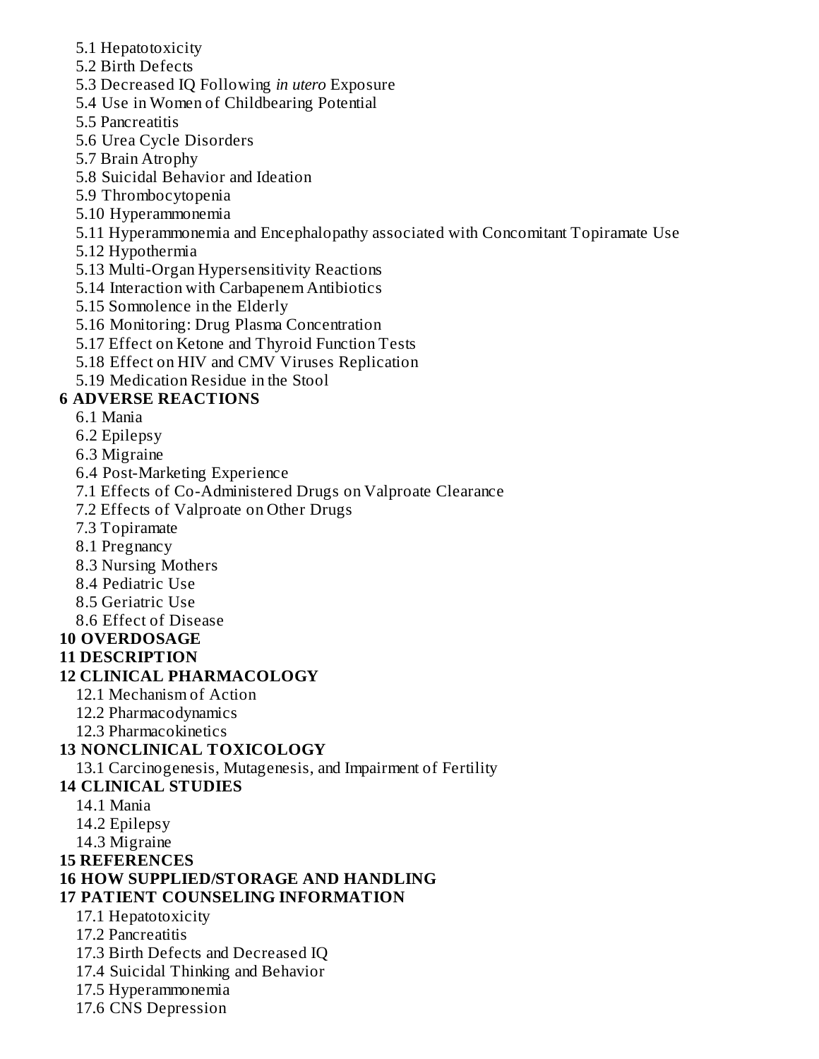5.1 Hepatotoxicity
5.2 Birth Defects
5.3 Decreased IQ Following *in utero* Exposure
5.4 Use in Women of Childbearing Potential
5.5 Pancreatitis
5.6 Urea Cycle Disorders
5.7 Brain Atrophy
5.8 Suicidal Behavior and Ideation
5.9 Thrombocytopenia
5.10 Hyperammonemia
5.11 Hyperammonemia and Encephalopathy associated with Concomitant Topiramate Use
5.12 Hypothermia
5.13 Multi-Organ Hypersensitivity Reactions
5.14 Interaction with Carbapenem Antibiotics
5.15 Somnolence in the Elderly
5.16 Monitoring: Drug Plasma Concentration
5.17 Effect on Ketone and Thyroid Function Tests
5.18 Effect on HIV and CMV Viruses Replication
5.19 Medication Residue in the Stool

**6 ADVERSE REACTIONS**

6.1 Mania
6.2 Epilepsy
6.3 Migraine
6.4 Post-Marketing Experience
7.1 Effects of Co-Administered Drugs on Valproate Clearance
7.2 Effects of Valproate on Other Drugs
7.3 Topiramate
8.1 Pregnancy
8.3 Nursing Mothers
8.4 Pediatric Use
8.5 Geriatric Use
8.6 Effect of Disease

**10 OVERDOSAGE**

**11 DESCRIPTION**

**12 CLINICAL PHARMACOLOGY**

12.1 Mechanism of Action
12.2 Pharmacodynamics
12.3 Pharmacokinetics

**13 NONCLINICAL TOXICOLOGY**

13.1 Carcinogenesis, Mutagenesis, and Impairment of Fertility

**14 CLINICAL STUDIES**

14.1 Mania
14.2 Epilepsy
14.3 Migraine

**15 REFERENCES**

**16 HOW SUPPLIED/STORAGE AND HANDLING**

**17 PATIENT COUNSELING INFORMATION**

17.1 Hepatotoxicity
17.2 Pancreatitis
17.3 Birth Defects and Decreased IQ
17.4 Suicidal Thinking and Behavior
17.5 Hyperammonemia
17.6 CNS Depression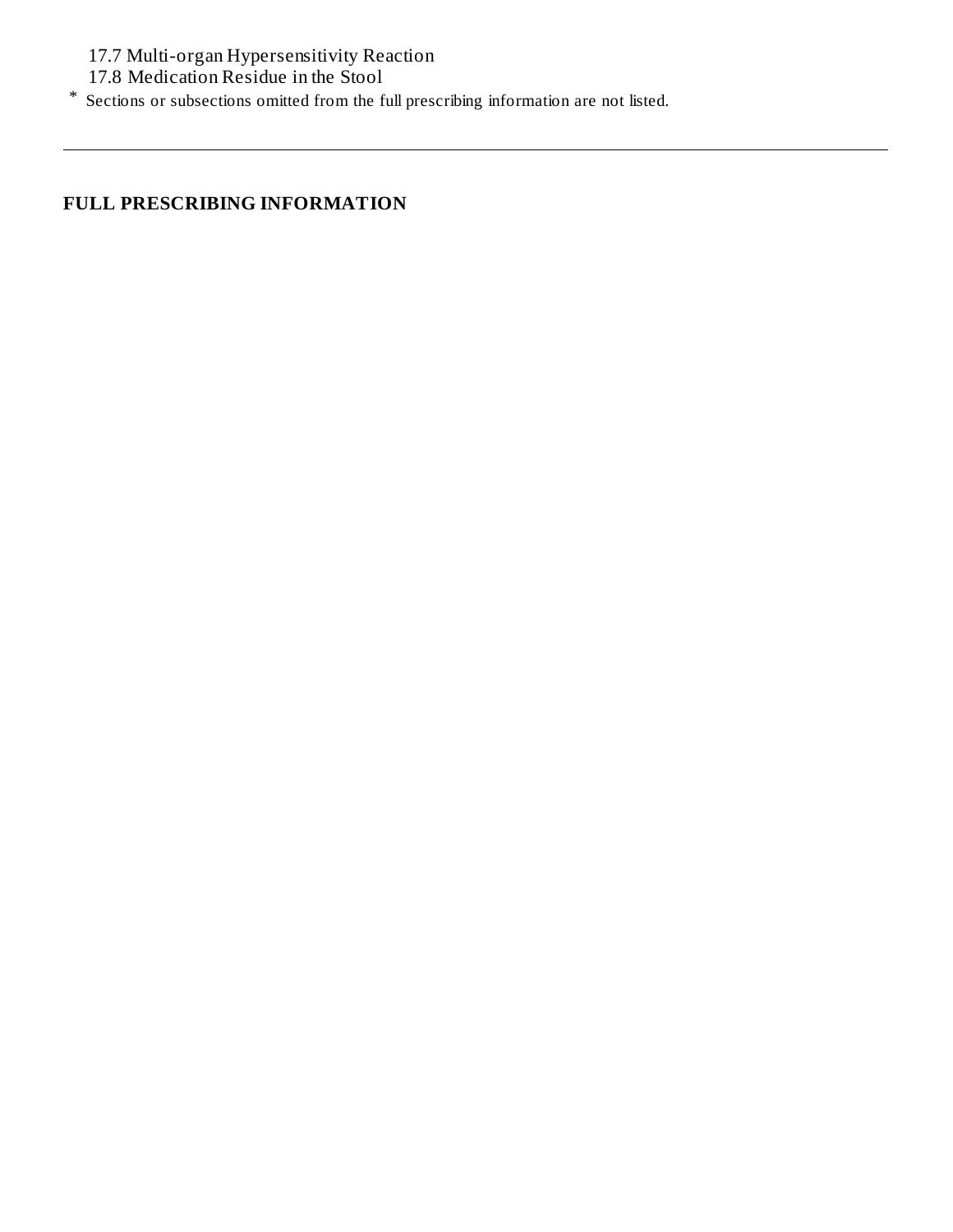17.7 Multi-organ Hypersensitivity Reaction

17.8 Medication Residue in the Stool

* Sections or subsections omitted from the full prescribing information are not listed.

---

## FULL PRESCRIBING INFORMATION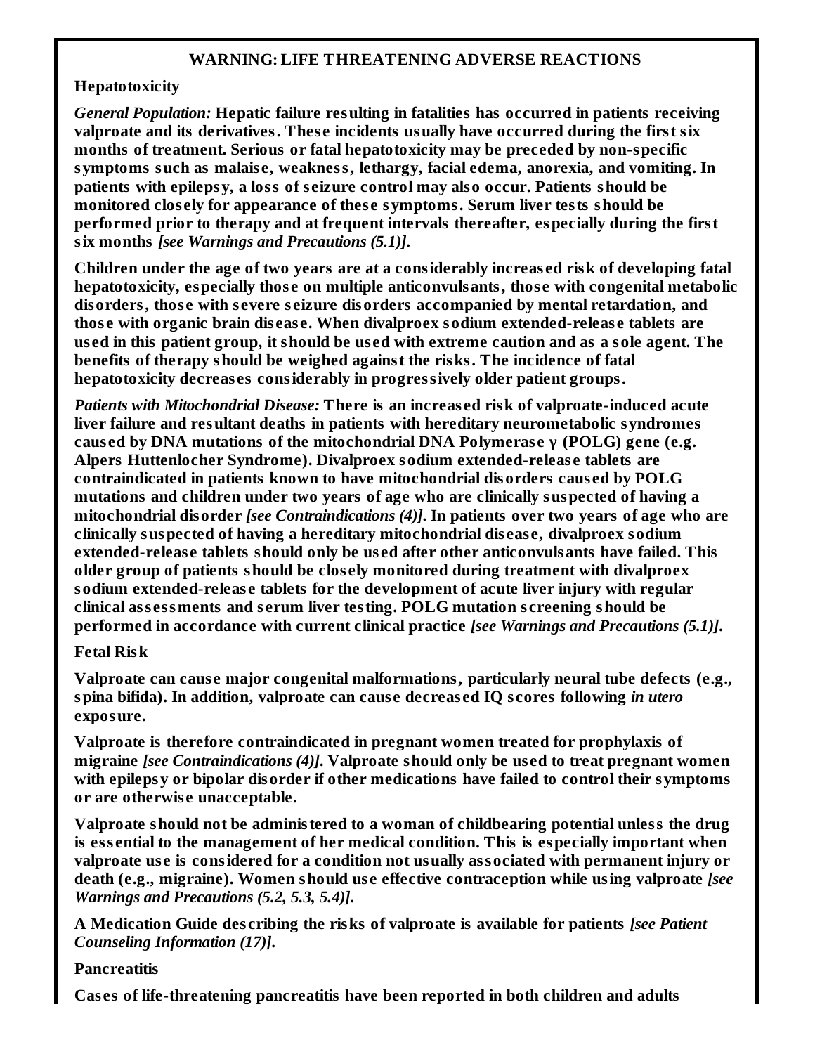## WARNING: LIFE THREATENING ADVERSE REACTIONS

**Hepatotoxicity**

***General Population:*** **Hepatic failure resulting in fatalities has occurred in patients receiving valproate and its derivatives. These incidents usually have occurred during the first six months of treatment. Serious or fatal hepatotoxicity may be preceded by non-specific symptoms such as malaise, weakness, lethargy, facial edema, anorexia, and vomiting. In patients with epilepsy, a loss of seizure control may also occur. Patients should be monitored closely for appearance of these symptoms. Serum liver tests should be performed prior to therapy and at frequent intervals thereafter, especially during the first six months** ***[see Warnings and Precautions (5.1)].***

**Children under the age of two years are at a considerably increased risk of developing fatal hepatotoxicity, especially those on multiple anticonvulsants, those with congenital metabolic disorders, those with severe seizure disorders accompanied by mental retardation, and those with organic brain disease. When divalproex sodium extended-release tablets are used in this patient group, it should be used with extreme caution and as a sole agent. The benefits of therapy should be weighed against the risks. The incidence of fatal hepatotoxicity decreases considerably in progressively older patient groups.**

***Patients with Mitochondrial Disease:*** **There is an increased risk of valproate-induced acute liver failure and resultant deaths in patients with hereditary neurometabolic syndromes caused by DNA mutations of the mitochondrial DNA Polymerase γ (POLG) gene (e.g. Alpers Huttenlocher Syndrome). Divalproex sodium extended-release tablets are contraindicated in patients known to have mitochondrial disorders caused by POLG mutations and children under two years of age who are clinically suspected of having a mitochondrial disorder** ***[see Contraindications (4)].*** **In patients over two years of age who are clinically suspected of having a hereditary mitochondrial disease, divalproex sodium extended-release tablets should only be used after other anticonvulsants have failed. This older group of patients should be closely monitored during treatment with divalproex sodium extended-release tablets for the development of acute liver injury with regular clinical assessments and serum liver testing. POLG mutation screening should be performed in accordance with current clinical practice** ***[see Warnings and Precautions (5.1)].***

**Fetal Risk**

**Valproate can cause major congenital malformations, particularly neural tube defects (e.g., spina bifida). In addition, valproate can cause decreased IQ scores following** ***in utero*** **exposure.**

**Valproate is therefore contraindicated in pregnant women treated for prophylaxis of migraine** ***[see Contraindications (4)].*** **Valproate should only be used to treat pregnant women with epilepsy or bipolar disorder if other medications have failed to control their symptoms or are otherwise unacceptable.**

**Valproate should not be administered to a woman of childbearing potential unless the drug is essential to the management of her medical condition. This is especially important when valproate use is considered for a condition not usually associated with permanent injury or death (e.g., migraine). Women should use effective contraception while using valproate** ***[see Warnings and Precautions (5.2, 5.3, 5.4)].***

**A Medication Guide describing the risks of valproate is available for patients** ***[see Patient Counseling Information (17)].***

**Pancreatitis**

**Cases of life-threatening pancreatitis have been reported in both children and adults**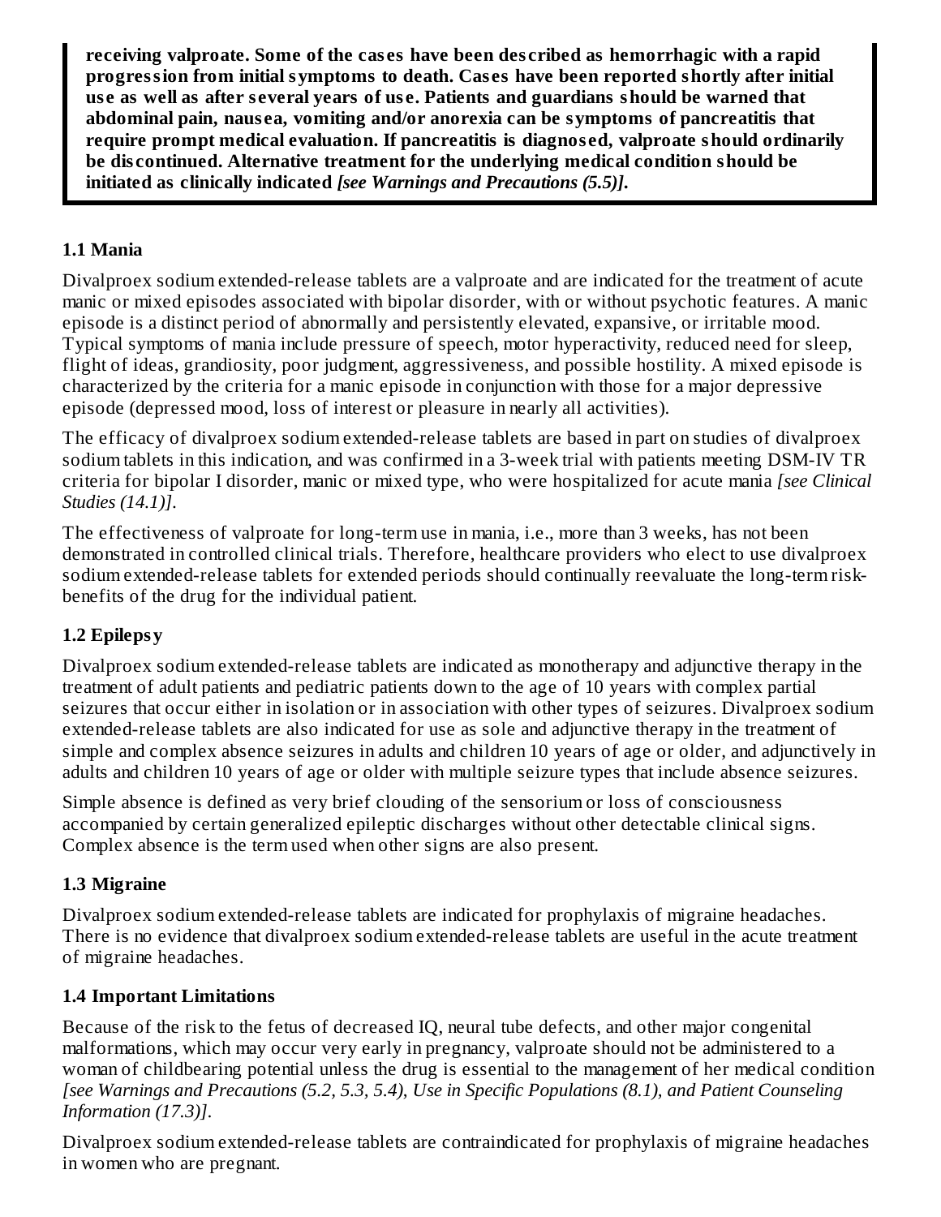**receiving valproate. Some of the cases have been described as hemorrhagic with a rapid progression from initial symptoms to death. Cases have been reported shortly after initial use as well as after several years of use. Patients and guardians should be warned that abdominal pain, nausea, vomiting and/or anorexia can be symptoms of pancreatitis that require prompt medical evaluation. If pancreatitis is diagnosed, valproate should ordinarily be discontinued. Alternative treatment for the underlying medical condition should be initiated as clinically indicated *[see Warnings and Precautions (5.5)]*.**

### 1.1 Mania

Divalproex sodium extended-release tablets are a valproate and are indicated for the treatment of acute manic or mixed episodes associated with bipolar disorder, with or without psychotic features. A manic episode is a distinct period of abnormally and persistently elevated, expansive, or irritable mood. Typical symptoms of mania include pressure of speech, motor hyperactivity, reduced need for sleep, flight of ideas, grandiosity, poor judgment, aggressiveness, and possible hostility. A mixed episode is characterized by the criteria for a manic episode in conjunction with those for a major depressive episode (depressed mood, loss of interest or pleasure in nearly all activities).

The efficacy of divalproex sodium extended-release tablets are based in part on studies of divalproex sodium tablets in this indication, and was confirmed in a 3-week trial with patients meeting DSM-IV TR criteria for bipolar I disorder, manic or mixed type, who were hospitalized for acute mania *[see Clinical Studies (14.1)]*.

The effectiveness of valproate for long-term use in mania, i.e., more than 3 weeks, has not been demonstrated in controlled clinical trials. Therefore, healthcare providers who elect to use divalproex sodium extended-release tablets for extended periods should continually reevaluate the long-term risk-benefits of the drug for the individual patient.

### 1.2 Epilepsy

Divalproex sodium extended-release tablets are indicated as monotherapy and adjunctive therapy in the treatment of adult patients and pediatric patients down to the age of 10 years with complex partial seizures that occur either in isolation or in association with other types of seizures. Divalproex sodium extended-release tablets are also indicated for use as sole and adjunctive therapy in the treatment of simple and complex absence seizures in adults and children 10 years of age or older, and adjunctively in adults and children 10 years of age or older with multiple seizure types that include absence seizures.

Simple absence is defined as very brief clouding of the sensorium or loss of consciousness accompanied by certain generalized epileptic discharges without other detectable clinical signs. Complex absence is the term used when other signs are also present.

### 1.3 Migraine

Divalproex sodium extended-release tablets are indicated for prophylaxis of migraine headaches. There is no evidence that divalproex sodium extended-release tablets are useful in the acute treatment of migraine headaches.

### 1.4 Important Limitations

Because of the risk to the fetus of decreased IQ, neural tube defects, and other major congenital malformations, which may occur very early in pregnancy, valproate should not be administered to a woman of childbearing potential unless the drug is essential to the management of her medical condition *[see Warnings and Precautions (5.2, 5.3, 5.4), Use in Specific Populations (8.1), and Patient Counseling Information (17.3)]*.

Divalproex sodium extended-release tablets are contraindicated for prophylaxis of migraine headaches in women who are pregnant.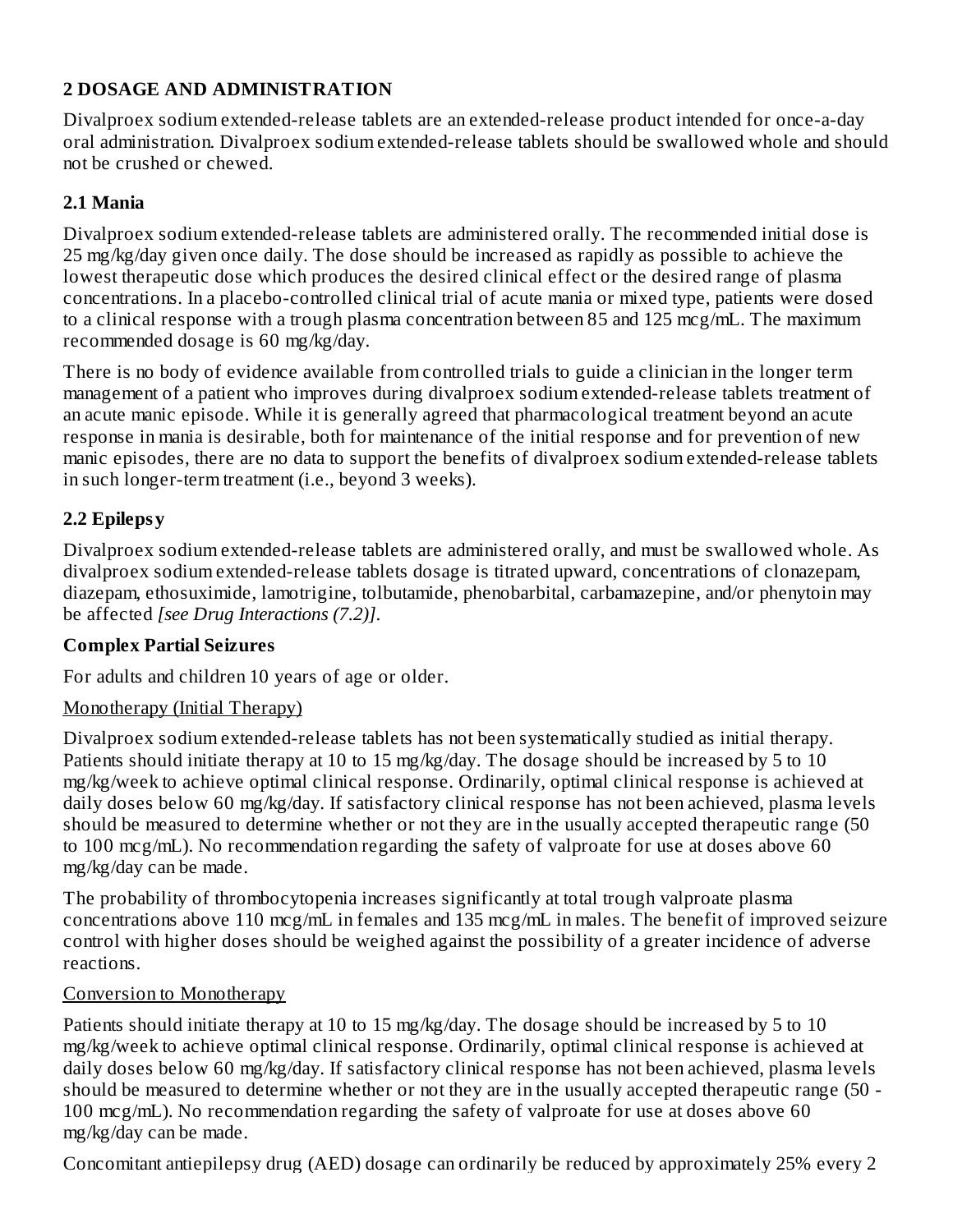## 2 DOSAGE AND ADMINISTRATION

Divalproex sodium extended-release tablets are an extended-release product intended for once-a-day oral administration. Divalproex sodium extended-release tablets should be swallowed whole and should not be crushed or chewed.

### 2.1 Mania

Divalproex sodium extended-release tablets are administered orally. The recommended initial dose is 25 mg/kg/day given once daily. The dose should be increased as rapidly as possible to achieve the lowest therapeutic dose which produces the desired clinical effect or the desired range of plasma concentrations. In a placebo-controlled clinical trial of acute mania or mixed type, patients were dosed to a clinical response with a trough plasma concentration between 85 and 125 mcg/mL. The maximum recommended dosage is 60 mg/kg/day.

There is no body of evidence available from controlled trials to guide a clinician in the longer term management of a patient who improves during divalproex sodium extended-release tablets treatment of an acute manic episode. While it is generally agreed that pharmacological treatment beyond an acute response in mania is desirable, both for maintenance of the initial response and for prevention of new manic episodes, there are no data to support the benefits of divalproex sodium extended-release tablets in such longer-term treatment (i.e., beyond 3 weeks).

### 2.2 Epilepsy

Divalproex sodium extended-release tablets are administered orally, and must be swallowed whole. As divalproex sodium extended-release tablets dosage is titrated upward, concentrations of clonazepam, diazepam, ethosuximide, lamotrigine, tolbutamide, phenobarbital, carbamazepine, and/or phenytoin may be affected *[see Drug Interactions (7.2)]*.

**Complex Partial Seizures**

For adults and children 10 years of age or older.

Monotherapy (Initial Therapy)

Divalproex sodium extended-release tablets has not been systematically studied as initial therapy. Patients should initiate therapy at 10 to 15 mg/kg/day. The dosage should be increased by 5 to 10 mg/kg/week to achieve optimal clinical response. Ordinarily, optimal clinical response is achieved at daily doses below 60 mg/kg/day. If satisfactory clinical response has not been achieved, plasma levels should be measured to determine whether or not they are in the usually accepted therapeutic range (50 to 100 mcg/mL). No recommendation regarding the safety of valproate for use at doses above 60 mg/kg/day can be made.

The probability of thrombocytopenia increases significantly at total trough valproate plasma concentrations above 110 mcg/mL in females and 135 mcg/mL in males. The benefit of improved seizure control with higher doses should be weighed against the possibility of a greater incidence of adverse reactions.

Conversion to Monotherapy

Patients should initiate therapy at 10 to 15 mg/kg/day. The dosage should be increased by 5 to 10 mg/kg/week to achieve optimal clinical response. Ordinarily, optimal clinical response is achieved at daily doses below 60 mg/kg/day. If satisfactory clinical response has not been achieved, plasma levels should be measured to determine whether or not they are in the usually accepted therapeutic range (50 - 100 mcg/mL). No recommendation regarding the safety of valproate for use at doses above 60 mg/kg/day can be made.

Concomitant antiepilepsy drug (AED) dosage can ordinarily be reduced by approximately 25% every 2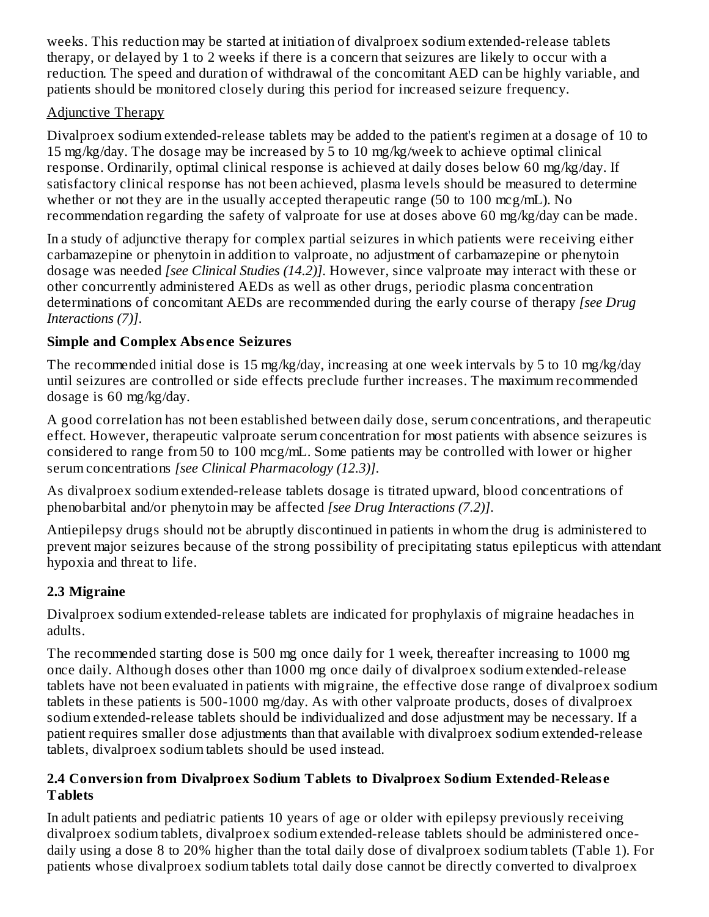weeks. This reduction may be started at initiation of divalproex sodium extended-release tablets therapy, or delayed by 1 to 2 weeks if there is a concern that seizures are likely to occur with a reduction. The speed and duration of withdrawal of the concomitant AED can be highly variable, and patients should be monitored closely during this period for increased seizure frequency.

Adjunctive Therapy

Divalproex sodium extended-release tablets may be added to the patient's regimen at a dosage of 10 to 15 mg/kg/day. The dosage may be increased by 5 to 10 mg/kg/week to achieve optimal clinical response. Ordinarily, optimal clinical response is achieved at daily doses below 60 mg/kg/day. If satisfactory clinical response has not been achieved, plasma levels should be measured to determine whether or not they are in the usually accepted therapeutic range (50 to 100 mcg/mL). No recommendation regarding the safety of valproate for use at doses above 60 mg/kg/day can be made.

In a study of adjunctive therapy for complex partial seizures in which patients were receiving either carbamazepine or phenytoin in addition to valproate, no adjustment of carbamazepine or phenytoin dosage was needed *[see Clinical Studies (14.2)]*. However, since valproate may interact with these or other concurrently administered AEDs as well as other drugs, periodic plasma concentration determinations of concomitant AEDs are recommended during the early course of therapy *[see Drug Interactions (7)]*.

**Simple and Complex Absence Seizures**

The recommended initial dose is 15 mg/kg/day, increasing at one week intervals by 5 to 10 mg/kg/day until seizures are controlled or side effects preclude further increases. The maximum recommended dosage is 60 mg/kg/day.

A good correlation has not been established between daily dose, serum concentrations, and therapeutic effect. However, therapeutic valproate serum concentration for most patients with absence seizures is considered to range from 50 to 100 mcg/mL. Some patients may be controlled with lower or higher serum concentrations *[see Clinical Pharmacology (12.3)]*.

As divalproex sodium extended-release tablets dosage is titrated upward, blood concentrations of phenobarbital and/or phenytoin may be affected *[see Drug Interactions (7.2)]*.

Antiepilepsy drugs should not be abruptly discontinued in patients in whom the drug is administered to prevent major seizures because of the strong possibility of precipitating status epilepticus with attendant hypoxia and threat to life.

## 2.3 Migraine

Divalproex sodium extended-release tablets are indicated for prophylaxis of migraine headaches in adults.

The recommended starting dose is 500 mg once daily for 1 week, thereafter increasing to 1000 mg once daily. Although doses other than 1000 mg once daily of divalproex sodium extended-release tablets have not been evaluated in patients with migraine, the effective dose range of divalproex sodium tablets in these patients is 500-1000 mg/day. As with other valproate products, doses of divalproex sodium extended-release tablets should be individualized and dose adjustment may be necessary. If a patient requires smaller dose adjustments than that available with divalproex sodium extended-release tablets, divalproex sodium tablets should be used instead.

## 2.4 Conversion from Divalproex Sodium Tablets to Divalproex Sodium Extended-Release Tablets

In adult patients and pediatric patients 10 years of age or older with epilepsy previously receiving divalproex sodium tablets, divalproex sodium extended-release tablets should be administered once-daily using a dose 8 to 20% higher than the total daily dose of divalproex sodium tablets (Table 1). For patients whose divalproex sodium tablets total daily dose cannot be directly converted to divalproex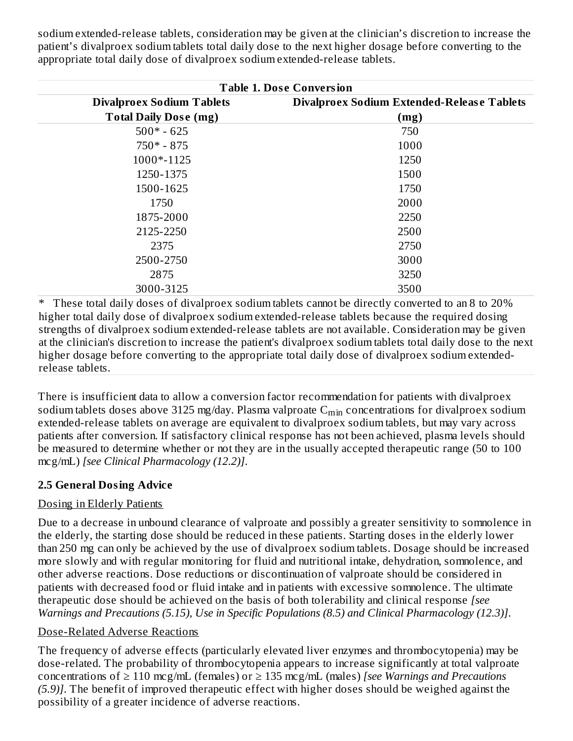sodium extended-release tablets, consideration may be given at the clinician's discretion to increase the patient's divalproex sodium tablets total daily dose to the next higher dosage before converting to the appropriate total daily dose of divalproex sodium extended-release tablets.

**Table 1. Dose Conversion**

| Divalproex Sodium Tablets Total Daily Dose (mg) | Divalproex Sodium Extended-Release Tablets (mg) |
| --- | --- |
| 500* - 625 | 750 |
| 750* - 875 | 1000 |
| 1000*-1125 | 1250 |
| 1250-1375 | 1500 |
| 1500-1625 | 1750 |
| 1750 | 2000 |
| 1875-2000 | 2250 |
| 2125-2250 | 2500 |
| 2375 | 2750 |
| 2500-2750 | 3000 |
| 2875 | 3250 |
| 3000-3125 | 3500 |

\* These total daily doses of divalproex sodium tablets cannot be directly converted to an 8 to 20% higher total daily dose of divalproex sodium extended-release tablets because the required dosing strengths of divalproex sodium extended-release tablets are not available. Consideration may be given at the clinician's discretion to increase the patient's divalproex sodium tablets total daily dose to the next higher dosage before converting to the appropriate total daily dose of divalproex sodium extended-release tablets.

There is insufficient data to allow a conversion factor recommendation for patients with divalproex sodium tablets doses above 3125 mg/day. Plasma valproate $C_{min}$ concentrations for divalproex sodium extended-release tablets on average are equivalent to divalproex sodium tablets, but may vary across patients after conversion. If satisfactory clinical response has not been achieved, plasma levels should be measured to determine whether or not they are in the usually accepted therapeutic range (50 to 100 mcg/mL) *[see Clinical Pharmacology (12.2)]*.

### 2.5 General Dosing Advice

Dosing in Elderly Patients

Due to a decrease in unbound clearance of valproate and possibly a greater sensitivity to somnolence in the elderly, the starting dose should be reduced in these patients. Starting doses in the elderly lower than 250 mg can only be achieved by the use of divalproex sodium tablets. Dosage should be increased more slowly and with regular monitoring for fluid and nutritional intake, dehydration, somnolence, and other adverse reactions. Dose reductions or discontinuation of valproate should be considered in patients with decreased food or fluid intake and in patients with excessive somnolence. The ultimate therapeutic dose should be achieved on the basis of both tolerability and clinical response *[see Warnings and Precautions (5.15), Use in Specific Populations (8.5) and Clinical Pharmacology (12.3)]*.

Dose-Related Adverse Reactions

The frequency of adverse effects (particularly elevated liver enzymes and thrombocytopenia) may be dose-related. The probability of thrombocytopenia appears to increase significantly at total valproate concentrations of ≥ 110 mcg/mL (females) or ≥ 135 mcg/mL (males) *[see Warnings and Precautions (5.9)]*. The benefit of improved therapeutic effect with higher doses should be weighed against the possibility of a greater incidence of adverse reactions.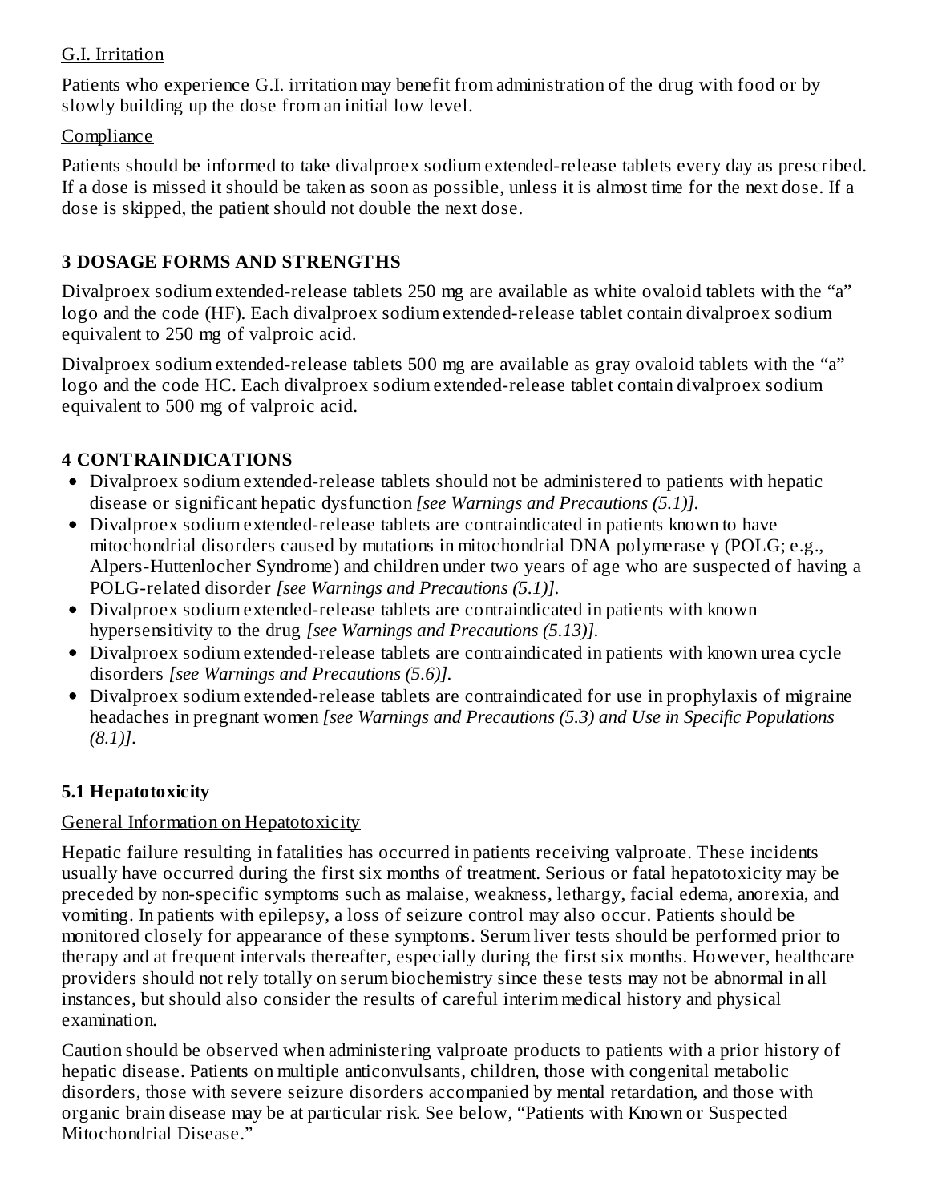G.I. Irritation

Patients who experience G.I. irritation may benefit from administration of the drug with food or by slowly building up the dose from an initial low level.

Compliance

Patients should be informed to take divalproex sodium extended-release tablets every day as prescribed. If a dose is missed it should be taken as soon as possible, unless it is almost time for the next dose. If a dose is skipped, the patient should not double the next dose.

## 3 DOSAGE FORMS AND STRENGTHS

Divalproex sodium extended-release tablets 250 mg are available as white ovaloid tablets with the "a" logo and the code (HF). Each divalproex sodium extended-release tablet contain divalproex sodium equivalent to 250 mg of valproic acid.

Divalproex sodium extended-release tablets 500 mg are available as gray ovaloid tablets with the "a" logo and the code HC. Each divalproex sodium extended-release tablet contain divalproex sodium equivalent to 500 mg of valproic acid.

## 4 CONTRAINDICATIONS

- Divalproex sodium extended-release tablets should not be administered to patients with hepatic disease or significant hepatic dysfunction *[see Warnings and Precautions (5.1)]*.
- Divalproex sodium extended-release tablets are contraindicated in patients known to have mitochondrial disorders caused by mutations in mitochondrial DNA polymerase γ (POLG; e.g., Alpers-Huttenlocher Syndrome) and children under two years of age who are suspected of having a POLG-related disorder *[see Warnings and Precautions (5.1)]*.
- Divalproex sodium extended-release tablets are contraindicated in patients with known hypersensitivity to the drug *[see Warnings and Precautions (5.13)]*.
- Divalproex sodium extended-release tablets are contraindicated in patients with known urea cycle disorders *[see Warnings and Precautions (5.6)]*.
- Divalproex sodium extended-release tablets are contraindicated for use in prophylaxis of migraine headaches in pregnant women *[see Warnings and Precautions (5.3) and Use in Specific Populations (8.1)]*.

### 5.1 Hepatotoxicity

General Information on Hepatotoxicity

Hepatic failure resulting in fatalities has occurred in patients receiving valproate. These incidents usually have occurred during the first six months of treatment. Serious or fatal hepatotoxicity may be preceded by non-specific symptoms such as malaise, weakness, lethargy, facial edema, anorexia, and vomiting. In patients with epilepsy, a loss of seizure control may also occur. Patients should be monitored closely for appearance of these symptoms. Serum liver tests should be performed prior to therapy and at frequent intervals thereafter, especially during the first six months. However, healthcare providers should not rely totally on serum biochemistry since these tests may not be abnormal in all instances, but should also consider the results of careful interim medical history and physical examination.

Caution should be observed when administering valproate products to patients with a prior history of hepatic disease. Patients on multiple anticonvulsants, children, those with congenital metabolic disorders, those with severe seizure disorders accompanied by mental retardation, and those with organic brain disease may be at particular risk. See below, "Patients with Known or Suspected Mitochondrial Disease."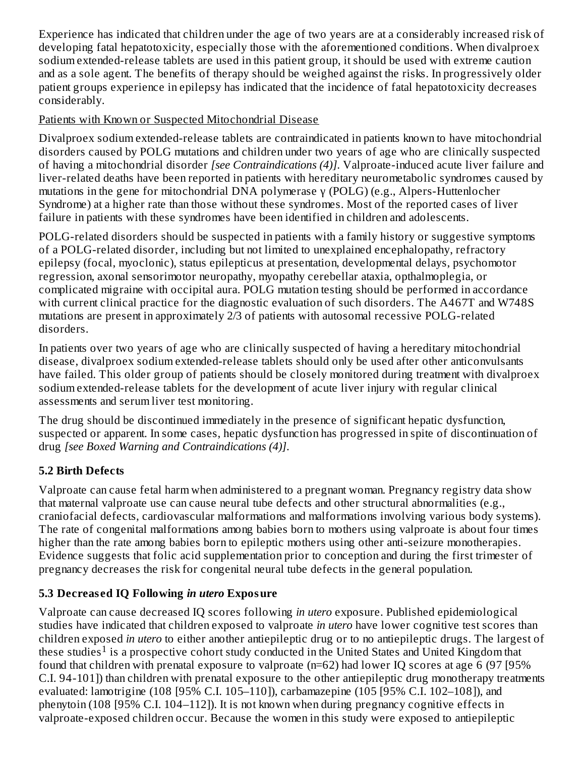Experience has indicated that children under the age of two years are at a considerably increased risk of developing fatal hepatotoxicity, especially those with the aforementioned conditions. When divalproex sodium extended-release tablets are used in this patient group, it should be used with extreme caution and as a sole agent. The benefits of therapy should be weighed against the risks. In progressively older patient groups experience in epilepsy has indicated that the incidence of fatal hepatotoxicity decreases considerably.

Patients with Known or Suspected Mitochondrial Disease

Divalproex sodium extended-release tablets are contraindicated in patients known to have mitochondrial disorders caused by POLG mutations and children under two years of age who are clinically suspected of having a mitochondrial disorder *[see Contraindications (4)]*. Valproate-induced acute liver failure and liver-related deaths have been reported in patients with hereditary neurometabolic syndromes caused by mutations in the gene for mitochondrial DNA polymerase γ (POLG) (e.g., Alpers-Huttenlocher Syndrome) at a higher rate than those without these syndromes. Most of the reported cases of liver failure in patients with these syndromes have been identified in children and adolescents.

POLG-related disorders should be suspected in patients with a family history or suggestive symptoms of a POLG-related disorder, including but not limited to unexplained encephalopathy, refractory epilepsy (focal, myoclonic), status epilepticus at presentation, developmental delays, psychomotor regression, axonal sensorimotor neuropathy, myopathy cerebellar ataxia, opthalmoplegia, or complicated migraine with occipital aura. POLG mutation testing should be performed in accordance with current clinical practice for the diagnostic evaluation of such disorders. The A467T and W748S mutations are present in approximately 2/3 of patients with autosomal recessive POLG-related disorders.

In patients over two years of age who are clinically suspected of having a hereditary mitochondrial disease, divalproex sodium extended-release tablets should only be used after other anticonvulsants have failed. This older group of patients should be closely monitored during treatment with divalproex sodium extended-release tablets for the development of acute liver injury with regular clinical assessments and serum liver test monitoring.

The drug should be discontinued immediately in the presence of significant hepatic dysfunction, suspected or apparent. In some cases, hepatic dysfunction has progressed in spite of discontinuation of drug *[see Boxed Warning and Contraindications (4)]*.

### 5.2 Birth Defects

Valproate can cause fetal harm when administered to a pregnant woman. Pregnancy registry data show that maternal valproate use can cause neural tube defects and other structural abnormalities (e.g., craniofacial defects, cardiovascular malformations and malformations involving various body systems). The rate of congenital malformations among babies born to mothers using valproate is about four times higher than the rate among babies born to epileptic mothers using other anti-seizure monotherapies. Evidence suggests that folic acid supplementation prior to conception and during the first trimester of pregnancy decreases the risk for congenital neural tube defects in the general population.

### 5.3 Decreased IQ Following *in utero* Exposure

Valproate can cause decreased IQ scores following *in utero* exposure. Published epidemiological studies have indicated that children exposed to valproate *in utero* have lower cognitive test scores than children exposed *in utero* to either another antiepileptic drug or to no antiepileptic drugs. The largest of these studies[1] is a prospective cohort study conducted in the United States and United Kingdom that found that children with prenatal exposure to valproate (n=62) had lower IQ scores at age 6 (97 [95% C.I. 94-101]) than children with prenatal exposure to the other antiepileptic drug monotherapy treatments evaluated: lamotrigine (108 [95% C.I. 105–110]), carbamazepine (105 [95% C.I. 102–108]), and phenytoin (108 [95% C.I. 104–112]). It is not known when during pregnancy cognitive effects in valproate-exposed children occur. Because the women in this study were exposed to antiepileptic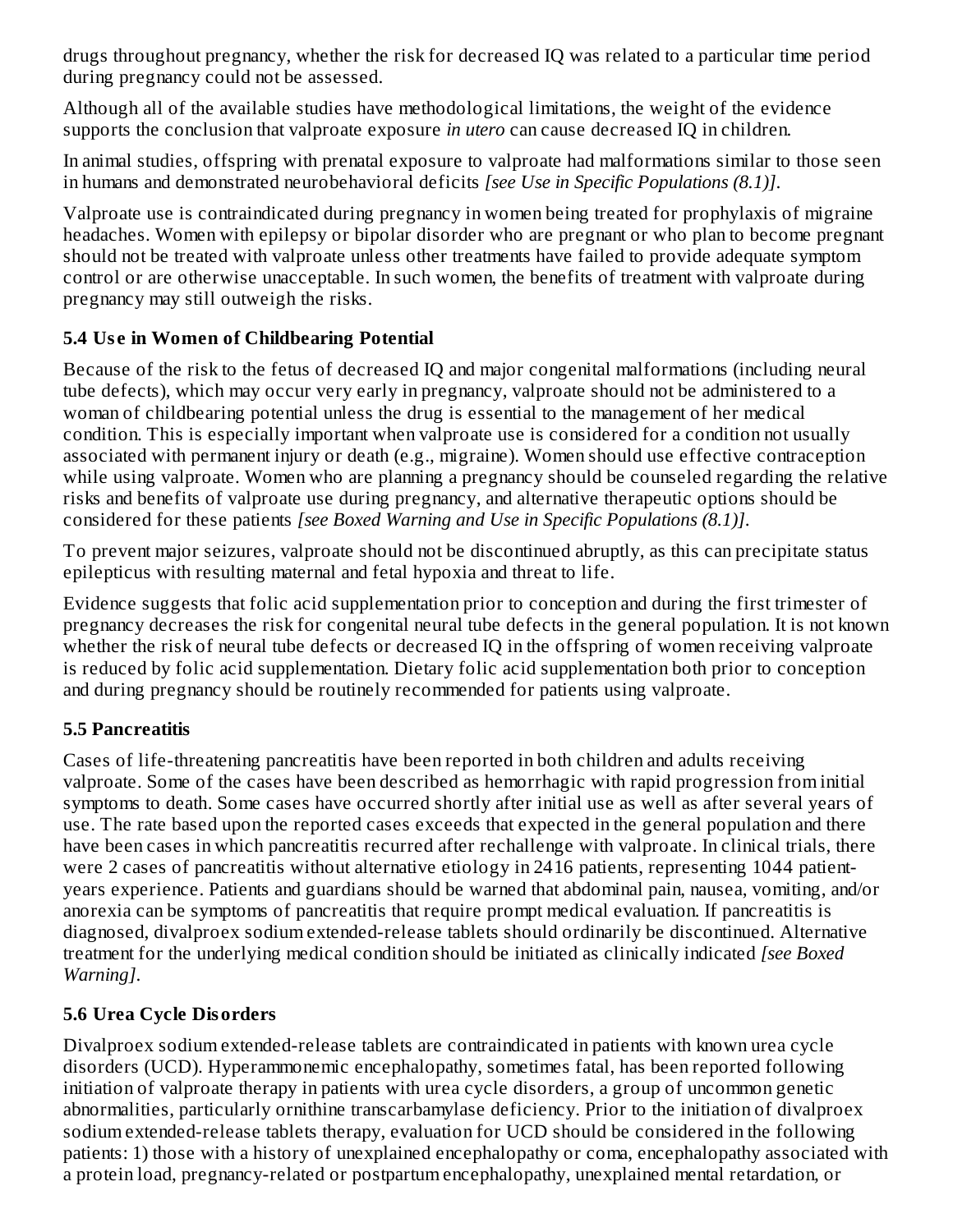drugs throughout pregnancy, whether the risk for decreased IQ was related to a particular time period during pregnancy could not be assessed.

Although all of the available studies have methodological limitations, the weight of the evidence supports the conclusion that valproate exposure *in utero* can cause decreased IQ in children.

In animal studies, offspring with prenatal exposure to valproate had malformations similar to those seen in humans and demonstrated neurobehavioral deficits *[see Use in Specific Populations (8.1)]*.

Valproate use is contraindicated during pregnancy in women being treated for prophylaxis of migraine headaches. Women with epilepsy or bipolar disorder who are pregnant or who plan to become pregnant should not be treated with valproate unless other treatments have failed to provide adequate symptom control or are otherwise unacceptable. In such women, the benefits of treatment with valproate during pregnancy may still outweigh the risks.

### 5.4 Use in Women of Childbearing Potential

Because of the risk to the fetus of decreased IQ and major congenital malformations (including neural tube defects), which may occur very early in pregnancy, valproate should not be administered to a woman of childbearing potential unless the drug is essential to the management of her medical condition. This is especially important when valproate use is considered for a condition not usually associated with permanent injury or death (e.g., migraine). Women should use effective contraception while using valproate. Women who are planning a pregnancy should be counseled regarding the relative risks and benefits of valproate use during pregnancy, and alternative therapeutic options should be considered for these patients *[see Boxed Warning and Use in Specific Populations (8.1)]*.

To prevent major seizures, valproate should not be discontinued abruptly, as this can precipitate status epilepticus with resulting maternal and fetal hypoxia and threat to life.

Evidence suggests that folic acid supplementation prior to conception and during the first trimester of pregnancy decreases the risk for congenital neural tube defects in the general population. It is not known whether the risk of neural tube defects or decreased IQ in the offspring of women receiving valproate is reduced by folic acid supplementation. Dietary folic acid supplementation both prior to conception and during pregnancy should be routinely recommended for patients using valproate.

### 5.5 Pancreatitis

Cases of life-threatening pancreatitis have been reported in both children and adults receiving valproate. Some of the cases have been described as hemorrhagic with rapid progression from initial symptoms to death. Some cases have occurred shortly after initial use as well as after several years of use. The rate based upon the reported cases exceeds that expected in the general population and there have been cases in which pancreatitis recurred after rechallenge with valproate. In clinical trials, there were 2 cases of pancreatitis without alternative etiology in 2416 patients, representing 1044 patient-years experience. Patients and guardians should be warned that abdominal pain, nausea, vomiting, and/or anorexia can be symptoms of pancreatitis that require prompt medical evaluation. If pancreatitis is diagnosed, divalproex sodium extended-release tablets should ordinarily be discontinued. Alternative treatment for the underlying medical condition should be initiated as clinically indicated *[see Boxed Warning]*.

### 5.6 Urea Cycle Disorders

Divalproex sodium extended-release tablets are contraindicated in patients with known urea cycle disorders (UCD). Hyperammonemic encephalopathy, sometimes fatal, has been reported following initiation of valproate therapy in patients with urea cycle disorders, a group of uncommon genetic abnormalities, particularly ornithine transcarbamylase deficiency. Prior to the initiation of divalproex sodium extended-release tablets therapy, evaluation for UCD should be considered in the following patients: 1) those with a history of unexplained encephalopathy or coma, encephalopathy associated with a protein load, pregnancy-related or postpartum encephalopathy, unexplained mental retardation, or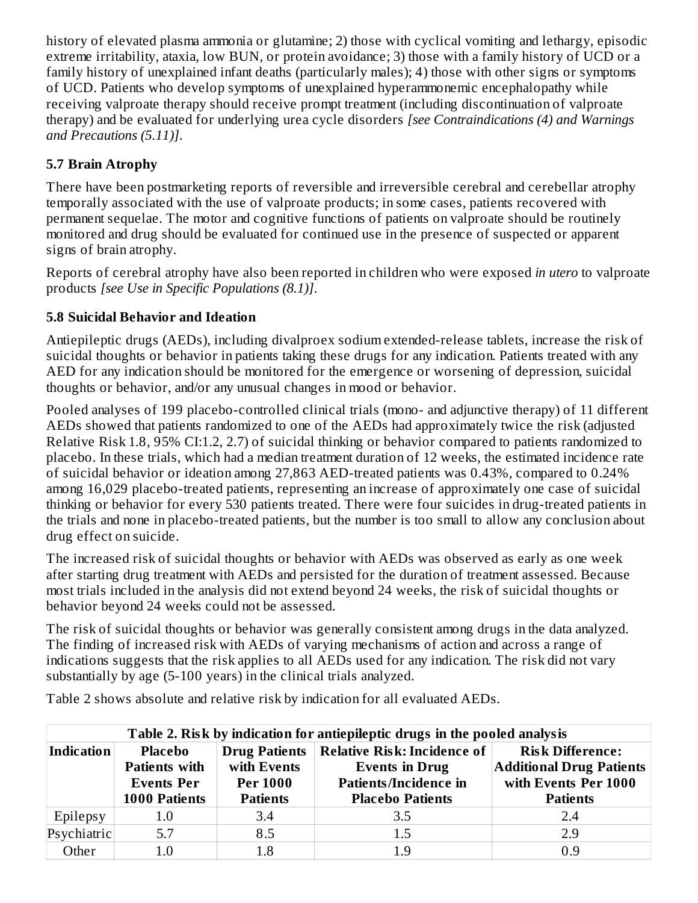history of elevated plasma ammonia or glutamine; 2) those with cyclical vomiting and lethargy, episodic extreme irritability, ataxia, low BUN, or protein avoidance; 3) those with a family history of UCD or a family history of unexplained infant deaths (particularly males); 4) those with other signs or symptoms of UCD. Patients who develop symptoms of unexplained hyperammonemic encephalopathy while receiving valproate therapy should receive prompt treatment (including discontinuation of valproate therapy) and be evaluated for underlying urea cycle disorders *[see Contraindications (4) and Warnings and Precautions (5.11)]*.

### 5.7 Brain Atrophy

There have been postmarketing reports of reversible and irreversible cerebral and cerebellar atrophy temporally associated with the use of valproate products; in some cases, patients recovered with permanent sequelae. The motor and cognitive functions of patients on valproate should be routinely monitored and drug should be evaluated for continued use in the presence of suspected or apparent signs of brain atrophy.

Reports of cerebral atrophy have also been reported in children who were exposed *in utero* to valproate products *[see Use in Specific Populations (8.1)]*.

### 5.8 Suicidal Behavior and Ideation

Antiepileptic drugs (AEDs), including divalproex sodium extended-release tablets, increase the risk of suicidal thoughts or behavior in patients taking these drugs for any indication. Patients treated with any AED for any indication should be monitored for the emergence or worsening of depression, suicidal thoughts or behavior, and/or any unusual changes in mood or behavior.

Pooled analyses of 199 placebo-controlled clinical trials (mono- and adjunctive therapy) of 11 different AEDs showed that patients randomized to one of the AEDs had approximately twice the risk (adjusted Relative Risk 1.8, 95% CI:1.2, 2.7) of suicidal thinking or behavior compared to patients randomized to placebo. In these trials, which had a median treatment duration of 12 weeks, the estimated incidence rate of suicidal behavior or ideation among 27,863 AED-treated patients was 0.43%, compared to 0.24% among 16,029 placebo-treated patients, representing an increase of approximately one case of suicidal thinking or behavior for every 530 patients treated. There were four suicides in drug-treated patients in the trials and none in placebo-treated patients, but the number is too small to allow any conclusion about drug effect on suicide.

The increased risk of suicidal thoughts or behavior with AEDs was observed as early as one week after starting drug treatment with AEDs and persisted for the duration of treatment assessed. Because most trials included in the analysis did not extend beyond 24 weeks, the risk of suicidal thoughts or behavior beyond 24 weeks could not be assessed.

The risk of suicidal thoughts or behavior was generally consistent among drugs in the data analyzed. The finding of increased risk with AEDs of varying mechanisms of action and across a range of indications suggests that the risk applies to all AEDs used for any indication. The risk did not vary substantially by age (5-100 years) in the clinical trials analyzed.

Table 2 shows absolute and relative risk by indication for all evaluated AEDs.

**Table 2. Risk by indication for antiepileptic drugs in the pooled analysis**

| Indication | Placebo Patients with Events Per 1000 Patients | Drug Patients with Events Per 1000 Patients | Relative Risk: Incidence of Events in Drug Patients/Incidence in Placebo Patients | Risk Difference: Additional Drug Patients with Events Per 1000 Patients |
|---|---|---|---|---|
| Epilepsy | 1.0 | 3.4 | 3.5 | 2.4 |
| Psychiatric | 5.7 | 8.5 | 1.5 | 2.9 |
| Other | 1.0 | 1.8 | 1.9 | 0.9 |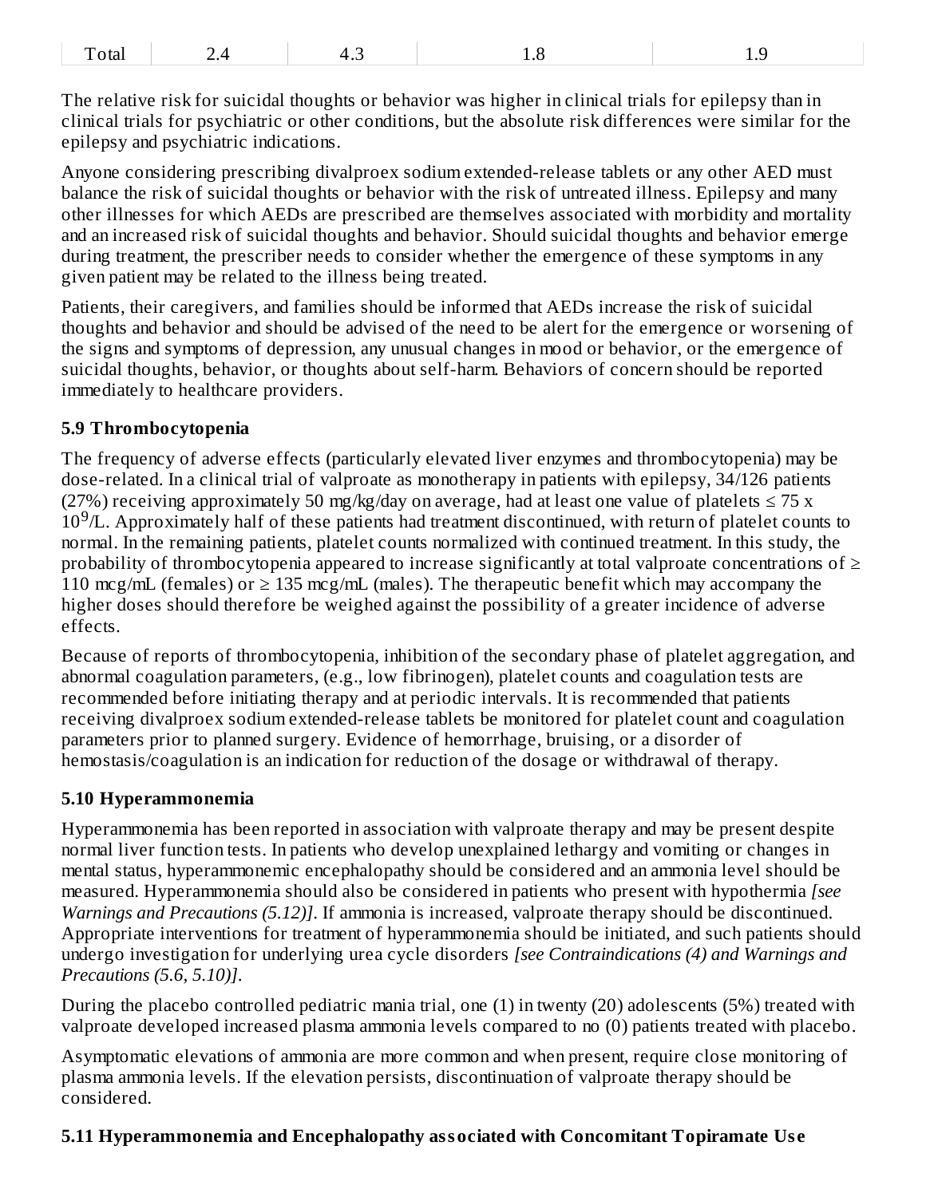| Total | 2.4 | 4.3 | 1.8 | 1.9 |
|---|---|---|---|---|

The relative risk for suicidal thoughts or behavior was higher in clinical trials for epilepsy than in clinical trials for psychiatric or other conditions, but the absolute risk differences were similar for the epilepsy and psychiatric indications.

Anyone considering prescribing divalproex sodium extended-release tablets or any other AED must balance the risk of suicidal thoughts or behavior with the risk of untreated illness. Epilepsy and many other illnesses for which AEDs are prescribed are themselves associated with morbidity and mortality and an increased risk of suicidal thoughts and behavior. Should suicidal thoughts and behavior emerge during treatment, the prescriber needs to consider whether the emergence of these symptoms in any given patient may be related to the illness being treated.

Patients, their caregivers, and families should be informed that AEDs increase the risk of suicidal thoughts and behavior and should be advised of the need to be alert for the emergence or worsening of the signs and symptoms of depression, any unusual changes in mood or behavior, or the emergence of suicidal thoughts, behavior, or thoughts about self-harm. Behaviors of concern should be reported immediately to healthcare providers.

### 5.9 Thrombocytopenia

The frequency of adverse effects (particularly elevated liver enzymes and thrombocytopenia) may be dose-related. In a clinical trial of valproate as monotherapy in patients with epilepsy, 34/126 patients (27%) receiving approximately 50 mg/kg/day on average, had at least one value of platelets ≤ 75 x $10^9$/L. Approximately half of these patients had treatment discontinued, with return of platelet counts to normal. In the remaining patients, platelet counts normalized with continued treatment. In this study, the probability of thrombocytopenia appeared to increase significantly at total valproate concentrations of ≥ 110 mcg/mL (females) or ≥ 135 mcg/mL (males). The therapeutic benefit which may accompany the higher doses should therefore be weighed against the possibility of a greater incidence of adverse effects.

Because of reports of thrombocytopenia, inhibition of the secondary phase of platelet aggregation, and abnormal coagulation parameters, (e.g., low fibrinogen), platelet counts and coagulation tests are recommended before initiating therapy and at periodic intervals. It is recommended that patients receiving divalproex sodium extended-release tablets be monitored for platelet count and coagulation parameters prior to planned surgery. Evidence of hemorrhage, bruising, or a disorder of hemostasis/coagulation is an indication for reduction of the dosage or withdrawal of therapy.

### 5.10 Hyperammonemia

Hyperammonemia has been reported in association with valproate therapy and may be present despite normal liver function tests. In patients who develop unexplained lethargy and vomiting or changes in mental status, hyperammonemic encephalopathy should be considered and an ammonia level should be measured. Hyperammonemia should also be considered in patients who present with hypothermia *[see Warnings and Precautions (5.12)]*. If ammonia is increased, valproate therapy should be discontinued. Appropriate interventions for treatment of hyperammonemia should be initiated, and such patients should undergo investigation for underlying urea cycle disorders *[see Contraindications (4) and Warnings and Precautions (5.6, 5.10)]*.

During the placebo controlled pediatric mania trial, one (1) in twenty (20) adolescents (5%) treated with valproate developed increased plasma ammonia levels compared to no (0) patients treated with placebo.

Asymptomatic elevations of ammonia are more common and when present, require close monitoring of plasma ammonia levels. If the elevation persists, discontinuation of valproate therapy should be considered.

### 5.11 Hyperammonemia and Encephalopathy associated with Concomitant Topiramate Use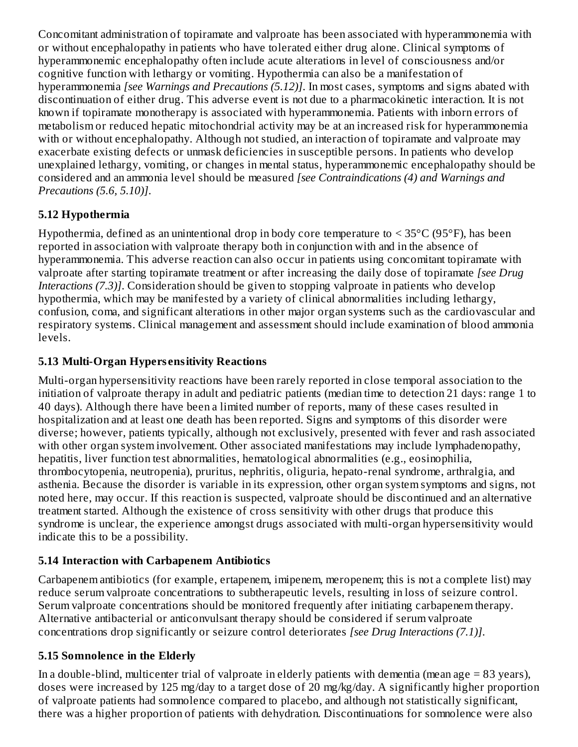Concomitant administration of topiramate and valproate has been associated with hyperammonemia with or without encephalopathy in patients who have tolerated either drug alone. Clinical symptoms of hyperammonemic encephalopathy often include acute alterations in level of consciousness and/or cognitive function with lethargy or vomiting. Hypothermia can also be a manifestation of hyperammonemia *[see Warnings and Precautions (5.12)]*. In most cases, symptoms and signs abated with discontinuation of either drug. This adverse event is not due to a pharmacokinetic interaction. It is not known if topiramate monotherapy is associated with hyperammonemia. Patients with inborn errors of metabolism or reduced hepatic mitochondrial activity may be at an increased risk for hyperammonemia with or without encephalopathy. Although not studied, an interaction of topiramate and valproate may exacerbate existing defects or unmask deficiencies in susceptible persons. In patients who develop unexplained lethargy, vomiting, or changes in mental status, hyperammonemic encephalopathy should be considered and an ammonia level should be measured *[see Contraindications (4) and Warnings and Precautions (5.6, 5.10)]*.

### 5.12 Hypothermia

Hypothermia, defined as an unintentional drop in body core temperature to < 35°C (95°F), has been reported in association with valproate therapy both in conjunction with and in the absence of hyperammonemia. This adverse reaction can also occur in patients using concomitant topiramate with valproate after starting topiramate treatment or after increasing the daily dose of topiramate *[see Drug Interactions (7.3)]*. Consideration should be given to stopping valproate in patients who develop hypothermia, which may be manifested by a variety of clinical abnormalities including lethargy, confusion, coma, and significant alterations in other major organ systems such as the cardiovascular and respiratory systems. Clinical management and assessment should include examination of blood ammonia levels.

### 5.13 Multi-Organ Hypersensitivity Reactions

Multi-organ hypersensitivity reactions have been rarely reported in close temporal association to the initiation of valproate therapy in adult and pediatric patients (median time to detection 21 days: range 1 to 40 days). Although there have been a limited number of reports, many of these cases resulted in hospitalization and at least one death has been reported. Signs and symptoms of this disorder were diverse; however, patients typically, although not exclusively, presented with fever and rash associated with other organ system involvement. Other associated manifestations may include lymphadenopathy, hepatitis, liver function test abnormalities, hematological abnormalities (e.g., eosinophilia, thrombocytopenia, neutropenia), pruritus, nephritis, oliguria, hepato-renal syndrome, arthralgia, and asthenia. Because the disorder is variable in its expression, other organ system symptoms and signs, not noted here, may occur. If this reaction is suspected, valproate should be discontinued and an alternative treatment started. Although the existence of cross sensitivity with other drugs that produce this syndrome is unclear, the experience amongst drugs associated with multi-organ hypersensitivity would indicate this to be a possibility.

### 5.14 Interaction with Carbapenem Antibiotics

Carbapenem antibiotics (for example, ertapenem, imipenem, meropenem; this is not a complete list) may reduce serum valproate concentrations to subtherapeutic levels, resulting in loss of seizure control. Serum valproate concentrations should be monitored frequently after initiating carbapenem therapy. Alternative antibacterial or anticonvulsant therapy should be considered if serum valproate concentrations drop significantly or seizure control deteriorates *[see Drug Interactions (7.1)]*.

### 5.15 Somnolence in the Elderly

In a double-blind, multicenter trial of valproate in elderly patients with dementia (mean age = 83 years), doses were increased by 125 mg/day to a target dose of 20 mg/kg/day. A significantly higher proportion of valproate patients had somnolence compared to placebo, and although not statistically significant, there was a higher proportion of patients with dehydration. Discontinuations for somnolence were also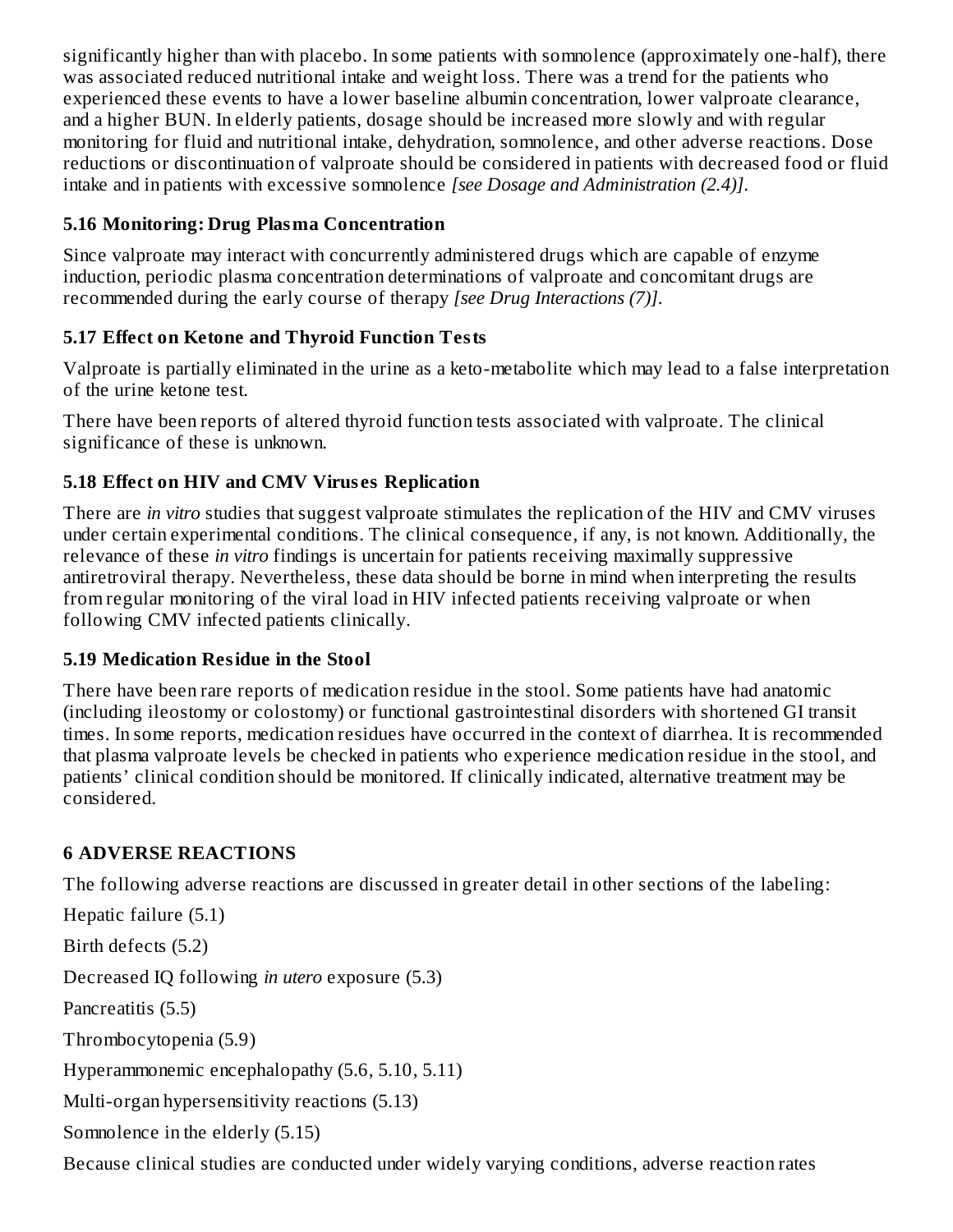significantly higher than with placebo. In some patients with somnolence (approximately one-half), there was associated reduced nutritional intake and weight loss. There was a trend for the patients who experienced these events to have a lower baseline albumin concentration, lower valproate clearance, and a higher BUN. In elderly patients, dosage should be increased more slowly and with regular monitoring for fluid and nutritional intake, dehydration, somnolence, and other adverse reactions. Dose reductions or discontinuation of valproate should be considered in patients with decreased food or fluid intake and in patients with excessive somnolence *[see Dosage and Administration (2.4)]*.

### 5.16 Monitoring: Drug Plasma Concentration

Since valproate may interact with concurrently administered drugs which are capable of enzyme induction, periodic plasma concentration determinations of valproate and concomitant drugs are recommended during the early course of therapy *[see Drug Interactions (7)]*.

### 5.17 Effect on Ketone and Thyroid Function Tests

Valproate is partially eliminated in the urine as a keto-metabolite which may lead to a false interpretation of the urine ketone test.

There have been reports of altered thyroid function tests associated with valproate. The clinical significance of these is unknown.

### 5.18 Effect on HIV and CMV Viruses Replication

There are *in vitro* studies that suggest valproate stimulates the replication of the HIV and CMV viruses under certain experimental conditions. The clinical consequence, if any, is not known. Additionally, the relevance of these *in vitro* findings is uncertain for patients receiving maximally suppressive antiretroviral therapy. Nevertheless, these data should be borne in mind when interpreting the results from regular monitoring of the viral load in HIV infected patients receiving valproate or when following CMV infected patients clinically.

### 5.19 Medication Residue in the Stool

There have been rare reports of medication residue in the stool. Some patients have had anatomic (including ileostomy or colostomy) or functional gastrointestinal disorders with shortened GI transit times. In some reports, medication residues have occurred in the context of diarrhea. It is recommended that plasma valproate levels be checked in patients who experience medication residue in the stool, and patients' clinical condition should be monitored. If clinically indicated, alternative treatment may be considered.

## 6 ADVERSE REACTIONS

The following adverse reactions are discussed in greater detail in other sections of the labeling:

Hepatic failure (5.1)

Birth defects (5.2)

Decreased IQ following *in utero* exposure (5.3)

Pancreatitis (5.5)

Thrombocytopenia (5.9)

Hyperammonemic encephalopathy (5.6, 5.10, 5.11)

Multi-organ hypersensitivity reactions (5.13)

Somnolence in the elderly (5.15)

Because clinical studies are conducted under widely varying conditions, adverse reaction rates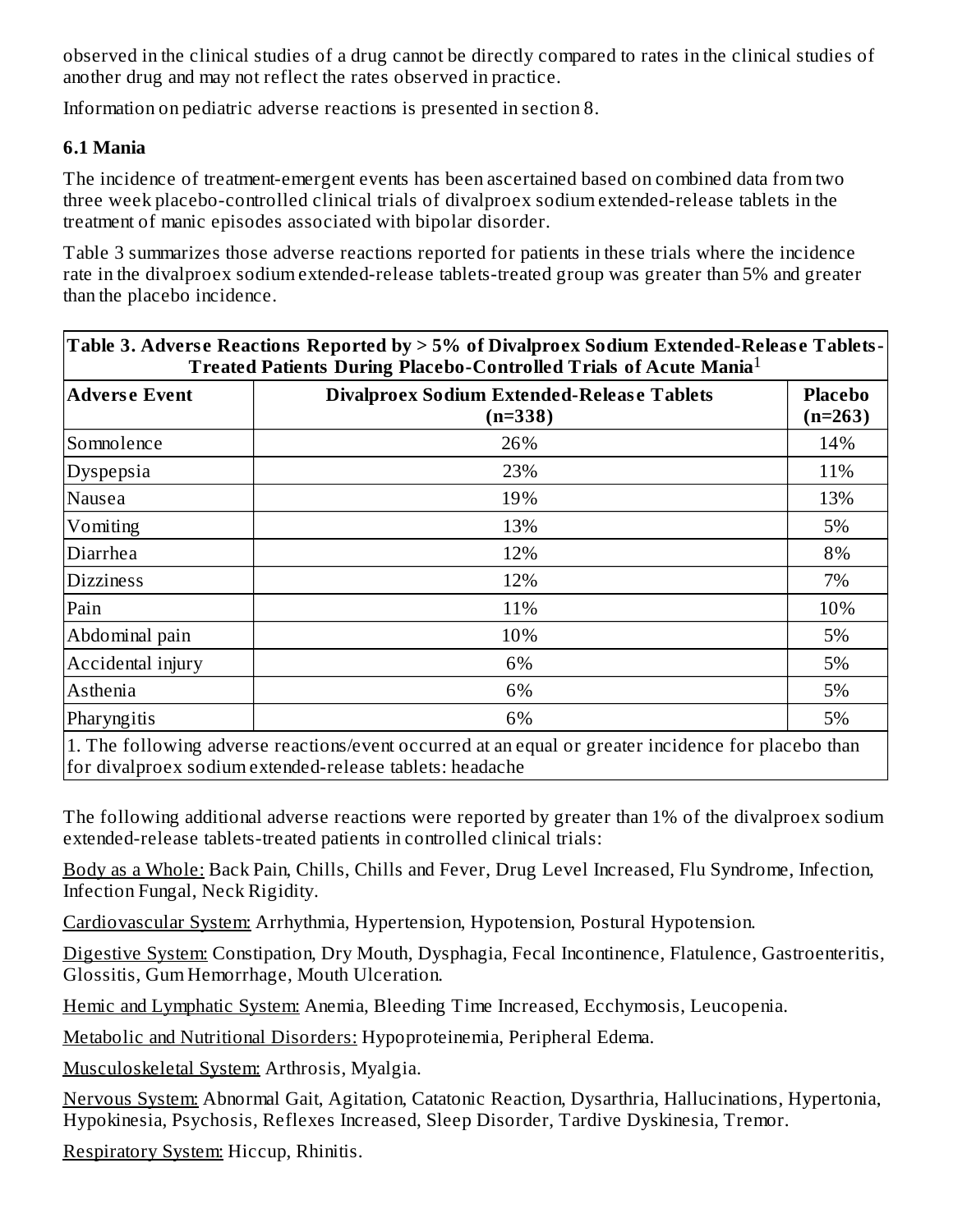observed in the clinical studies of a drug cannot be directly compared to rates in the clinical studies of another drug and may not reflect the rates observed in practice.

Information on pediatric adverse reactions is presented in section 8.

### 6.1 Mania

The incidence of treatment-emergent events has been ascertained based on combined data from two three week placebo-controlled clinical trials of divalproex sodium extended-release tablets in the treatment of manic episodes associated with bipolar disorder.

Table 3 summarizes those adverse reactions reported for patients in these trials where the incidence rate in the divalproex sodium extended-release tablets-treated group was greater than 5% and greater than the placebo incidence.

**Table 3. Adverse Reactions Reported by > 5% of Divalproex Sodium Extended-Release Tablets-Treated Patients During Placebo-Controlled Trials of Acute Mania**[1]

| Adverse Event | Divalproex Sodium Extended-Release Tablets (n=338) | Placebo (n=263) |
|---|---|---|
| Somnolence | 26% | 14% |
| Dyspepsia | 23% | 11% |
| Nausea | 19% | 13% |
| Vomiting | 13% | 5% |
| Diarrhea | 12% | 8% |
| Dizziness | 12% | 7% |
| Pain | 11% | 10% |
| Abdominal pain | 10% | 5% |
| Accidental injury | 6% | 5% |
| Asthenia | 6% | 5% |
| Pharyngitis | 6% | 5% |

1. The following adverse reactions/event occurred at an equal or greater incidence for placebo than for divalproex sodium extended-release tablets: headache

The following additional adverse reactions were reported by greater than 1% of the divalproex sodium extended-release tablets-treated patients in controlled clinical trials:

<u>Body as a Whole:</u> Back Pain, Chills, Chills and Fever, Drug Level Increased, Flu Syndrome, Infection, Infection Fungal, Neck Rigidity.

<u>Cardiovascular System:</u> Arrhythmia, Hypertension, Hypotension, Postural Hypotension.

<u>Digestive System:</u> Constipation, Dry Mouth, Dysphagia, Fecal Incontinence, Flatulence, Gastroenteritis, Glossitis, Gum Hemorrhage, Mouth Ulceration.

<u>Hemic and Lymphatic System:</u> Anemia, Bleeding Time Increased, Ecchymosis, Leucopenia.

<u>Metabolic and Nutritional Disorders:</u> Hypoproteinemia, Peripheral Edema.

<u>Musculoskeletal System:</u> Arthrosis, Myalgia.

<u>Nervous System:</u> Abnormal Gait, Agitation, Catatonic Reaction, Dysarthria, Hallucinations, Hypertonia, Hypokinesia, Psychosis, Reflexes Increased, Sleep Disorder, Tardive Dyskinesia, Tremor.

<u>Respiratory System:</u> Hiccup, Rhinitis.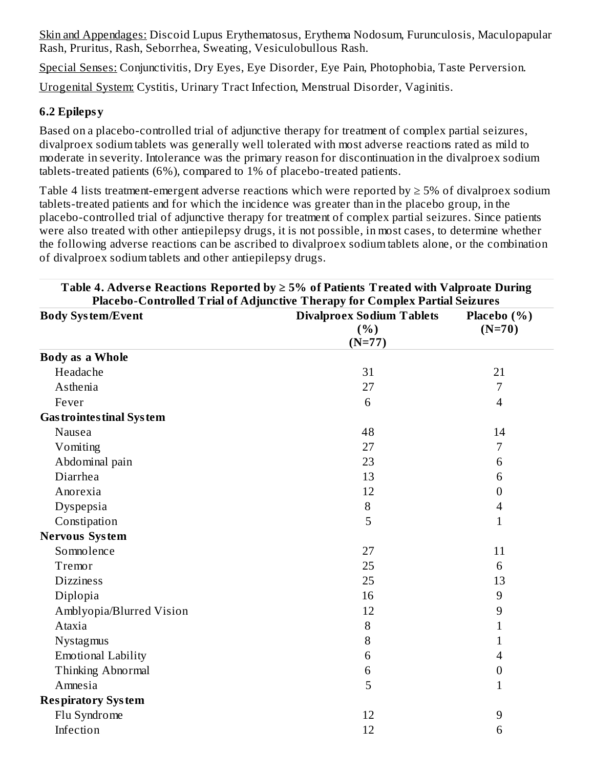Skin and Appendages: Discoid Lupus Erythematosus, Erythema Nodosum, Furunculosis, Maculopapular Rash, Pruritus, Rash, Seborrhea, Sweating, Vesiculobullous Rash.

Special Senses: Conjunctivitis, Dry Eyes, Eye Disorder, Eye Pain, Photophobia, Taste Perversion.

Urogenital System: Cystitis, Urinary Tract Infection, Menstrual Disorder, Vaginitis.

### 6.2 Epilepsy

Based on a placebo-controlled trial of adjunctive therapy for treatment of complex partial seizures, divalproex sodium tablets was generally well tolerated with most adverse reactions rated as mild to moderate in severity. Intolerance was the primary reason for discontinuation in the divalproex sodium tablets-treated patients (6%), compared to 1% of placebo-treated patients.

Table 4 lists treatment-emergent adverse reactions which were reported by ≥ 5% of divalproex sodium tablets-treated patients and for which the incidence was greater than in the placebo group, in the placebo-controlled trial of adjunctive therapy for treatment of complex partial seizures. Since patients were also treated with other antiepilepsy drugs, it is not possible, in most cases, to determine whether the following adverse reactions can be ascribed to divalproex sodium tablets alone, or the combination of divalproex sodium tablets and other antiepilepsy drugs.

**Table 4. Adverse Reactions Reported by ≥ 5% of Patients Treated with Valproate During Placebo-Controlled Trial of Adjunctive Therapy for Complex Partial Seizures**

| Body System/Event | Divalproex Sodium Tablets (%) (N=77) | Placebo (%) (N=70) |
|---|---|---|
| **Body as a Whole** | | |
| Headache | 31 | 21 |
| Asthenia | 27 | 7 |
| Fever | 6 | 4 |
| **Gastrointestinal System** | | |
| Nausea | 48 | 14 |
| Vomiting | 27 | 7 |
| Abdominal pain | 23 | 6 |
| Diarrhea | 13 | 6 |
| Anorexia | 12 | 0 |
| Dyspepsia | 8 | 4 |
| Constipation | 5 | 1 |
| **Nervous System** | | |
| Somnolence | 27 | 11 |
| Tremor | 25 | 6 |
| Dizziness | 25 | 13 |
| Diplopia | 16 | 9 |
| Amblyopia/Blurred Vision | 12 | 9 |
| Ataxia | 8 | 1 |
| Nystagmus | 8 | 1 |
| Emotional Lability | 6 | 4 |
| Thinking Abnormal | 6 | 0 |
| Amnesia | 5 | 1 |
| **Respiratory System** | | |
| Flu Syndrome | 12 | 9 |
| Infection | 12 | 6 |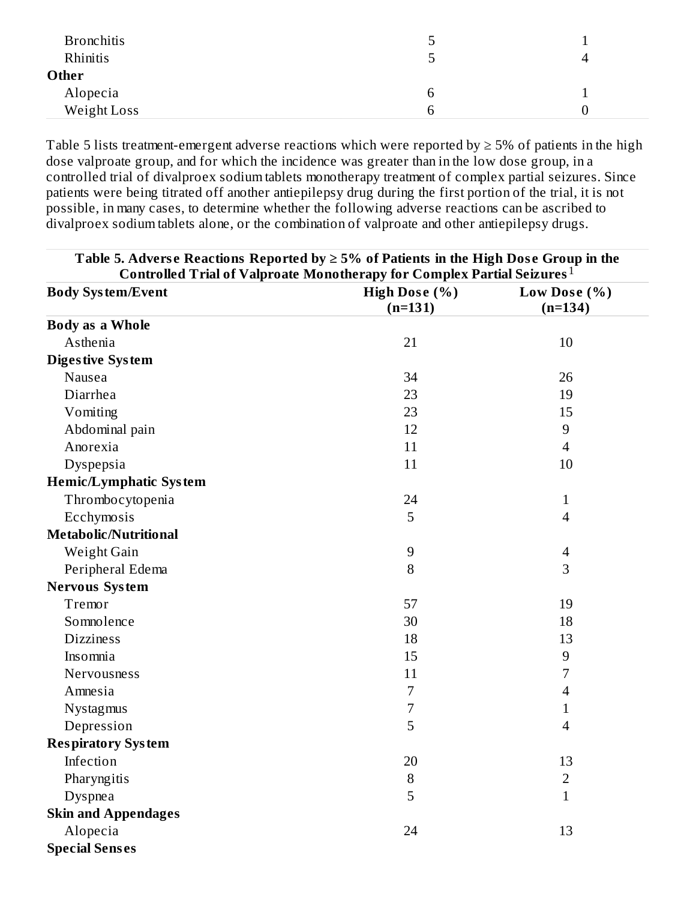| | | |
|---|---|---|
| Bronchitis | 5 | 1 |
| Rhinitis | 5 | 4 |
| **Other** | | |
| Alopecia | 6 | 1 |
| Weight Loss | 6 | 0 |

Table 5 lists treatment-emergent adverse reactions which were reported by ≥ 5% of patients in the high dose valproate group, and for which the incidence was greater than in the low dose group, in a controlled trial of divalproex sodium tablets monotherapy treatment of complex partial seizures. Since patients were being titrated off another antiepilepsy drug during the first portion of the trial, it is not possible, in many cases, to determine whether the following adverse reactions can be ascribed to divalproex sodium tablets alone, or the combination of valproate and other antiepilepsy drugs.

**Table 5. Adverse Reactions Reported by ≥ 5% of Patients in the High Dose Group in the Controlled Trial of Valproate Monotherapy for Complex Partial Seizures**[1]

| Body System/Event | High Dose (%) (n=131) | Low Dose (%) (n=134) |
|---|---|---|
| **Body as a Whole** | | |
| Asthenia | 21 | 10 |
| **Digestive System** | | |
| Nausea | 34 | 26 |
| Diarrhea | 23 | 19 |
| Vomiting | 23 | 15 |
| Abdominal pain | 12 | 9 |
| Anorexia | 11 | 4 |
| Dyspepsia | 11 | 10 |
| **Hemic/Lymphatic System** | | |
| Thrombocytopenia | 24 | 1 |
| Ecchymosis | 5 | 4 |
| **Metabolic/Nutritional** | | |
| Weight Gain | 9 | 4 |
| Peripheral Edema | 8 | 3 |
| **Nervous System** | | |
| Tremor | 57 | 19 |
| Somnolence | 30 | 18 |
| Dizziness | 18 | 13 |
| Insomnia | 15 | 9 |
| Nervousness | 11 | 7 |
| Amnesia | 7 | 4 |
| Nystagmus | 7 | 1 |
| Depression | 5 | 4 |
| **Respiratory System** | | |
| Infection | 20 | 13 |
| Pharyngitis | 8 | 2 |
| Dyspnea | 5 | 1 |
| **Skin and Appendages** | | |
| Alopecia | 24 | 13 |
| **Special Senses** | | |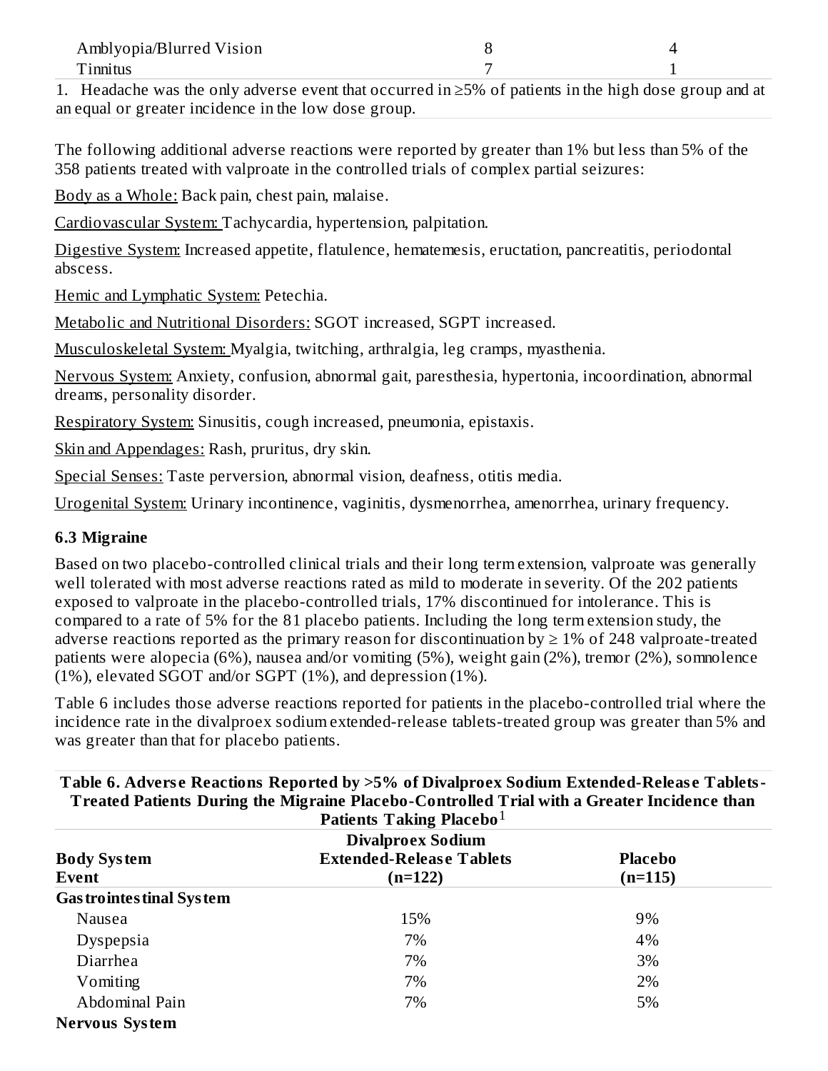| | | |
|---|---|---|
| Amblyopia/Blurred Vision | 8 | 4 |
| Tinnitus | 7 | 1 |

1. Headache was the only adverse event that occurred in ≥5% of patients in the high dose group and at an equal or greater incidence in the low dose group.

The following additional adverse reactions were reported by greater than 1% but less than 5% of the 358 patients treated with valproate in the controlled trials of complex partial seizures:

Body as a Whole: Back pain, chest pain, malaise.

Cardiovascular System: Tachycardia, hypertension, palpitation.

Digestive System: Increased appetite, flatulence, hematemesis, eructation, pancreatitis, periodontal abscess.

Hemic and Lymphatic System: Petechia.

Metabolic and Nutritional Disorders: SGOT increased, SGPT increased.

Musculoskeletal System: Myalgia, twitching, arthralgia, leg cramps, myasthenia.

Nervous System: Anxiety, confusion, abnormal gait, paresthesia, hypertonia, incoordination, abnormal dreams, personality disorder.

Respiratory System: Sinusitis, cough increased, pneumonia, epistaxis.

Skin and Appendages: Rash, pruritus, dry skin.

Special Senses: Taste perversion, abnormal vision, deafness, otitis media.

Urogenital System: Urinary incontinence, vaginitis, dysmenorrhea, amenorrhea, urinary frequency.

### 6.3 Migraine

Based on two placebo-controlled clinical trials and their long term extension, valproate was generally well tolerated with most adverse reactions rated as mild to moderate in severity. Of the 202 patients exposed to valproate in the placebo-controlled trials, 17% discontinued for intolerance. This is compared to a rate of 5% for the 81 placebo patients. Including the long term extension study, the adverse reactions reported as the primary reason for discontinuation by ≥ 1% of 248 valproate-treated patients were alopecia (6%), nausea and/or vomiting (5%), weight gain (2%), tremor (2%), somnolence (1%), elevated SGOT and/or SGPT (1%), and depression (1%).

Table 6 includes those adverse reactions reported for patients in the placebo-controlled trial where the incidence rate in the divalproex sodium extended-release tablets-treated group was greater than 5% and was greater than that for placebo patients.

**Table 6. Adverse Reactions Reported by >5% of Divalproex Sodium Extended-Release Tablets-Treated Patients During the Migraine Placebo-Controlled Trial with a Greater Incidence than Patients Taking Placebo[1]**

| Body System Event | Divalproex Sodium Extended-Release Tablets (n=122) | Placebo (n=115) |
|---|---|---|
| **Gastrointestinal System** | | |
| Nausea | 15% | 9% |
| Dyspepsia | 7% | 4% |
| Diarrhea | 7% | 3% |
| Vomiting | 7% | 2% |
| Abdominal Pain | 7% | 5% |
| **Nervous System** | | |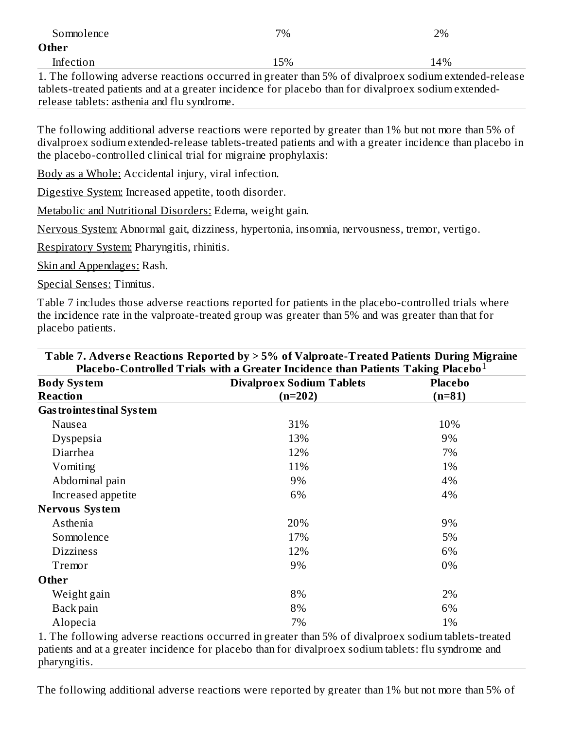| | | |
|---|---|---|
| Somnolence | 7% | 2% |
| **Other** | | |
| Infection | 15% | 14% |

1. The following adverse reactions occurred in greater than 5% of divalproex sodium extended-release tablets-treated patients and at a greater incidence for placebo than for divalproex sodium extended-release tablets: asthenia and flu syndrome.

The following additional adverse reactions were reported by greater than 1% but not more than 5% of divalproex sodium extended-release tablets-treated patients and with a greater incidence than placebo in the placebo-controlled clinical trial for migraine prophylaxis:

Body as a Whole: Accidental injury, viral infection.

Digestive System: Increased appetite, tooth disorder.

Metabolic and Nutritional Disorders: Edema, weight gain.

Nervous System: Abnormal gait, dizziness, hypertonia, insomnia, nervousness, tremor, vertigo.

Respiratory System: Pharyngitis, rhinitis.

Skin and Appendages: Rash.

Special Senses: Tinnitus.

Table 7 includes those adverse reactions reported for patients in the placebo-controlled trials where the incidence rate in the valproate-treated group was greater than 5% and was greater than that for placebo patients.

**Table 7. Adverse Reactions Reported by > 5% of Valproate-Treated Patients During Migraine Placebo-Controlled Trials with a Greater Incidence than Patients Taking Placebo[1]**

| Body System<br>Reaction | Divalproex Sodium Tablets<br>(n=202) | Placebo<br>(n=81) |
|---|---|---|
| **Gastrointestinal System** | | |
| Nausea | 31% | 10% |
| Dyspepsia | 13% | 9% |
| Diarrhea | 12% | 7% |
| Vomiting | 11% | 1% |
| Abdominal pain | 9% | 4% |
| Increased appetite | 6% | 4% |
| **Nervous System** | | |
| Asthenia | 20% | 9% |
| Somnolence | 17% | 5% |
| Dizziness | 12% | 6% |
| Tremor | 9% | 0% |
| **Other** | | |
| Weight gain | 8% | 2% |
| Back pain | 8% | 6% |
| Alopecia | 7% | 1% |

1. The following adverse reactions occurred in greater than 5% of divalproex sodium tablets-treated patients and at a greater incidence for placebo than for divalproex sodium tablets: flu syndrome and pharyngitis.

The following additional adverse reactions were reported by greater than 1% but not more than 5% of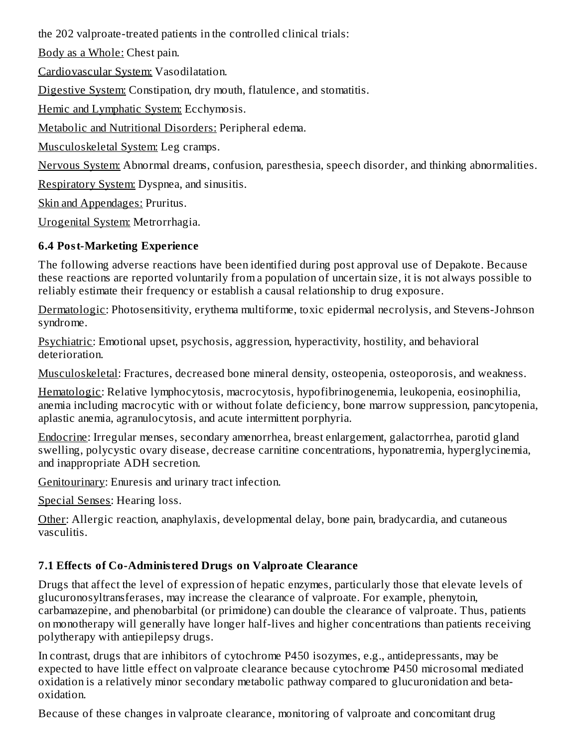the 202 valproate-treated patients in the controlled clinical trials:

Body as a Whole: Chest pain.

Cardiovascular System: Vasodilatation.

Digestive System: Constipation, dry mouth, flatulence, and stomatitis.

Hemic and Lymphatic System: Ecchymosis.

Metabolic and Nutritional Disorders: Peripheral edema.

Musculoskeletal System: Leg cramps.

Nervous System: Abnormal dreams, confusion, paresthesia, speech disorder, and thinking abnormalities.

Respiratory System: Dyspnea, and sinusitis.

Skin and Appendages: Pruritus.

Urogenital System: Metrorrhagia.

### 6.4 Post-Marketing Experience

The following adverse reactions have been identified during post approval use of Depakote. Because these reactions are reported voluntarily from a population of uncertain size, it is not always possible to reliably estimate their frequency or establish a causal relationship to drug exposure.

Dermatologic: Photosensitivity, erythema multiforme, toxic epidermal necrolysis, and Stevens-Johnson syndrome.

Psychiatric: Emotional upset, psychosis, aggression, hyperactivity, hostility, and behavioral deterioration.

Musculoskeletal: Fractures, decreased bone mineral density, osteopenia, osteoporosis, and weakness.

Hematologic: Relative lymphocytosis, macrocytosis, hypofibrinogenemia, leukopenia, eosinophilia, anemia including macrocytic with or without folate deficiency, bone marrow suppression, pancytopenia, aplastic anemia, agranulocytosis, and acute intermittent porphyria.

Endocrine: Irregular menses, secondary amenorrhea, breast enlargement, galactorrhea, parotid gland swelling, polycystic ovary disease, decrease carnitine concentrations, hyponatremia, hyperglycinemia, and inappropriate ADH secretion.

Genitourinary: Enuresis and urinary tract infection.

Special Senses: Hearing loss.

Other: Allergic reaction, anaphylaxis, developmental delay, bone pain, bradycardia, and cutaneous vasculitis.

### 7.1 Effects of Co-Administered Drugs on Valproate Clearance

Drugs that affect the level of expression of hepatic enzymes, particularly those that elevate levels of glucuronosyltransferases, may increase the clearance of valproate. For example, phenytoin, carbamazepine, and phenobarbital (or primidone) can double the clearance of valproate. Thus, patients on monotherapy will generally have longer half-lives and higher concentrations than patients receiving polytherapy with antiepilepsy drugs.

In contrast, drugs that are inhibitors of cytochrome P450 isozymes, e.g., antidepressants, may be expected to have little effect on valproate clearance because cytochrome P450 microsomal mediated oxidation is a relatively minor secondary metabolic pathway compared to glucuronidation and beta-oxidation.

Because of these changes in valproate clearance, monitoring of valproate and concomitant drug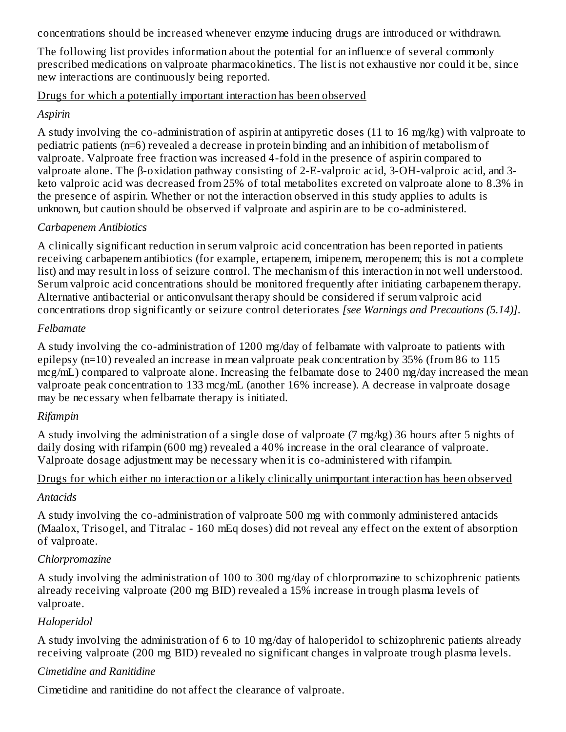concentrations should be increased whenever enzyme inducing drugs are introduced or withdrawn.

The following list provides information about the potential for an influence of several commonly prescribed medications on valproate pharmacokinetics. The list is not exhaustive nor could it be, since new interactions are continuously being reported.

<u>Drugs for which a potentially important interaction has been observed</u>

*Aspirin*

A study involving the co-administration of aspirin at antipyretic doses (11 to 16 mg/kg) with valproate to pediatric patients (n=6) revealed a decrease in protein binding and an inhibition of metabolism of valproate. Valproate free fraction was increased 4-fold in the presence of aspirin compared to valproate alone. The β-oxidation pathway consisting of 2-E-valproic acid, 3-OH-valproic acid, and 3-keto valproic acid was decreased from 25% of total metabolites excreted on valproate alone to 8.3% in the presence of aspirin. Whether or not the interaction observed in this study applies to adults is unknown, but caution should be observed if valproate and aspirin are to be co-administered.

*Carbapenem Antibiotics*

A clinically significant reduction in serum valproic acid concentration has been reported in patients receiving carbapenem antibiotics (for example, ertapenem, imipenem, meropenem; this is not a complete list) and may result in loss of seizure control. The mechanism of this interaction in not well understood. Serum valproic acid concentrations should be monitored frequently after initiating carbapenem therapy. Alternative antibacterial or anticonvulsant therapy should be considered if serum valproic acid concentrations drop significantly or seizure control deteriorates *[see Warnings and Precautions (5.14)]*.

*Felbamate*

A study involving the co-administration of 1200 mg/day of felbamate with valproate to patients with epilepsy (n=10) revealed an increase in mean valproate peak concentration by 35% (from 86 to 115 mcg/mL) compared to valproate alone. Increasing the felbamate dose to 2400 mg/day increased the mean valproate peak concentration to 133 mcg/mL (another 16% increase). A decrease in valproate dosage may be necessary when felbamate therapy is initiated.

*Rifampin*

A study involving the administration of a single dose of valproate (7 mg/kg) 36 hours after 5 nights of daily dosing with rifampin (600 mg) revealed a 40% increase in the oral clearance of valproate. Valproate dosage adjustment may be necessary when it is co-administered with rifampin.

<u>Drugs for which either no interaction or a likely clinically unimportant interaction has been observed</u>

*Antacids*

A study involving the co-administration of valproate 500 mg with commonly administered antacids (Maalox, Trisogel, and Titralac - 160 mEq doses) did not reveal any effect on the extent of absorption of valproate.

*Chlorpromazine*

A study involving the administration of 100 to 300 mg/day of chlorpromazine to schizophrenic patients already receiving valproate (200 mg BID) revealed a 15% increase in trough plasma levels of valproate.

*Haloperidol*

A study involving the administration of 6 to 10 mg/day of haloperidol to schizophrenic patients already receiving valproate (200 mg BID) revealed no significant changes in valproate trough plasma levels.

*Cimetidine and Ranitidine*

Cimetidine and ranitidine do not affect the clearance of valproate.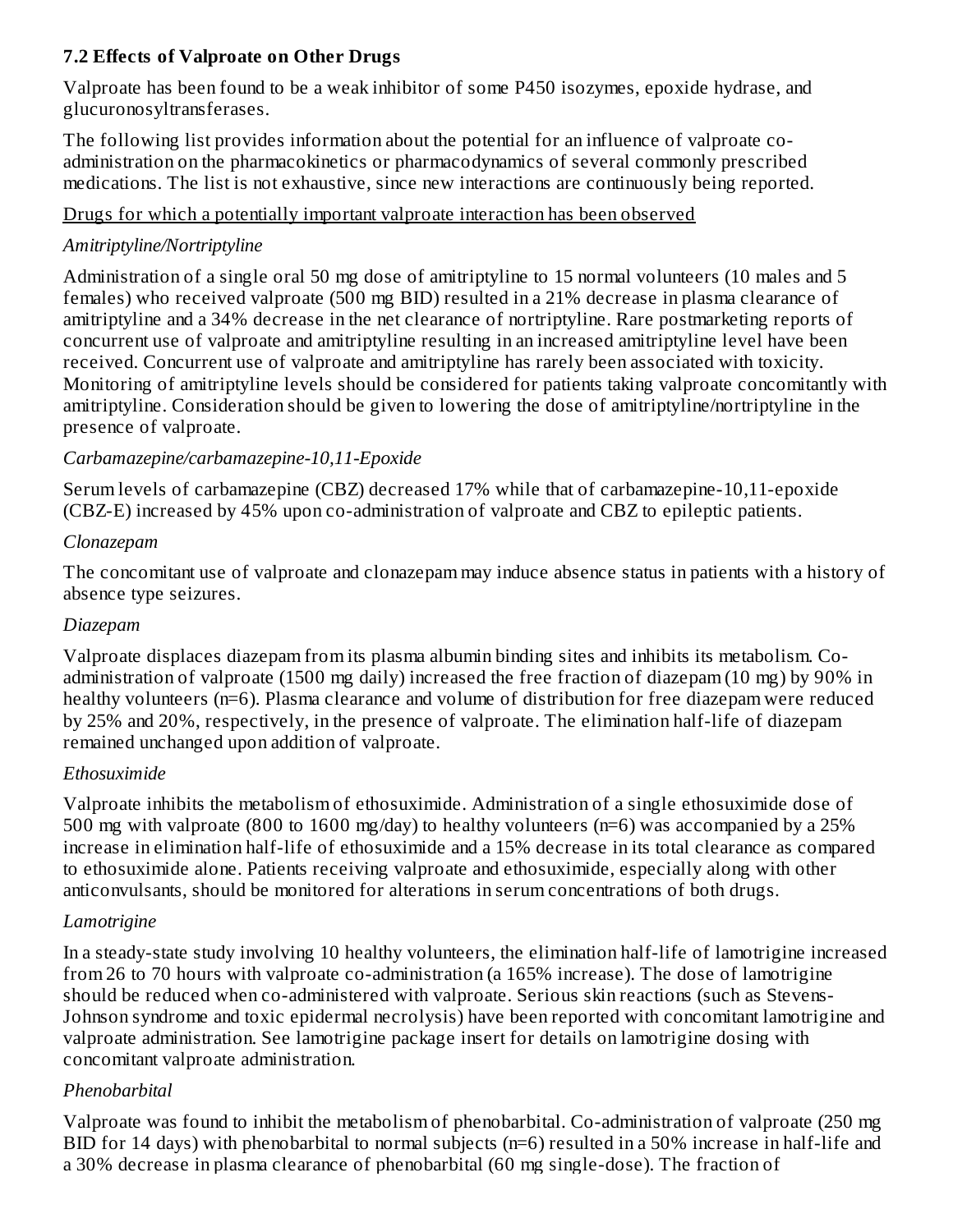### 7.2 Effects of Valproate on Other Drugs

Valproate has been found to be a weak inhibitor of some P450 isozymes, epoxide hydrase, and glucuronosyltransferases.

The following list provides information about the potential for an influence of valproate co-administration on the pharmacokinetics or pharmacodynamics of several commonly prescribed medications. The list is not exhaustive, since new interactions are continuously being reported.

<u>Drugs for which a potentially important valproate interaction has been observed</u>

*Amitriptyline/Nortriptyline*

Administration of a single oral 50 mg dose of amitriptyline to 15 normal volunteers (10 males and 5 females) who received valproate (500 mg BID) resulted in a 21% decrease in plasma clearance of amitriptyline and a 34% decrease in the net clearance of nortriptyline. Rare postmarketing reports of concurrent use of valproate and amitriptyline resulting in an increased amitriptyline level have been received. Concurrent use of valproate and amitriptyline has rarely been associated with toxicity. Monitoring of amitriptyline levels should be considered for patients taking valproate concomitantly with amitriptyline. Consideration should be given to lowering the dose of amitriptyline/nortriptyline in the presence of valproate.

*Carbamazepine/carbamazepine-10,11-Epoxide*

Serum levels of carbamazepine (CBZ) decreased 17% while that of carbamazepine-10,11-epoxide (CBZ-E) increased by 45% upon co-administration of valproate and CBZ to epileptic patients.

*Clonazepam*

The concomitant use of valproate and clonazepam may induce absence status in patients with a history of absence type seizures.

*Diazepam*

Valproate displaces diazepam from its plasma albumin binding sites and inhibits its metabolism. Co-administration of valproate (1500 mg daily) increased the free fraction of diazepam (10 mg) by 90% in healthy volunteers (n=6). Plasma clearance and volume of distribution for free diazepam were reduced by 25% and 20%, respectively, in the presence of valproate. The elimination half-life of diazepam remained unchanged upon addition of valproate.

*Ethosuximide*

Valproate inhibits the metabolism of ethosuximide. Administration of a single ethosuximide dose of 500 mg with valproate (800 to 1600 mg/day) to healthy volunteers (n=6) was accompanied by a 25% increase in elimination half-life of ethosuximide and a 15% decrease in its total clearance as compared to ethosuximide alone. Patients receiving valproate and ethosuximide, especially along with other anticonvulsants, should be monitored for alterations in serum concentrations of both drugs.

*Lamotrigine*

In a steady-state study involving 10 healthy volunteers, the elimination half-life of lamotrigine increased from 26 to 70 hours with valproate co-administration (a 165% increase). The dose of lamotrigine should be reduced when co-administered with valproate. Serious skin reactions (such as Stevens-Johnson syndrome and toxic epidermal necrolysis) have been reported with concomitant lamotrigine and valproate administration. See lamotrigine package insert for details on lamotrigine dosing with concomitant valproate administration.

*Phenobarbital*

Valproate was found to inhibit the metabolism of phenobarbital. Co-administration of valproate (250 mg BID for 14 days) with phenobarbital to normal subjects (n=6) resulted in a 50% increase in half-life and a 30% decrease in plasma clearance of phenobarbital (60 mg single-dose). The fraction of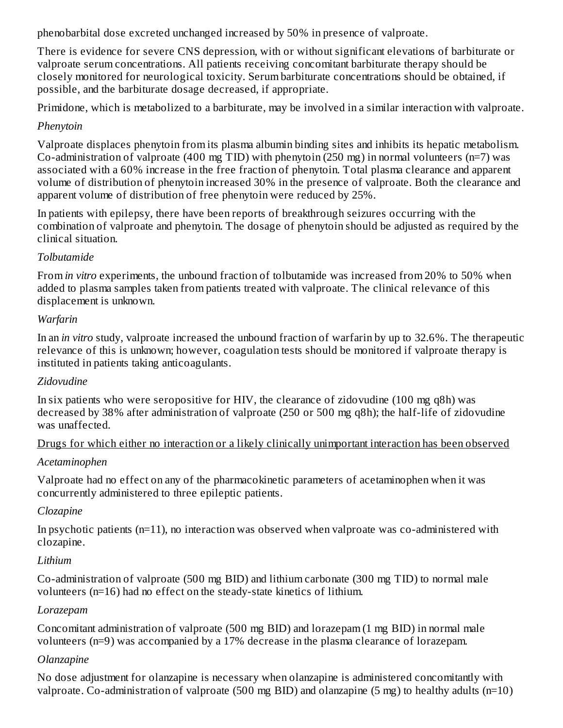phenobarbital dose excreted unchanged increased by 50% in presence of valproate.

There is evidence for severe CNS depression, with or without significant elevations of barbiturate or valproate serum concentrations. All patients receiving concomitant barbiturate therapy should be closely monitored for neurological toxicity. Serum barbiturate concentrations should be obtained, if possible, and the barbiturate dosage decreased, if appropriate.

Primidone, which is metabolized to a barbiturate, may be involved in a similar interaction with valproate.

*Phenytoin*

Valproate displaces phenytoin from its plasma albumin binding sites and inhibits its hepatic metabolism. Co-administration of valproate (400 mg TID) with phenytoin (250 mg) in normal volunteers (n=7) was associated with a 60% increase in the free fraction of phenytoin. Total plasma clearance and apparent volume of distribution of phenytoin increased 30% in the presence of valproate. Both the clearance and apparent volume of distribution of free phenytoin were reduced by 25%.

In patients with epilepsy, there have been reports of breakthrough seizures occurring with the combination of valproate and phenytoin. The dosage of phenytoin should be adjusted as required by the clinical situation.

*Tolbutamide*

From *in vitro* experiments, the unbound fraction of tolbutamide was increased from 20% to 50% when added to plasma samples taken from patients treated with valproate. The clinical relevance of this displacement is unknown.

*Warfarin*

In an *in vitro* study, valproate increased the unbound fraction of warfarin by up to 32.6%. The therapeutic relevance of this is unknown; however, coagulation tests should be monitored if valproate therapy is instituted in patients taking anticoagulants.

*Zidovudine*

In six patients who were seropositive for HIV, the clearance of zidovudine (100 mg q8h) was decreased by 38% after administration of valproate (250 or 500 mg q8h); the half-life of zidovudine was unaffected.

<u>Drugs for which either no interaction or a likely clinically unimportant interaction has been observed</u>

*Acetaminophen*

Valproate had no effect on any of the pharmacokinetic parameters of acetaminophen when it was concurrently administered to three epileptic patients.

*Clozapine*

In psychotic patients (n=11), no interaction was observed when valproate was co-administered with clozapine.

*Lithium*

Co-administration of valproate (500 mg BID) and lithium carbonate (300 mg TID) to normal male volunteers (n=16) had no effect on the steady-state kinetics of lithium.

*Lorazepam*

Concomitant administration of valproate (500 mg BID) and lorazepam (1 mg BID) in normal male volunteers (n=9) was accompanied by a 17% decrease in the plasma clearance of lorazepam.

*Olanzapine*

No dose adjustment for olanzapine is necessary when olanzapine is administered concomitantly with valproate. Co-administration of valproate (500 mg BID) and olanzapine (5 mg) to healthy adults (n=10)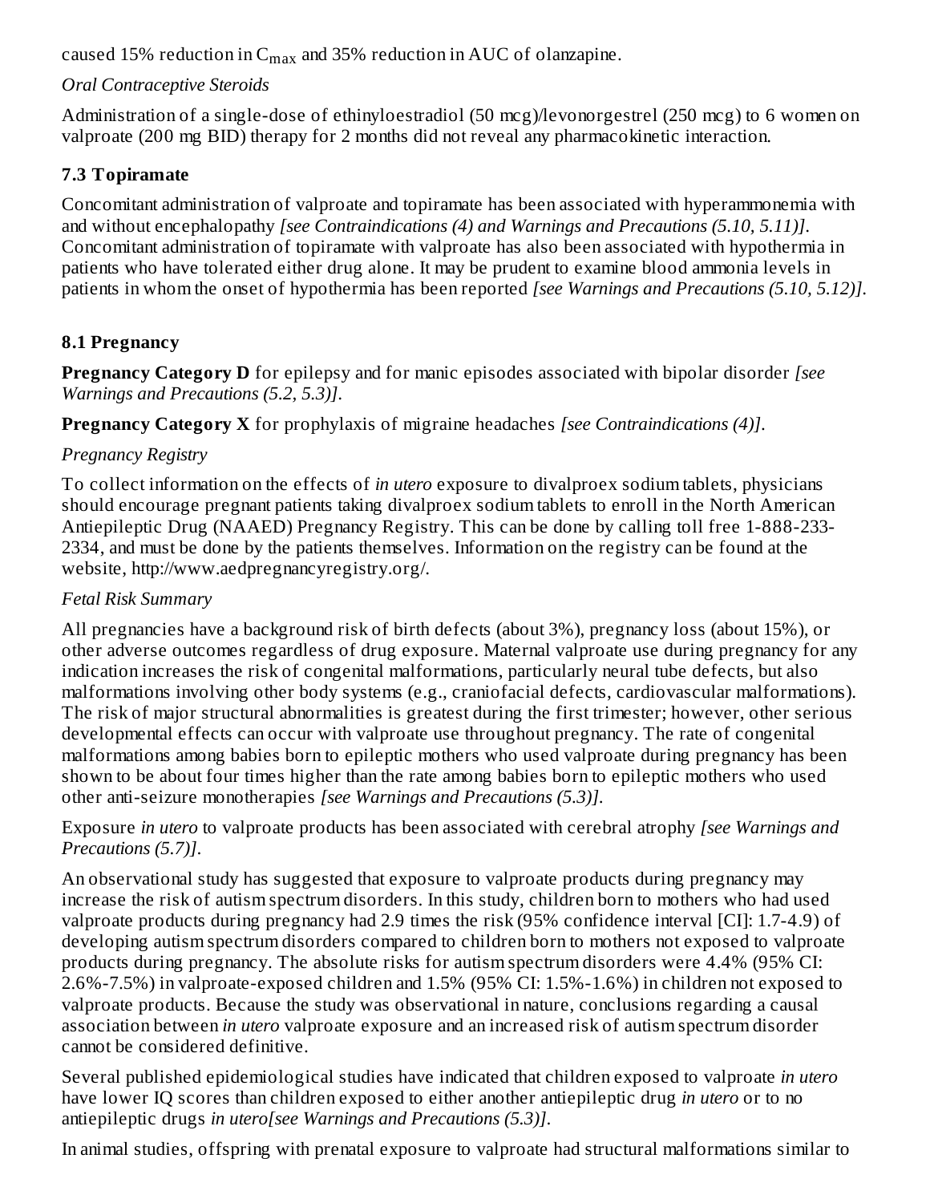caused 15% reduction in $C_{max}$ and 35% reduction in AUC of olanzapine.

*Oral Contraceptive Steroids*

Administration of a single-dose of ethinyloestradiol (50 mcg)/levonorgestrel (250 mcg) to 6 women on valproate (200 mg BID) therapy for 2 months did not reveal any pharmacokinetic interaction.

### 7.3 Topiramate

Concomitant administration of valproate and topiramate has been associated with hyperammonemia with and without encephalopathy *[see Contraindications (4) and Warnings and Precautions (5.10, 5.11)]*. Concomitant administration of topiramate with valproate has also been associated with hypothermia in patients who have tolerated either drug alone. It may be prudent to examine blood ammonia levels in patients in whom the onset of hypothermia has been reported *[see Warnings and Precautions (5.10, 5.12)]*.

### 8.1 Pregnancy

**Pregnancy Category D** for epilepsy and for manic episodes associated with bipolar disorder *[see Warnings and Precautions (5.2, 5.3)]*.

**Pregnancy Category X** for prophylaxis of migraine headaches *[see Contraindications (4)]*.

*Pregnancy Registry*

To collect information on the effects of *in utero* exposure to divalproex sodium tablets, physicians should encourage pregnant patients taking divalproex sodium tablets to enroll in the North American Antiepileptic Drug (NAAED) Pregnancy Registry. This can be done by calling toll free 1-888-233-2334, and must be done by the patients themselves. Information on the registry can be found at the website, http://www.aedpregnancyregistry.org/.

*Fetal Risk Summary*

All pregnancies have a background risk of birth defects (about 3%), pregnancy loss (about 15%), or other adverse outcomes regardless of drug exposure. Maternal valproate use during pregnancy for any indication increases the risk of congenital malformations, particularly neural tube defects, but also malformations involving other body systems (e.g., craniofacial defects, cardiovascular malformations). The risk of major structural abnormalities is greatest during the first trimester; however, other serious developmental effects can occur with valproate use throughout pregnancy. The rate of congenital malformations among babies born to epileptic mothers who used valproate during pregnancy has been shown to be about four times higher than the rate among babies born to epileptic mothers who used other anti-seizure monotherapies *[see Warnings and Precautions (5.3)]*.

Exposure *in utero* to valproate products has been associated with cerebral atrophy *[see Warnings and Precautions (5.7)]*.

An observational study has suggested that exposure to valproate products during pregnancy may increase the risk of autism spectrum disorders. In this study, children born to mothers who had used valproate products during pregnancy had 2.9 times the risk (95% confidence interval [CI]: 1.7-4.9) of developing autism spectrum disorders compared to children born to mothers not exposed to valproate products during pregnancy. The absolute risks for autism spectrum disorders were 4.4% (95% CI: 2.6%-7.5%) in valproate-exposed children and 1.5% (95% CI: 1.5%-1.6%) in children not exposed to valproate products. Because the study was observational in nature, conclusions regarding a causal association between *in utero* valproate exposure and an increased risk of autism spectrum disorder cannot be considered definitive.

Several published epidemiological studies have indicated that children exposed to valproate *in utero* have lower IQ scores than children exposed to either another antiepileptic drug *in utero* or to no antiepileptic drugs *in utero[see Warnings and Precautions (5.3)]*.

In animal studies, offspring with prenatal exposure to valproate had structural malformations similar to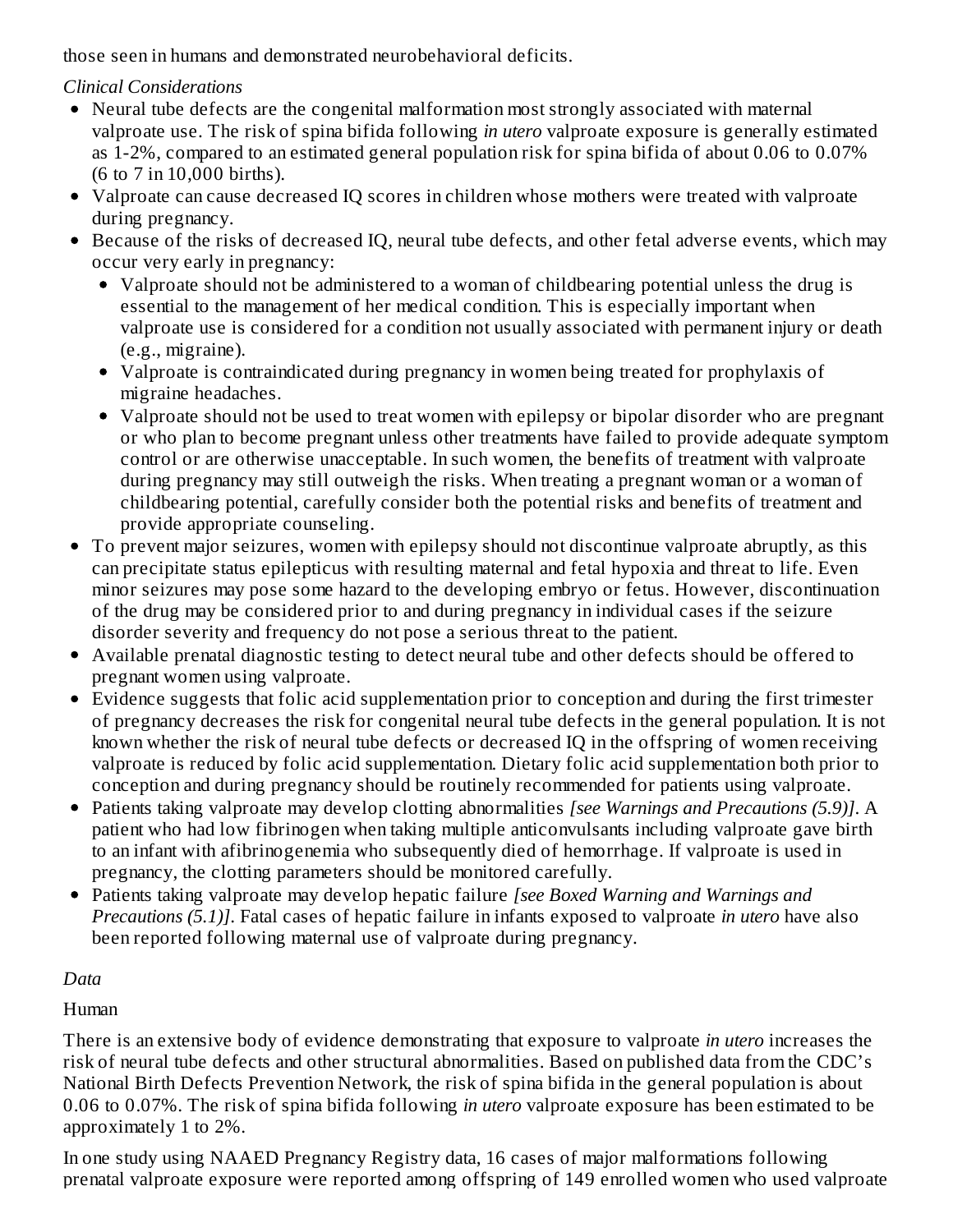those seen in humans and demonstrated neurobehavioral deficits.

*Clinical Considerations*

- Neural tube defects are the congenital malformation most strongly associated with maternal valproate use. The risk of spina bifida following *in utero* valproate exposure is generally estimated as 1-2%, compared to an estimated general population risk for spina bifida of about 0.06 to 0.07% (6 to 7 in 10,000 births).
- Valproate can cause decreased IQ scores in children whose mothers were treated with valproate during pregnancy.
- Because of the risks of decreased IQ, neural tube defects, and other fetal adverse events, which may occur very early in pregnancy:
  - Valproate should not be administered to a woman of childbearing potential unless the drug is essential to the management of her medical condition. This is especially important when valproate use is considered for a condition not usually associated with permanent injury or death (e.g., migraine).
  - Valproate is contraindicated during pregnancy in women being treated for prophylaxis of migraine headaches.
  - Valproate should not be used to treat women with epilepsy or bipolar disorder who are pregnant or who plan to become pregnant unless other treatments have failed to provide adequate symptom control or are otherwise unacceptable. In such women, the benefits of treatment with valproate during pregnancy may still outweigh the risks. When treating a pregnant woman or a woman of childbearing potential, carefully consider both the potential risks and benefits of treatment and provide appropriate counseling.
- To prevent major seizures, women with epilepsy should not discontinue valproate abruptly, as this can precipitate status epilepticus with resulting maternal and fetal hypoxia and threat to life. Even minor seizures may pose some hazard to the developing embryo or fetus. However, discontinuation of the drug may be considered prior to and during pregnancy in individual cases if the seizure disorder severity and frequency do not pose a serious threat to the patient.
- Available prenatal diagnostic testing to detect neural tube and other defects should be offered to pregnant women using valproate.
- Evidence suggests that folic acid supplementation prior to conception and during the first trimester of pregnancy decreases the risk for congenital neural tube defects in the general population. It is not known whether the risk of neural tube defects or decreased IQ in the offspring of women receiving valproate is reduced by folic acid supplementation. Dietary folic acid supplementation both prior to conception and during pregnancy should be routinely recommended for patients using valproate.
- Patients taking valproate may develop clotting abnormalities *[see Warnings and Precautions (5.9)]*. A patient who had low fibrinogen when taking multiple anticonvulsants including valproate gave birth to an infant with afibrinogenemia who subsequently died of hemorrhage. If valproate is used in pregnancy, the clotting parameters should be monitored carefully.
- Patients taking valproate may develop hepatic failure *[see Boxed Warning and Warnings and Precautions (5.1)]*. Fatal cases of hepatic failure in infants exposed to valproate *in utero* have also been reported following maternal use of valproate during pregnancy.

*Data*

Human

There is an extensive body of evidence demonstrating that exposure to valproate *in utero* increases the risk of neural tube defects and other structural abnormalities. Based on published data from the CDC's National Birth Defects Prevention Network, the risk of spina bifida in the general population is about 0.06 to 0.07%. The risk of spina bifida following *in utero* valproate exposure has been estimated to be approximately 1 to 2%.

In one study using NAAED Pregnancy Registry data, 16 cases of major malformations following prenatal valproate exposure were reported among offspring of 149 enrolled women who used valproate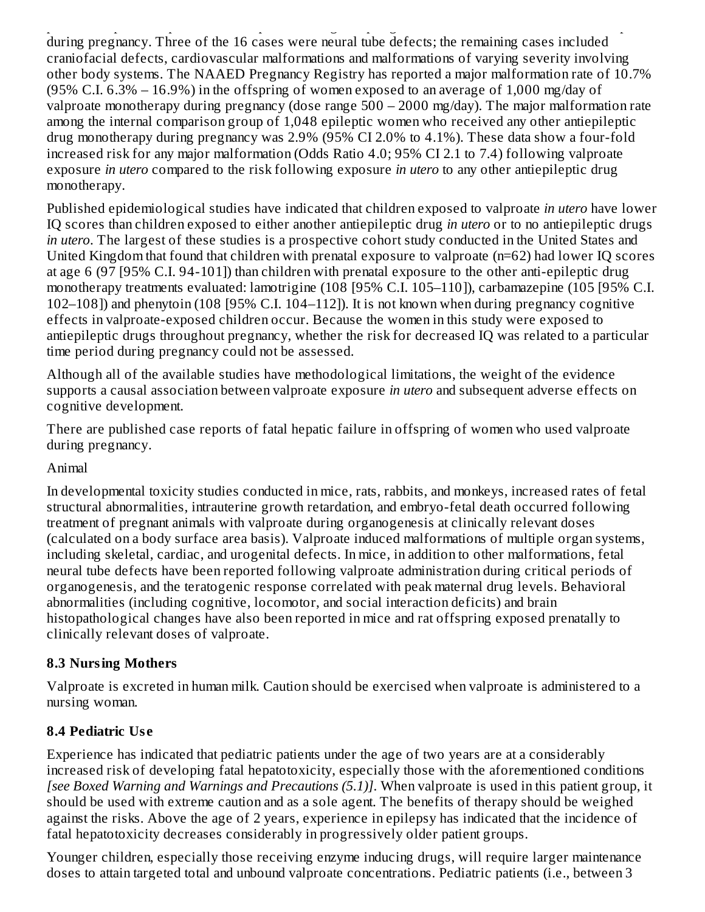during pregnancy. Three of the 16 cases were neural tube defects; the remaining cases included craniofacial defects, cardiovascular malformations and malformations of varying severity involving other body systems. The NAAED Pregnancy Registry has reported a major malformation rate of 10.7% (95% C.I. 6.3% – 16.9%) in the offspring of women exposed to an average of 1,000 mg/day of valproate monotherapy during pregnancy (dose range 500 – 2000 mg/day). The major malformation rate among the internal comparison group of 1,048 epileptic women who received any other antiepileptic drug monotherapy during pregnancy was 2.9% (95% CI 2.0% to 4.1%). These data show a four-fold increased risk for any major malformation (Odds Ratio 4.0; 95% CI 2.1 to 7.4) following valproate exposure *in utero* compared to the risk following exposure *in utero* to any other antiepileptic drug monotherapy.

Published epidemiological studies have indicated that children exposed to valproate *in utero* have lower IQ scores than children exposed to either another antiepileptic drug *in utero* or to no antiepileptic drugs *in utero*. The largest of these studies is a prospective cohort study conducted in the United States and United Kingdom that found that children with prenatal exposure to valproate (n=62) had lower IQ scores at age 6 (97 [95% C.I. 94-101]) than children with prenatal exposure to the other anti-epileptic drug monotherapy treatments evaluated: lamotrigine (108 [95% C.I. 105–110]), carbamazepine (105 [95% C.I. 102–108]) and phenytoin (108 [95% C.I. 104–112]). It is not known when during pregnancy cognitive effects in valproate-exposed children occur. Because the women in this study were exposed to antiepileptic drugs throughout pregnancy, whether the risk for decreased IQ was related to a particular time period during pregnancy could not be assessed.

Although all of the available studies have methodological limitations, the weight of the evidence supports a causal association between valproate exposure *in utero* and subsequent adverse effects on cognitive development.

There are published case reports of fatal hepatic failure in offspring of women who used valproate during pregnancy.

Animal

In developmental toxicity studies conducted in mice, rats, rabbits, and monkeys, increased rates of fetal structural abnormalities, intrauterine growth retardation, and embryo-fetal death occurred following treatment of pregnant animals with valproate during organogenesis at clinically relevant doses (calculated on a body surface area basis). Valproate induced malformations of multiple organ systems, including skeletal, cardiac, and urogenital defects. In mice, in addition to other malformations, fetal neural tube defects have been reported following valproate administration during critical periods of organogenesis, and the teratogenic response correlated with peak maternal drug levels. Behavioral abnormalities (including cognitive, locomotor, and social interaction deficits) and brain histopathological changes have also been reported in mice and rat offspring exposed prenatally to clinically relevant doses of valproate.

### 8.3 Nursing Mothers

Valproate is excreted in human milk. Caution should be exercised when valproate is administered to a nursing woman.

### 8.4 Pediatric Use

Experience has indicated that pediatric patients under the age of two years are at a considerably increased risk of developing fatal hepatotoxicity, especially those with the aforementioned conditions *[see Boxed Warning and Warnings and Precautions (5.1)]*. When valproate is used in this patient group, it should be used with extreme caution and as a sole agent. The benefits of therapy should be weighed against the risks. Above the age of 2 years, experience in epilepsy has indicated that the incidence of fatal hepatotoxicity decreases considerably in progressively older patient groups.

Younger children, especially those receiving enzyme inducing drugs, will require larger maintenance doses to attain targeted total and unbound valproate concentrations. Pediatric patients (i.e., between 3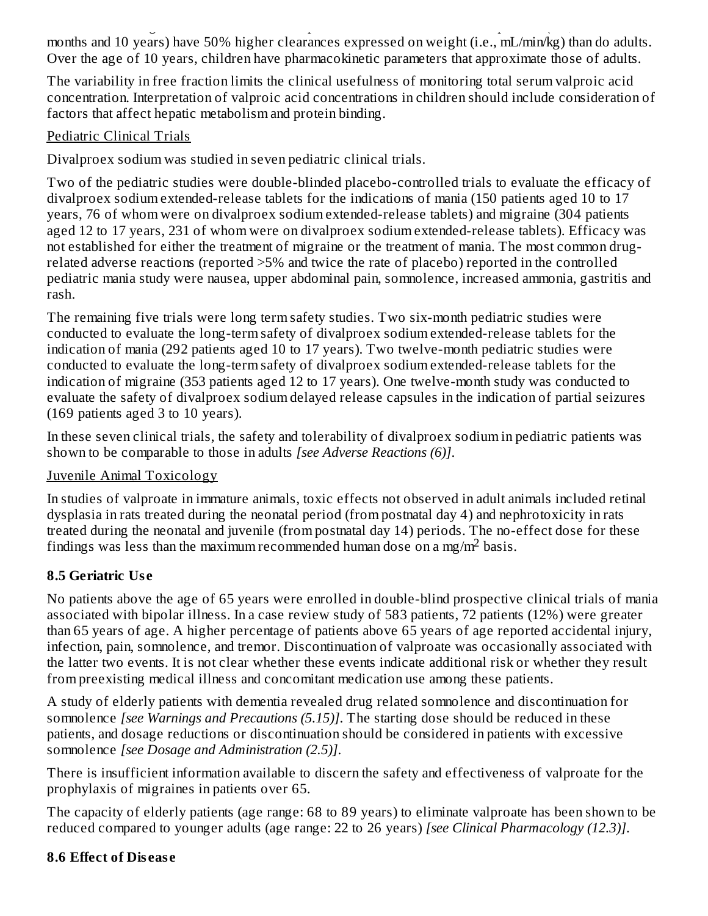months and 10 years) have 50% higher clearances expressed on weight (i.e., mL/min/kg) than do adults. Over the age of 10 years, children have pharmacokinetic parameters that approximate those of adults.

The variability in free fraction limits the clinical usefulness of monitoring total serum valproic acid concentration. Interpretation of valproic acid concentrations in children should include consideration of factors that affect hepatic metabolism and protein binding.

Pediatric Clinical Trials

Divalproex sodium was studied in seven pediatric clinical trials.

Two of the pediatric studies were double-blinded placebo-controlled trials to evaluate the efficacy of divalproex sodium extended-release tablets for the indications of mania (150 patients aged 10 to 17 years, 76 of whom were on divalproex sodium extended-release tablets) and migraine (304 patients aged 12 to 17 years, 231 of whom were on divalproex sodium extended-release tablets). Efficacy was not established for either the treatment of migraine or the treatment of mania. The most common drug-related adverse reactions (reported >5% and twice the rate of placebo) reported in the controlled pediatric mania study were nausea, upper abdominal pain, somnolence, increased ammonia, gastritis and rash.

The remaining five trials were long term safety studies. Two six-month pediatric studies were conducted to evaluate the long-term safety of divalproex sodium extended-release tablets for the indication of mania (292 patients aged 10 to 17 years). Two twelve-month pediatric studies were conducted to evaluate the long-term safety of divalproex sodium extended-release tablets for the indication of migraine (353 patients aged 12 to 17 years). One twelve-month study was conducted to evaluate the safety of divalproex sodium delayed release capsules in the indication of partial seizures (169 patients aged 3 to 10 years).

In these seven clinical trials, the safety and tolerability of divalproex sodium in pediatric patients was shown to be comparable to those in adults *[see Adverse Reactions (6)]*.

Juvenile Animal Toxicology

In studies of valproate in immature animals, toxic effects not observed in adult animals included retinal dysplasia in rats treated during the neonatal period (from postnatal day 4) and nephrotoxicity in rats treated during the neonatal and juvenile (from postnatal day 14) periods. The no-effect dose for these findings was less than the maximum recommended human dose on a mg/m$^2$ basis.

### 8.5 Geriatric Use

No patients above the age of 65 years were enrolled in double-blind prospective clinical trials of mania associated with bipolar illness. In a case review study of 583 patients, 72 patients (12%) were greater than 65 years of age. A higher percentage of patients above 65 years of age reported accidental injury, infection, pain, somnolence, and tremor. Discontinuation of valproate was occasionally associated with the latter two events. It is not clear whether these events indicate additional risk or whether they result from preexisting medical illness and concomitant medication use among these patients.

A study of elderly patients with dementia revealed drug related somnolence and discontinuation for somnolence *[see Warnings and Precautions (5.15)]*. The starting dose should be reduced in these patients, and dosage reductions or discontinuation should be considered in patients with excessive somnolence *[see Dosage and Administration (2.5)]*.

There is insufficient information available to discern the safety and effectiveness of valproate for the prophylaxis of migraines in patients over 65.

The capacity of elderly patients (age range: 68 to 89 years) to eliminate valproate has been shown to be reduced compared to younger adults (age range: 22 to 26 years) *[see Clinical Pharmacology (12.3)]*.

### 8.6 Effect of Disease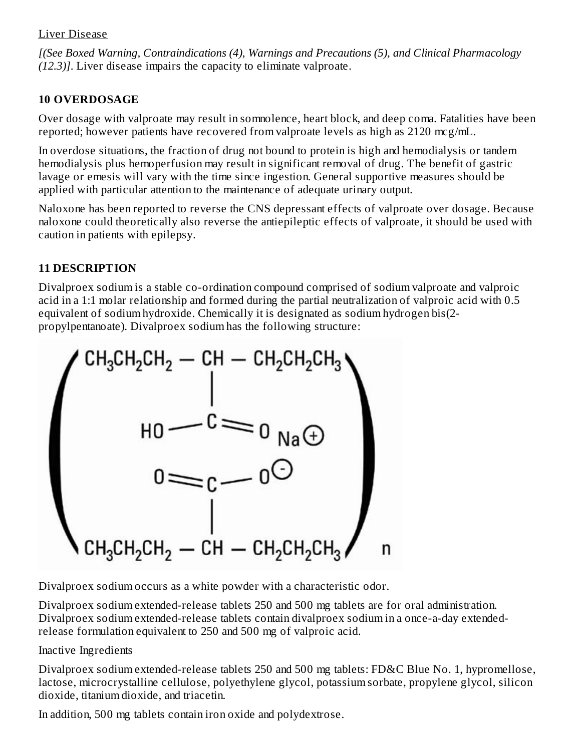Liver Disease

*[(See Boxed Warning, Contraindications (4), Warnings and Precautions (5), and Clinical Pharmacology (12.3)]*. Liver disease impairs the capacity to eliminate valproate.

## 10 OVERDOSAGE

Over dosage with valproate may result in somnolence, heart block, and deep coma. Fatalities have been reported; however patients have recovered from valproate levels as high as 2120 mcg/mL.

In overdose situations, the fraction of drug not bound to protein is high and hemodialysis or tandem hemodialysis plus hemoperfusion may result in significant removal of drug. The benefit of gastric lavage or emesis will vary with the time since ingestion. General supportive measures should be applied with particular attention to the maintenance of adequate urinary output.

Naloxone has been reported to reverse the CNS depressant effects of valproate over dosage. Because naloxone could theoretically also reverse the antiepileptic effects of valproate, it should be used with caution in patients with epilepsy.

## 11 DESCRIPTION

Divalproex sodium is a stable co-ordination compound comprised of sodium valproate and valproic acid in a 1:1 molar relationship and formed during the partial neutralization of valproic acid with 0.5 equivalent of sodium hydroxide. Chemically it is designated as sodium hydrogen bis(2-propylpentanoate). Divalproex sodium has the following structure:

$$\left( \begin{array}{c} CH_3CH_2CH_2 - CH - CH_2CH_2CH_3 \\ | \\ HO - C = O \quad Na^{\oplus} \\ O = C - O^{\ominus} \\ | \\ CH_3CH_2CH_2 - CH - CH_2CH_2CH_3 \end{array} \right)_n$$

Divalproex sodium occurs as a white powder with a characteristic odor.

Divalproex sodium extended-release tablets 250 and 500 mg tablets are for oral administration. Divalproex sodium extended-release tablets contain divalproex sodium in a once-a-day extended-release formulation equivalent to 250 and 500 mg of valproic acid.

Inactive Ingredients

Divalproex sodium extended-release tablets 250 and 500 mg tablets: FD&C Blue No. 1, hypromellose, lactose, microcrystalline cellulose, polyethylene glycol, potassium sorbate, propylene glycol, silicon dioxide, titanium dioxide, and triacetin.

In addition, 500 mg tablets contain iron oxide and polydextrose.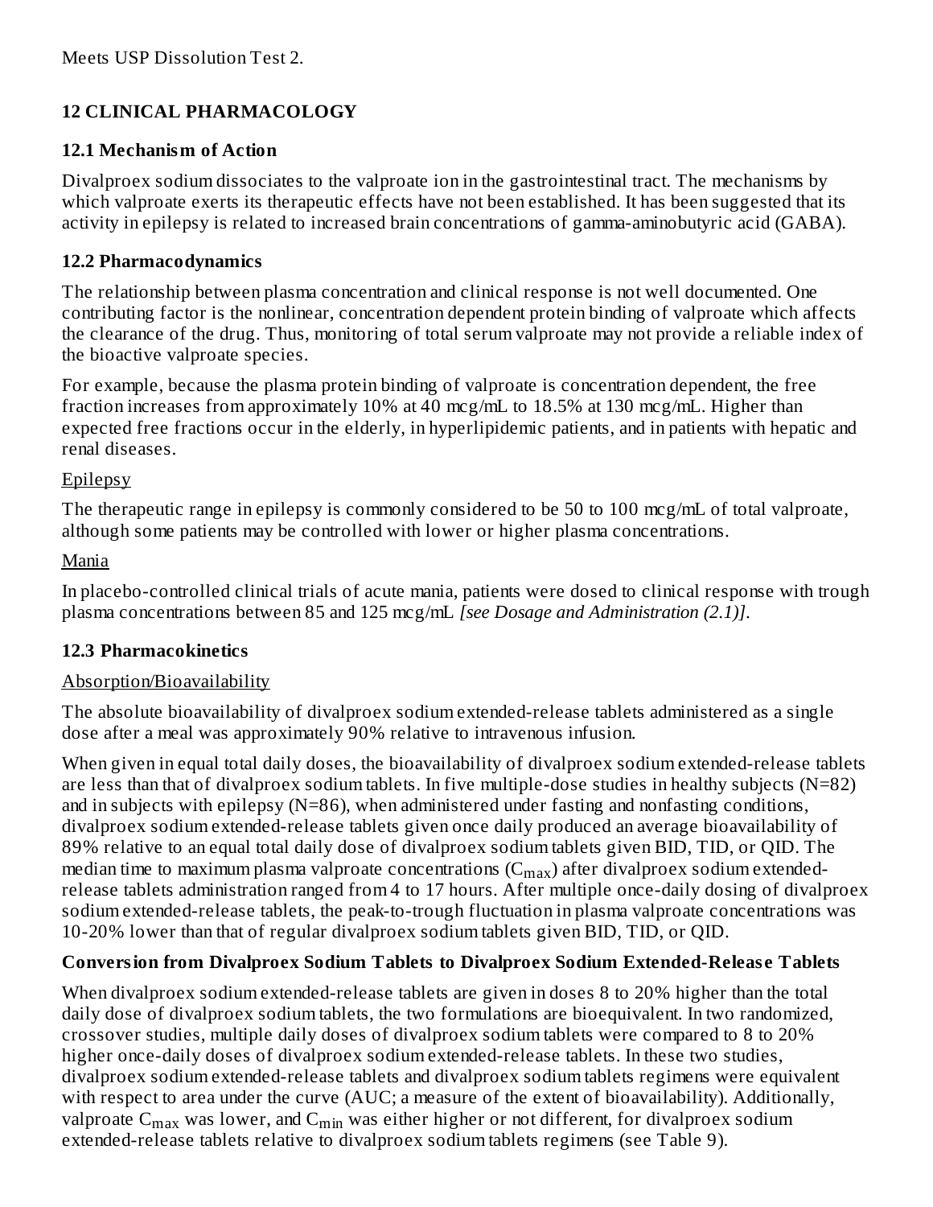Meets USP Dissolution Test 2.

## 12 CLINICAL PHARMACOLOGY

### 12.1 Mechanism of Action

Divalproex sodium dissociates to the valproate ion in the gastrointestinal tract. The mechanisms by which valproate exerts its therapeutic effects have not been established. It has been suggested that its activity in epilepsy is related to increased brain concentrations of gamma-aminobutyric acid (GABA).

### 12.2 Pharmacodynamics

The relationship between plasma concentration and clinical response is not well documented. One contributing factor is the nonlinear, concentration dependent protein binding of valproate which affects the clearance of the drug. Thus, monitoring of total serum valproate may not provide a reliable index of the bioactive valproate species.

For example, because the plasma protein binding of valproate is concentration dependent, the free fraction increases from approximately 10% at 40 mcg/mL to 18.5% at 130 mcg/mL. Higher than expected free fractions occur in the elderly, in hyperlipidemic patients, and in patients with hepatic and renal diseases.

Epilepsy

The therapeutic range in epilepsy is commonly considered to be 50 to 100 mcg/mL of total valproate, although some patients may be controlled with lower or higher plasma concentrations.

Mania

In placebo-controlled clinical trials of acute mania, patients were dosed to clinical response with trough plasma concentrations between 85 and 125 mcg/mL *[see Dosage and Administration (2.1)]*.

### 12.3 Pharmacokinetics

Absorption/Bioavailability

The absolute bioavailability of divalproex sodium extended-release tablets administered as a single dose after a meal was approximately 90% relative to intravenous infusion.

When given in equal total daily doses, the bioavailability of divalproex sodium extended-release tablets are less than that of divalproex sodium tablets. In five multiple-dose studies in healthy subjects (N=82) and in subjects with epilepsy (N=86), when administered under fasting and nonfasting conditions, divalproex sodium extended-release tablets given once daily produced an average bioavailability of 89% relative to an equal total daily dose of divalproex sodium tablets given BID, TID, or QID. The median time to maximum plasma valproate concentrations ($C_{max}$) after divalproex sodium extended-release tablets administration ranged from 4 to 17 hours. After multiple once-daily dosing of divalproex sodium extended-release tablets, the peak-to-trough fluctuation in plasma valproate concentrations was 10-20% lower than that of regular divalproex sodium tablets given BID, TID, or QID.

**Conversion from Divalproex Sodium Tablets to Divalproex Sodium Extended-Release Tablets**

When divalproex sodium extended-release tablets are given in doses 8 to 20% higher than the total daily dose of divalproex sodium tablets, the two formulations are bioequivalent. In two randomized, crossover studies, multiple daily doses of divalproex sodium tablets were compared to 8 to 20% higher once-daily doses of divalproex sodium extended-release tablets. In these two studies, divalproex sodium extended-release tablets and divalproex sodium tablets regimens were equivalent with respect to area under the curve (AUC; a measure of the extent of bioavailability). Additionally, valproate $C_{max}$ was lower, and $C_{min}$ was either higher or not different, for divalproex sodium extended-release tablets relative to divalproex sodium tablets regimens (see Table 9).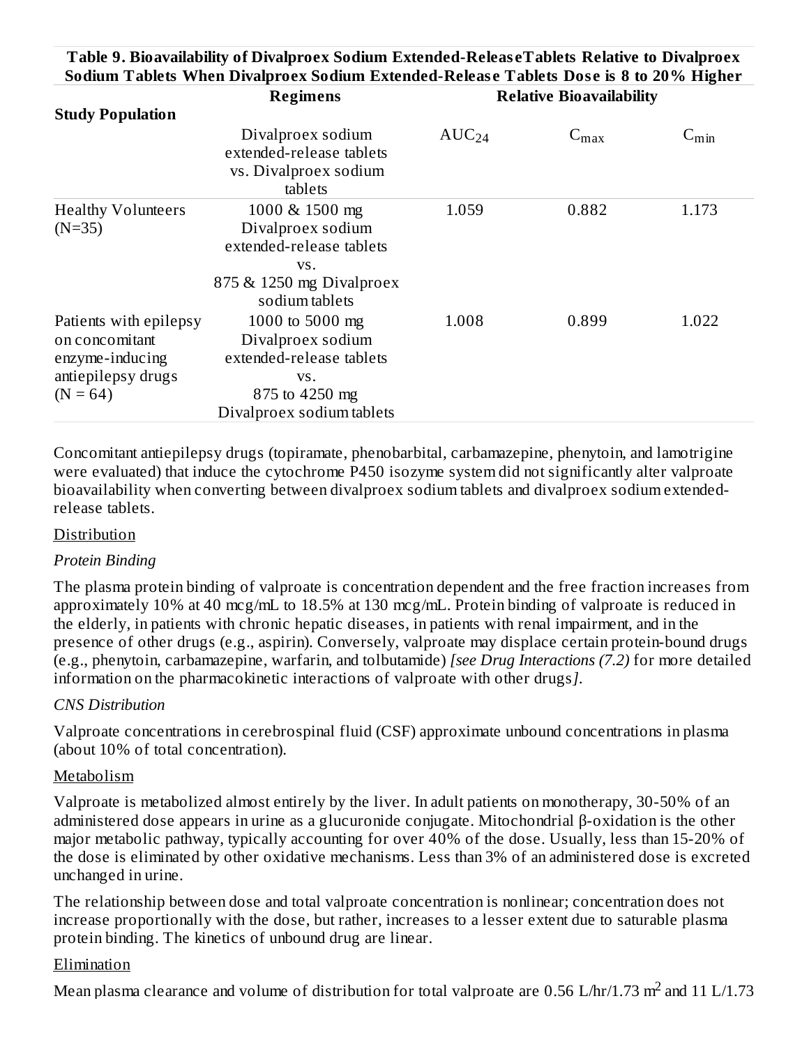**Table 9. Bioavailability of Divalproex Sodium Extended-ReleaseTablets Relative to Divalproex Sodium Tablets When Divalproex Sodium Extended-Release Tablets Dose is 8 to 20% Higher**

| Study Population | Regimens | Relative Bioavailability | | |
|---|---|---|---|---|
| | Divalproex sodium extended-release tablets vs. Divalproex sodium tablets | $AUC_{24}$ | $C_{max}$ | $C_{min}$ |
| Healthy Volunteers (N=35) | 1000 & 1500 mg Divalproex sodium extended-release tablets vs. 875 & 1250 mg Divalproex sodium tablets | 1.059 | 0.882 | 1.173 |
| Patients with epilepsy on concomitant enzyme-inducing antiepilepsy drugs (N = 64) | 1000 to 5000 mg Divalproex sodium extended-release tablets vs. 875 to 4250 mg Divalproex sodium tablets | 1.008 | 0.899 | 1.022 |

Concomitant antiepilepsy drugs (topiramate, phenobarbital, carbamazepine, phenytoin, and lamotrigine were evaluated) that induce the cytochrome P450 isozyme system did not significantly alter valproate bioavailability when converting between divalproex sodium tablets and divalproex sodium extended-release tablets.

Distribution

*Protein Binding*

The plasma protein binding of valproate is concentration dependent and the free fraction increases from approximately 10% at 40 mcg/mL to 18.5% at 130 mcg/mL. Protein binding of valproate is reduced in the elderly, in patients with chronic hepatic diseases, in patients with renal impairment, and in the presence of other drugs (e.g., aspirin). Conversely, valproate may displace certain protein-bound drugs (e.g., phenytoin, carbamazepine, warfarin, and tolbutamide) *[see Drug Interactions (7.2)* for more detailed information on the pharmacokinetic interactions of valproate with other drugs*]*.

*CNS Distribution*

Valproate concentrations in cerebrospinal fluid (CSF) approximate unbound concentrations in plasma (about 10% of total concentration).

Metabolism

Valproate is metabolized almost entirely by the liver. In adult patients on monotherapy, 30-50% of an administered dose appears in urine as a glucuronide conjugate. Mitochondrial β-oxidation is the other major metabolic pathway, typically accounting for over 40% of the dose. Usually, less than 15-20% of the dose is eliminated by other oxidative mechanisms. Less than 3% of an administered dose is excreted unchanged in urine.

The relationship between dose and total valproate concentration is nonlinear; concentration does not increase proportionally with the dose, but rather, increases to a lesser extent due to saturable plasma protein binding. The kinetics of unbound drug are linear.

Elimination

Mean plasma clearance and volume of distribution for total valproate are 0.56 L/hr/1.73 $m^2$ and 11 L/1.73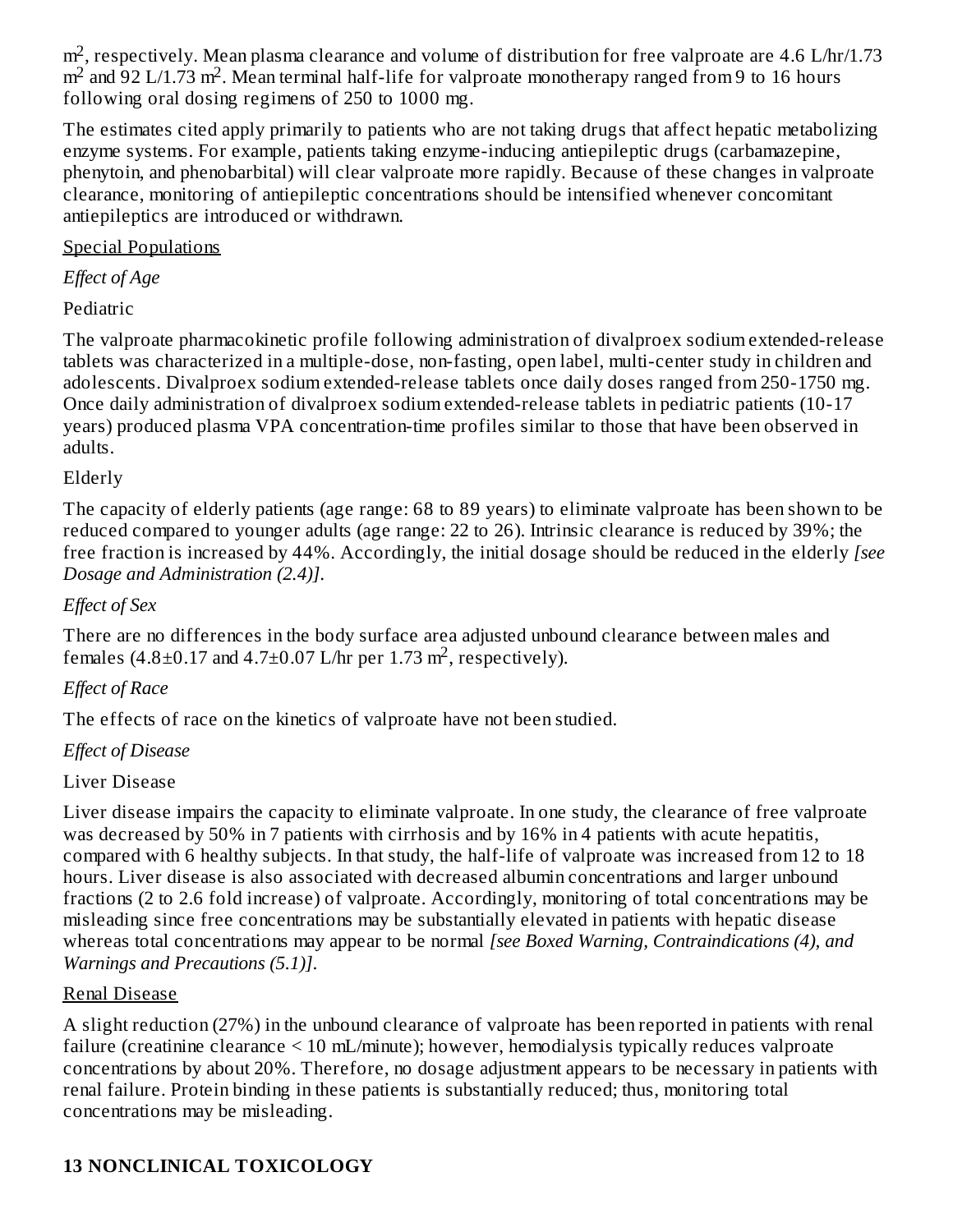$m^2$, respectively. Mean plasma clearance and volume of distribution for free valproate are 4.6 L/hr/1.73 $m^2$ and 92 L/1.73 $m^2$. Mean terminal half-life for valproate monotherapy ranged from 9 to 16 hours following oral dosing regimens of 250 to 1000 mg.

The estimates cited apply primarily to patients who are not taking drugs that affect hepatic metabolizing enzyme systems. For example, patients taking enzyme-inducing antiepileptic drugs (carbamazepine, phenytoin, and phenobarbital) will clear valproate more rapidly. Because of these changes in valproate clearance, monitoring of antiepileptic concentrations should be intensified whenever concomitant antiepileptics are introduced or withdrawn.

Special Populations

*Effect of Age*

Pediatric

The valproate pharmacokinetic profile following administration of divalproex sodium extended-release tablets was characterized in a multiple-dose, non-fasting, open label, multi-center study in children and adolescents. Divalproex sodium extended-release tablets once daily doses ranged from 250-1750 mg. Once daily administration of divalproex sodium extended-release tablets in pediatric patients (10-17 years) produced plasma VPA concentration-time profiles similar to those that have been observed in adults.

Elderly

The capacity of elderly patients (age range: 68 to 89 years) to eliminate valproate has been shown to be reduced compared to younger adults (age range: 22 to 26). Intrinsic clearance is reduced by 39%; the free fraction is increased by 44%. Accordingly, the initial dosage should be reduced in the elderly *[see Dosage and Administration (2.4)]*.

*Effect of Sex*

There are no differences in the body surface area adjusted unbound clearance between males and females ($4.8 \pm 0.17$ and $4.7 \pm 0.07$ L/hr per 1.73 $m^2$, respectively).

*Effect of Race*

The effects of race on the kinetics of valproate have not been studied.

*Effect of Disease*

Liver Disease

Liver disease impairs the capacity to eliminate valproate. In one study, the clearance of free valproate was decreased by 50% in 7 patients with cirrhosis and by 16% in 4 patients with acute hepatitis, compared with 6 healthy subjects. In that study, the half-life of valproate was increased from 12 to 18 hours. Liver disease is also associated with decreased albumin concentrations and larger unbound fractions (2 to 2.6 fold increase) of valproate. Accordingly, monitoring of total concentrations may be misleading since free concentrations may be substantially elevated in patients with hepatic disease whereas total concentrations may appear to be normal *[see Boxed Warning, Contraindications (4), and Warnings and Precautions (5.1)]*.

Renal Disease

A slight reduction (27%) in the unbound clearance of valproate has been reported in patients with renal failure (creatinine clearance < 10 mL/minute); however, hemodialysis typically reduces valproate concentrations by about 20%. Therefore, no dosage adjustment appears to be necessary in patients with renal failure. Protein binding in these patients is substantially reduced; thus, monitoring total concentrations may be misleading.

## 13 NONCLINICAL TOXICOLOGY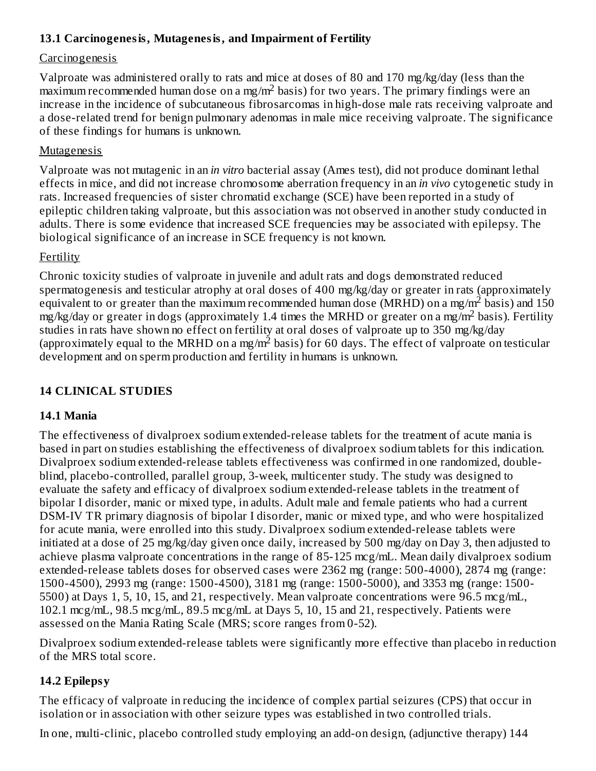### 13.1 Carcinogenesis, Mutagenesis, and Impairment of Fertility

Carcinogenesis

Valproate was administered orally to rats and mice at doses of 80 and 170 mg/kg/day (less than the maximum recommended human dose on a mg/$m^2$ basis) for two years. The primary findings were an increase in the incidence of subcutaneous fibrosarcomas in high-dose male rats receiving valproate and a dose-related trend for benign pulmonary adenomas in male mice receiving valproate. The significance of these findings for humans is unknown.

Mutagenesis

Valproate was not mutagenic in an *in vitro* bacterial assay (Ames test), did not produce dominant lethal effects in mice, and did not increase chromosome aberration frequency in an *in vivo* cytogenetic study in rats. Increased frequencies of sister chromatid exchange (SCE) have been reported in a study of epileptic children taking valproate, but this association was not observed in another study conducted in adults. There is some evidence that increased SCE frequencies may be associated with epilepsy. The biological significance of an increase in SCE frequency is not known.

Fertility

Chronic toxicity studies of valproate in juvenile and adult rats and dogs demonstrated reduced spermatogenesis and testicular atrophy at oral doses of 400 mg/kg/day or greater in rats (approximately equivalent to or greater than the maximum recommended human dose (MRHD) on a mg/$m^2$ basis) and 150 mg/kg/day or greater in dogs (approximately 1.4 times the MRHD or greater on a mg/$m^2$ basis). Fertility studies in rats have shown no effect on fertility at oral doses of valproate up to 350 mg/kg/day (approximately equal to the MRHD on a mg/$m^2$ basis) for 60 days. The effect of valproate on testicular development and on sperm production and fertility in humans is unknown.

## 14 CLINICAL STUDIES

### 14.1 Mania

The effectiveness of divalproex sodium extended-release tablets for the treatment of acute mania is based in part on studies establishing the effectiveness of divalproex sodium tablets for this indication. Divalproex sodium extended-release tablets effectiveness was confirmed in one randomized, double-blind, placebo-controlled, parallel group, 3-week, multicenter study. The study was designed to evaluate the safety and efficacy of divalproex sodium extended-release tablets in the treatment of bipolar I disorder, manic or mixed type, in adults. Adult male and female patients who had a current DSM-IV TR primary diagnosis of bipolar I disorder, manic or mixed type, and who were hospitalized for acute mania, were enrolled into this study. Divalproex sodium extended-release tablets were initiated at a dose of 25 mg/kg/day given once daily, increased by 500 mg/day on Day 3, then adjusted to achieve plasma valproate concentrations in the range of 85-125 mcg/mL. Mean daily divalproex sodium extended-release tablets doses for observed cases were 2362 mg (range: 500-4000), 2874 mg (range: 1500-4500), 2993 mg (range: 1500-4500), 3181 mg (range: 1500-5000), and 3353 mg (range: 1500-5500) at Days 1, 5, 10, 15, and 21, respectively. Mean valproate concentrations were 96.5 mcg/mL, 102.1 mcg/mL, 98.5 mcg/mL, 89.5 mcg/mL at Days 5, 10, 15 and 21, respectively. Patients were assessed on the Mania Rating Scale (MRS; score ranges from 0-52).

Divalproex sodium extended-release tablets were significantly more effective than placebo in reduction of the MRS total score.

### 14.2 Epilepsy

The efficacy of valproate in reducing the incidence of complex partial seizures (CPS) that occur in isolation or in association with other seizure types was established in two controlled trials.

In one, multi-clinic, placebo controlled study employing an add-on design, (adjunctive therapy) 144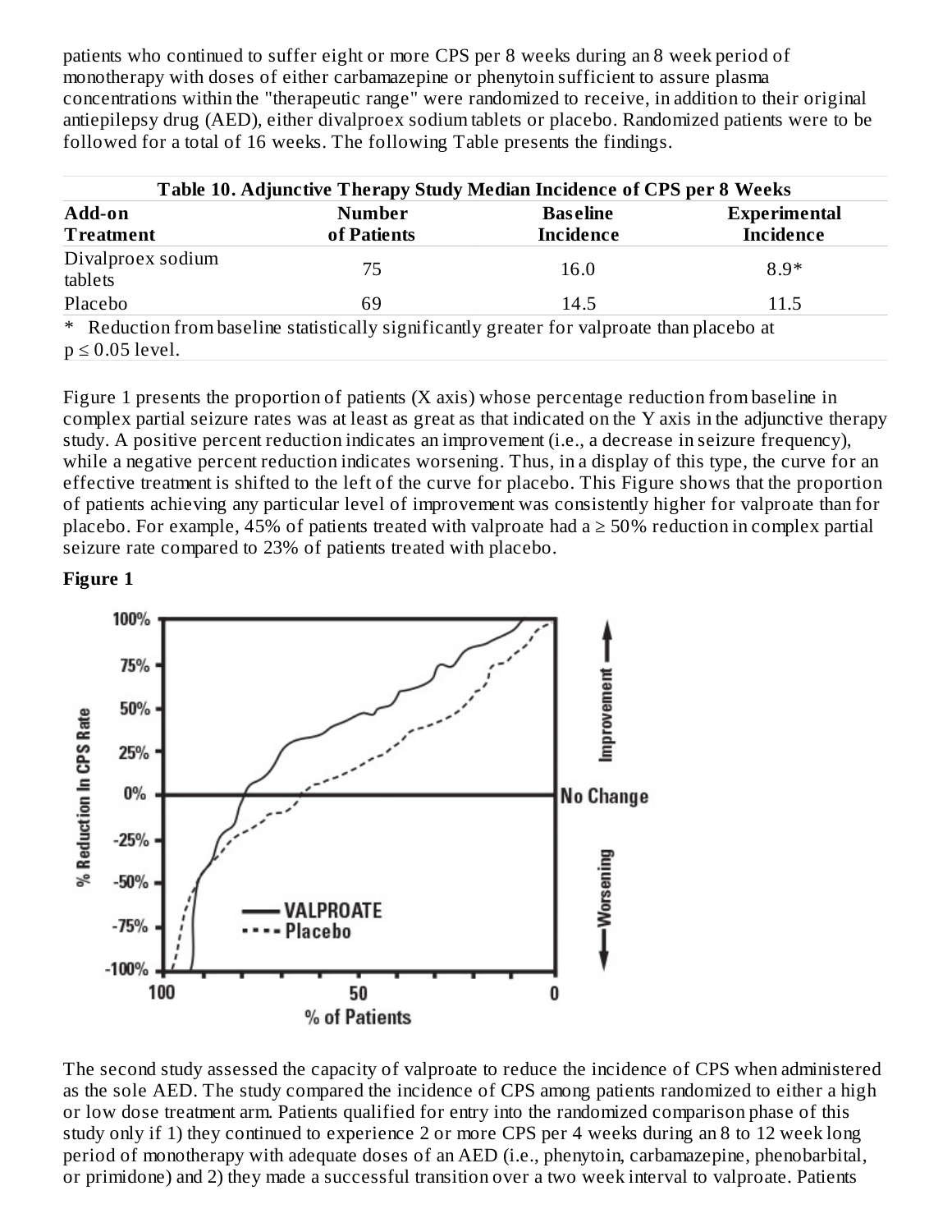patients who continued to suffer eight or more CPS per 8 weeks during an 8 week period of monotherapy with doses of either carbamazepine or phenytoin sufficient to assure plasma concentrations within the "therapeutic range" were randomized to receive, in addition to their original antiepilepsy drug (AED), either divalproex sodium tablets or placebo. Randomized patients were to be followed for a total of 16 weeks. The following Table presents the findings.

**Table 10. Adjunctive Therapy Study Median Incidence of CPS per 8 Weeks**

| Add-on Treatment | Number of Patients | Baseline Incidence | Experimental Incidence |
|---|---|---|---|
| Divalproex sodium tablets | 75 | 16.0 | 8.9* |
| Placebo | 69 | 14.5 | 11.5 |

\* Reduction from baseline statistically significantly greater for valproate than placebo at $p \leq 0.05$ level.

Figure 1 presents the proportion of patients (X axis) whose percentage reduction from baseline in complex partial seizure rates was at least as great as that indicated on the Y axis in the adjunctive therapy study. A positive percent reduction indicates an improvement (i.e., a decrease in seizure frequency), while a negative percent reduction indicates worsening. Thus, in a display of this type, the curve for an effective treatment is shifted to the left of the curve for placebo. This Figure shows that the proportion of patients achieving any particular level of improvement was consistently higher for valproate than for placebo. For example, 45% of patients treated with valproate had a ≥ 50% reduction in complex partial seizure rate compared to 23% of patients treated with placebo.

**Figure 1**

The second study assessed the capacity of valproate to reduce the incidence of CPS when administered as the sole AED. The study compared the incidence of CPS among patients randomized to either a high or low dose treatment arm. Patients qualified for entry into the randomized comparison phase of this study only if 1) they continued to experience 2 or more CPS per 4 weeks during an 8 to 12 week long period of monotherapy with adequate doses of an AED (i.e., phenytoin, carbamazepine, phenobarbital, or primidone) and 2) they made a successful transition over a two week interval to valproate. Patients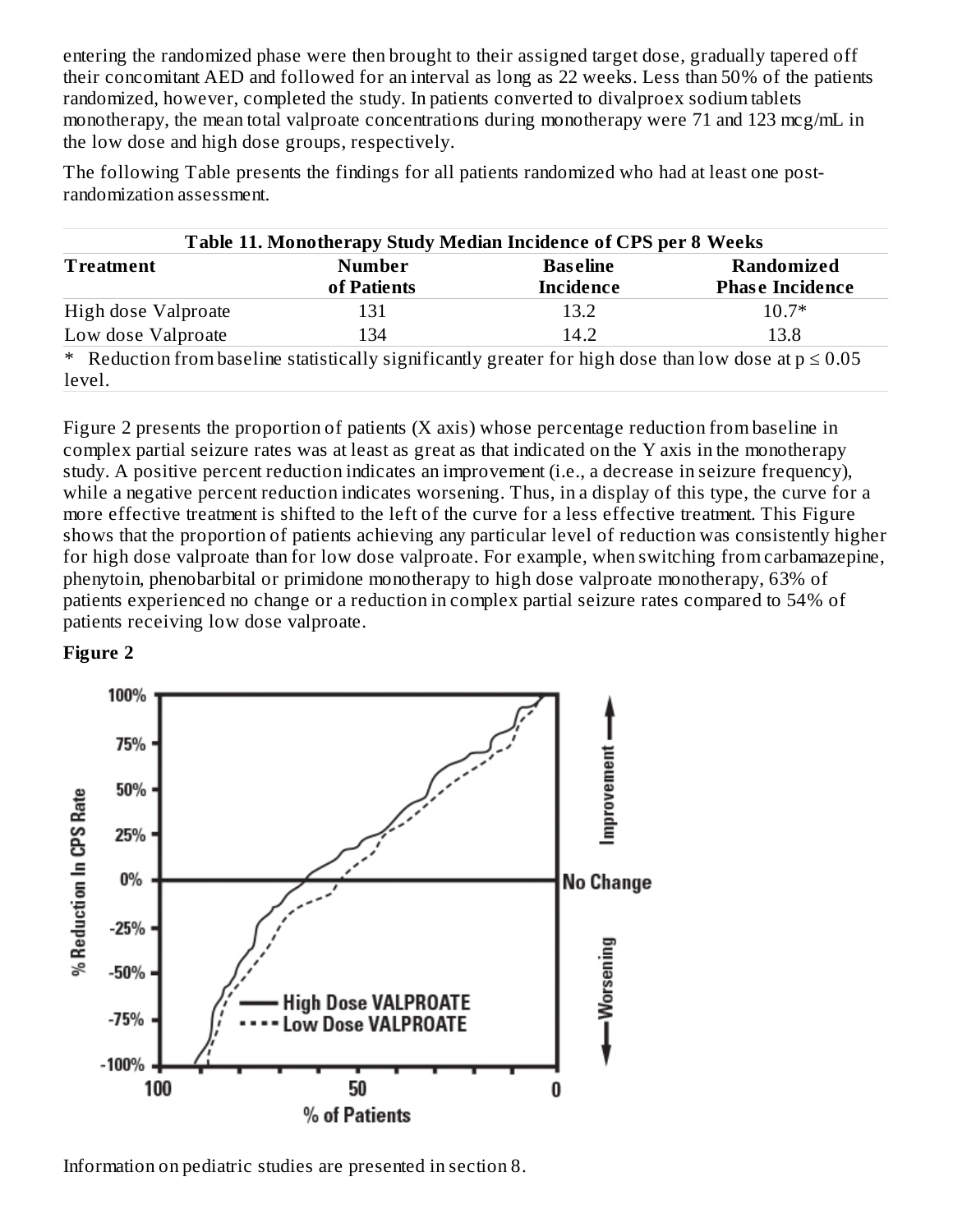entering the randomized phase were then brought to their assigned target dose, gradually tapered off their concomitant AED and followed for an interval as long as 22 weeks. Less than 50% of the patients randomized, however, completed the study. In patients converted to divalproex sodium tablets monotherapy, the mean total valproate concentrations during monotherapy were 71 and 123 mcg/mL in the low dose and high dose groups, respectively.

The following Table presents the findings for all patients randomized who had at least one post-randomization assessment.

**Table 11. Monotherapy Study Median Incidence of CPS per 8 Weeks**

| Treatment | Number of Patients | Baseline Incidence | Randomized Phase Incidence |
|---|---|---|---|
| High dose Valproate | 131 | 13.2 | 10.7* |
| Low dose Valproate | 134 | 14.2 | 13.8 |

\* Reduction from baseline statistically significantly greater for high dose than low dose at $p \leq 0.05$ level.

Figure 2 presents the proportion of patients (X axis) whose percentage reduction from baseline in complex partial seizure rates was at least as great as that indicated on the Y axis in the monotherapy study. A positive percent reduction indicates an improvement (i.e., a decrease in seizure frequency), while a negative percent reduction indicates worsening. Thus, in a display of this type, the curve for a more effective treatment is shifted to the left of the curve for a less effective treatment. This Figure shows that the proportion of patients achieving any particular level of reduction was consistently higher for high dose valproate than for low dose valproate. For example, when switching from carbamazepine, phenytoin, phenobarbital or primidone monotherapy to high dose valproate monotherapy, 63% of patients experienced no change or a reduction in complex partial seizure rates compared to 54% of patients receiving low dose valproate.

**Figure 2**

Information on pediatric studies are presented in section 8.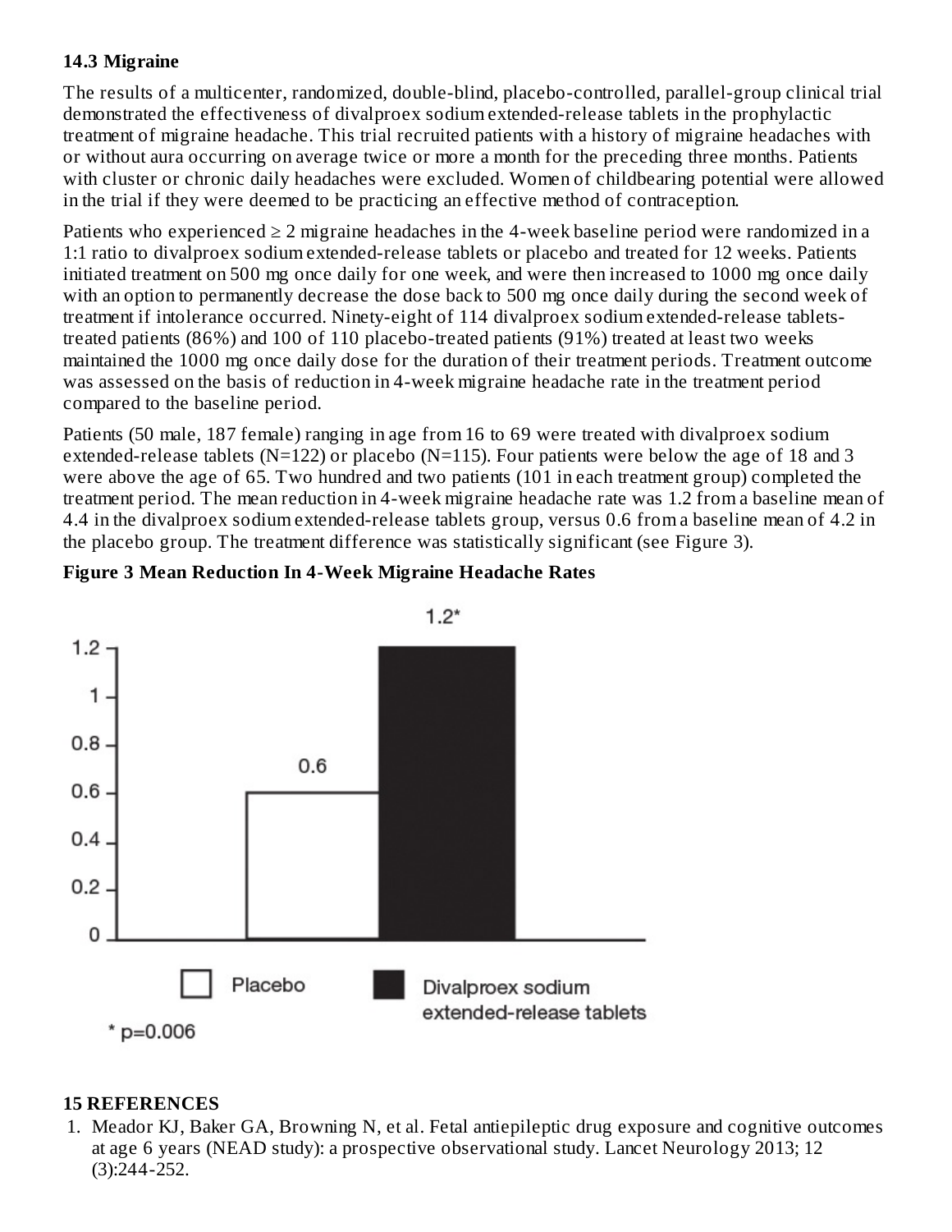### 14.3 Migraine

The results of a multicenter, randomized, double-blind, placebo-controlled, parallel-group clinical trial demonstrated the effectiveness of divalproex sodium extended-release tablets in the prophylactic treatment of migraine headache. This trial recruited patients with a history of migraine headaches with or without aura occurring on average twice or more a month for the preceding three months. Patients with cluster or chronic daily headaches were excluded. Women of childbearing potential were allowed in the trial if they were deemed to be practicing an effective method of contraception.

Patients who experienced ≥ 2 migraine headaches in the 4-week baseline period were randomized in a 1:1 ratio to divalproex sodium extended-release tablets or placebo and treated for 12 weeks. Patients initiated treatment on 500 mg once daily for one week, and were then increased to 1000 mg once daily with an option to permanently decrease the dose back to 500 mg once daily during the second week of treatment if intolerance occurred. Ninety-eight of 114 divalproex sodium extended-release tablets-treated patients (86%) and 100 of 110 placebo-treated patients (91%) treated at least two weeks maintained the 1000 mg once daily dose for the duration of their treatment periods. Treatment outcome was assessed on the basis of reduction in 4-week migraine headache rate in the treatment period compared to the baseline period.

Patients (50 male, 187 female) ranging in age from 16 to 69 were treated with divalproex sodium extended-release tablets (N=122) or placebo (N=115). Four patients were below the age of 18 and 3 were above the age of 65. Two hundred and two patients (101 in each treatment group) completed the treatment period. The mean reduction in 4-week migraine headache rate was 1.2 from a baseline mean of 4.4 in the divalproex sodium extended-release tablets group, versus 0.6 from a baseline mean of 4.2 in the placebo group. The treatment difference was statistically significant (see Figure 3).

**Figure 3 Mean Reduction In 4-Week Migraine Headache Rates**

| Group | Mean Reduction |
|---|---|
| Placebo | 0.6 |
| Divalproex sodium extended-release tablets | 1.2* |

* p=0.006

## 15 REFERENCES

1. Meador KJ, Baker GA, Browning N, et al. Fetal antiepileptic drug exposure and cognitive outcomes at age 6 years (NEAD study): a prospective observational study. Lancet Neurology 2013; 12 (3):244-252.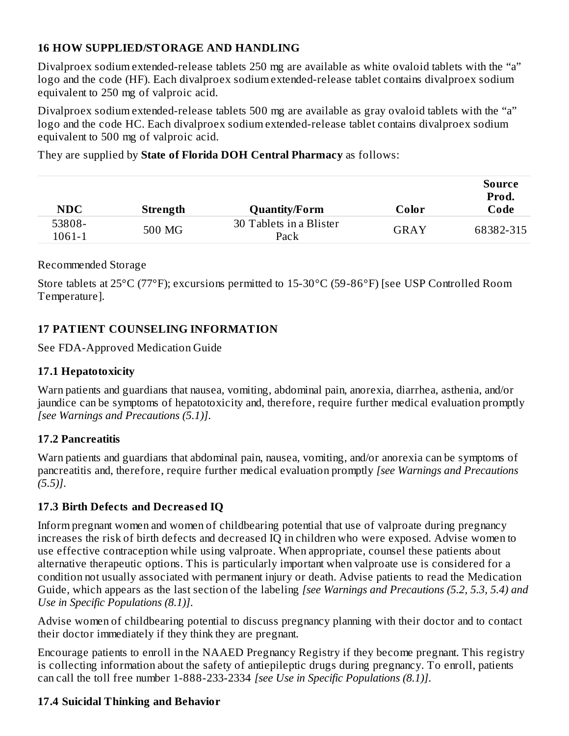## 16 HOW SUPPLIED/STORAGE AND HANDLING

Divalproex sodium extended-release tablets 250 mg are available as white ovaloid tablets with the “a” logo and the code (HF). Each divalproex sodium extended-release tablet contains divalproex sodium equivalent to 250 mg of valproic acid.

Divalproex sodium extended-release tablets 500 mg are available as gray ovaloid tablets with the “a” logo and the code HC. Each divalproex sodium extended-release tablet contains divalproex sodium equivalent to 500 mg of valproic acid.

They are supplied by **State of Florida DOH Central Pharmacy** as follows:

| NDC | Strength | Quantity/Form | Color | Source Prod. Code |
|---|---|---|---|---|
| 53808-1061-1 | 500 MG | 30 Tablets in a Blister Pack | GRAY | 68382-315 |

Recommended Storage

Store tablets at 25°C (77°F); excursions permitted to 15-30°C (59-86°F) [see USP Controlled Room Temperature].

## 17 PATIENT COUNSELING INFORMATION

See FDA-Approved Medication Guide

### 17.1 Hepatotoxicity

Warn patients and guardians that nausea, vomiting, abdominal pain, anorexia, diarrhea, asthenia, and/or jaundice can be symptoms of hepatotoxicity and, therefore, require further medical evaluation promptly *[see Warnings and Precautions (5.1)]*.

### 17.2 Pancreatitis

Warn patients and guardians that abdominal pain, nausea, vomiting, and/or anorexia can be symptoms of pancreatitis and, therefore, require further medical evaluation promptly *[see Warnings and Precautions (5.5)]*.

### 17.3 Birth Defects and Decreased IQ

Inform pregnant women and women of childbearing potential that use of valproate during pregnancy increases the risk of birth defects and decreased IQ in children who were exposed. Advise women to use effective contraception while using valproate. When appropriate, counsel these patients about alternative therapeutic options. This is particularly important when valproate use is considered for a condition not usually associated with permanent injury or death. Advise patients to read the Medication Guide, which appears as the last section of the labeling *[see Warnings and Precautions (5.2, 5.3, 5.4) and Use in Specific Populations (8.1)]*.

Advise women of childbearing potential to discuss pregnancy planning with their doctor and to contact their doctor immediately if they think they are pregnant.

Encourage patients to enroll in the NAAED Pregnancy Registry if they become pregnant. This registry is collecting information about the safety of antiepileptic drugs during pregnancy. To enroll, patients can call the toll free number 1-888-233-2334 *[see Use in Specific Populations (8.1)]*.

### 17.4 Suicidal Thinking and Behavior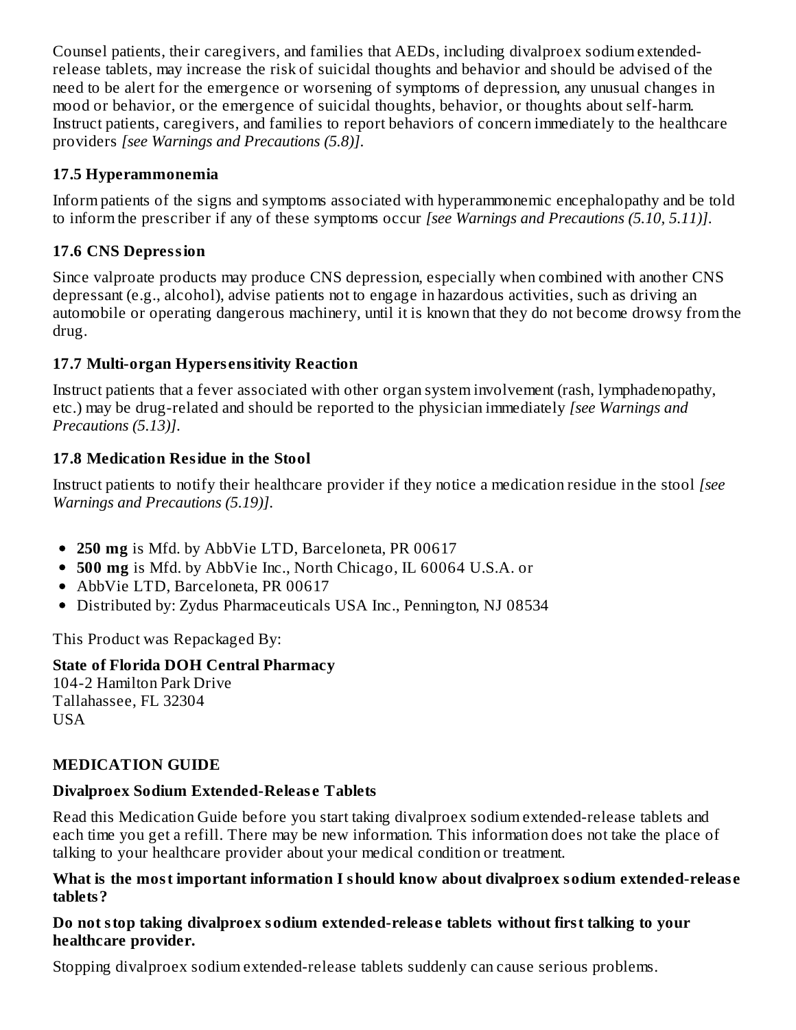Counsel patients, their caregivers, and families that AEDs, including divalproex sodium extended-release tablets, may increase the risk of suicidal thoughts and behavior and should be advised of the need to be alert for the emergence or worsening of symptoms of depression, any unusual changes in mood or behavior, or the emergence of suicidal thoughts, behavior, or thoughts about self-harm. Instruct patients, caregivers, and families to report behaviors of concern immediately to the healthcare providers *[see Warnings and Precautions (5.8)]*.

### 17.5 Hyperammonemia

Inform patients of the signs and symptoms associated with hyperammonemic encephalopathy and be told to inform the prescriber if any of these symptoms occur *[see Warnings and Precautions (5.10, 5.11)]*.

### 17.6 CNS Depression

Since valproate products may produce CNS depression, especially when combined with another CNS depressant (e.g., alcohol), advise patients not to engage in hazardous activities, such as driving an automobile or operating dangerous machinery, until it is known that they do not become drowsy from the drug.

### 17.7 Multi-organ Hypersensitivity Reaction

Instruct patients that a fever associated with other organ system involvement (rash, lymphadenopathy, etc.) may be drug-related and should be reported to the physician immediately *[see Warnings and Precautions (5.13)]*.

### 17.8 Medication Residue in the Stool

Instruct patients to notify their healthcare provider if they notice a medication residue in the stool *[see Warnings and Precautions (5.19)]*.

- **250 mg** is Mfd. by AbbVie LTD, Barceloneta, PR 00617
- **500 mg** is Mfd. by AbbVie Inc., North Chicago, IL 60064 U.S.A. or
- AbbVie LTD, Barceloneta, PR 00617
- Distributed by: Zydus Pharmaceuticals USA Inc., Pennington, NJ 08534

This Product was Repackaged By:

**State of Florida DOH Central Pharmacy**
104-2 Hamilton Park Drive
Tallahassee, FL 32304
USA

## MEDICATION GUIDE

### Divalproex Sodium Extended-Release Tablets

Read this Medication Guide before you start taking divalproex sodium extended-release tablets and each time you get a refill. There may be new information. This information does not take the place of talking to your healthcare provider about your medical condition or treatment.

**What is the most important information I should know about divalproex sodium extended-release tablets?**

**Do not stop taking divalproex sodium extended-release tablets without first talking to your healthcare provider.**

Stopping divalproex sodium extended-release tablets suddenly can cause serious problems.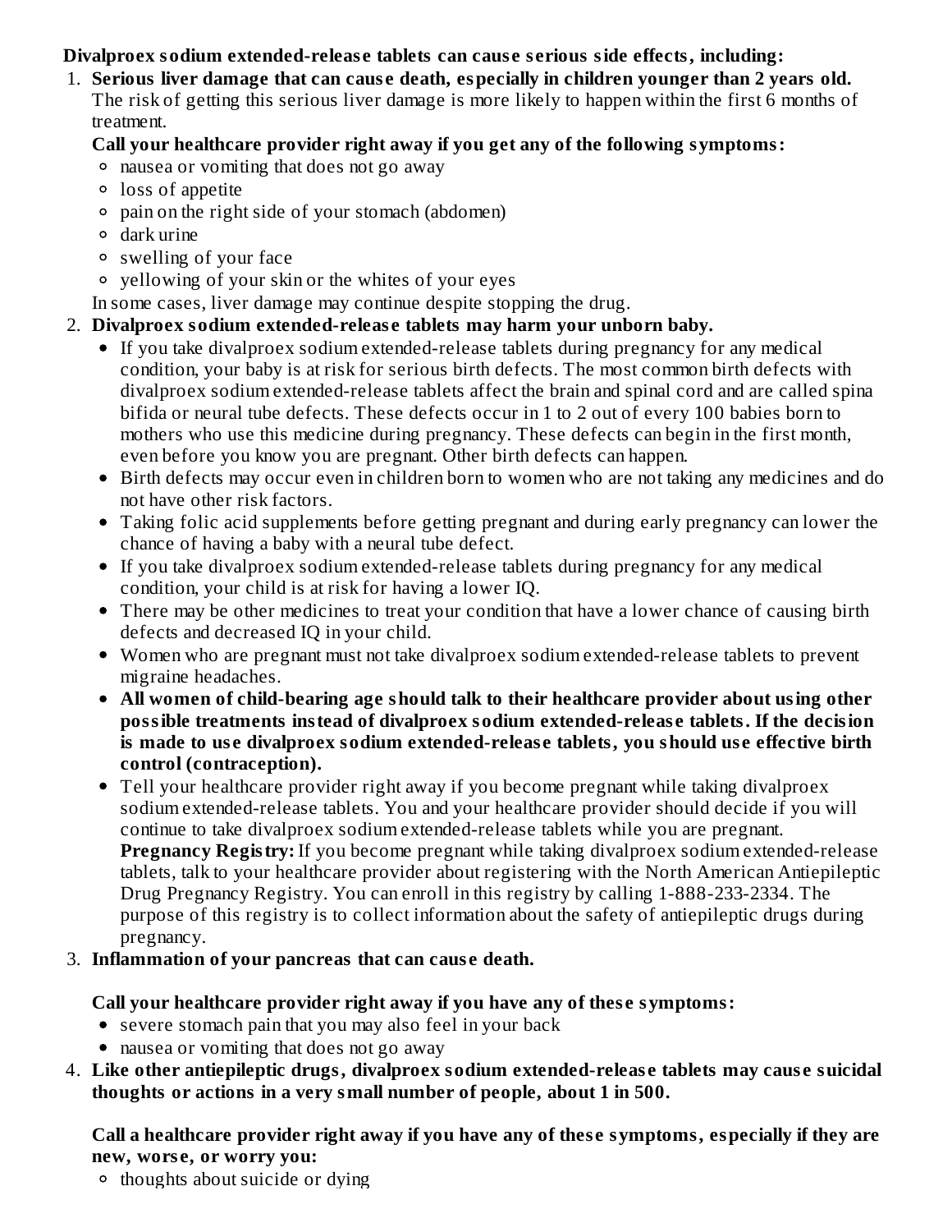**Divalproex sodium extended-release tablets can cause serious side effects, including:**

1. **Serious liver damage that can cause death, especially in children younger than 2 years old.** The risk of getting this serious liver damage is more likely to happen within the first 6 months of treatment.

   **Call your healthcare provider right away if you get any of the following symptoms:**
   - nausea or vomiting that does not go away
   - loss of appetite
   - pain on the right side of your stomach (abdomen)
   - dark urine
   - swelling of your face
   - yellowing of your skin or the whites of your eyes

   In some cases, liver damage may continue despite stopping the drug.

2. **Divalproex sodium extended-release tablets may harm your unborn baby.**
   - If you take divalproex sodium extended-release tablets during pregnancy for any medical condition, your baby is at risk for serious birth defects. The most common birth defects with divalproex sodium extended-release tablets affect the brain and spinal cord and are called spina bifida or neural tube defects. These defects occur in 1 to 2 out of every 100 babies born to mothers who use this medicine during pregnancy. These defects can begin in the first month, even before you know you are pregnant. Other birth defects can happen.
   - Birth defects may occur even in children born to women who are not taking any medicines and do not have other risk factors.
   - Taking folic acid supplements before getting pregnant and during early pregnancy can lower the chance of having a baby with a neural tube defect.
   - If you take divalproex sodium extended-release tablets during pregnancy for any medical condition, your child is at risk for having a lower IQ.
   - There may be other medicines to treat your condition that have a lower chance of causing birth defects and decreased IQ in your child.
   - Women who are pregnant must not take divalproex sodium extended-release tablets to prevent migraine headaches.
   - **All women of child-bearing age should talk to their healthcare provider about using other possible treatments instead of divalproex sodium extended-release tablets. If the decision is made to use divalproex sodium extended-release tablets, you should use effective birth control (contraception).**
   - Tell your healthcare provider right away if you become pregnant while taking divalproex sodium extended-release tablets. You and your healthcare provider should decide if you will continue to take divalproex sodium extended-release tablets while you are pregnant.
     **Pregnancy Registry:** If you become pregnant while taking divalproex sodium extended-release tablets, talk to your healthcare provider about registering with the North American Antiepileptic Drug Pregnancy Registry. You can enroll in this registry by calling 1-888-233-2334. The purpose of this registry is to collect information about the safety of antiepileptic drugs during pregnancy.

3. **Inflammation of your pancreas that can cause death.**

   **Call your healthcare provider right away if you have any of these symptoms:**
   - severe stomach pain that you may also feel in your back
   - nausea or vomiting that does not go away

4. **Like other antiepileptic drugs, divalproex sodium extended-release tablets may cause suicidal thoughts or actions in a very small number of people, about 1 in 500.**

   **Call a healthcare provider right away if you have any of these symptoms, especially if they are new, worse, or worry you:**
   - thoughts about suicide or dying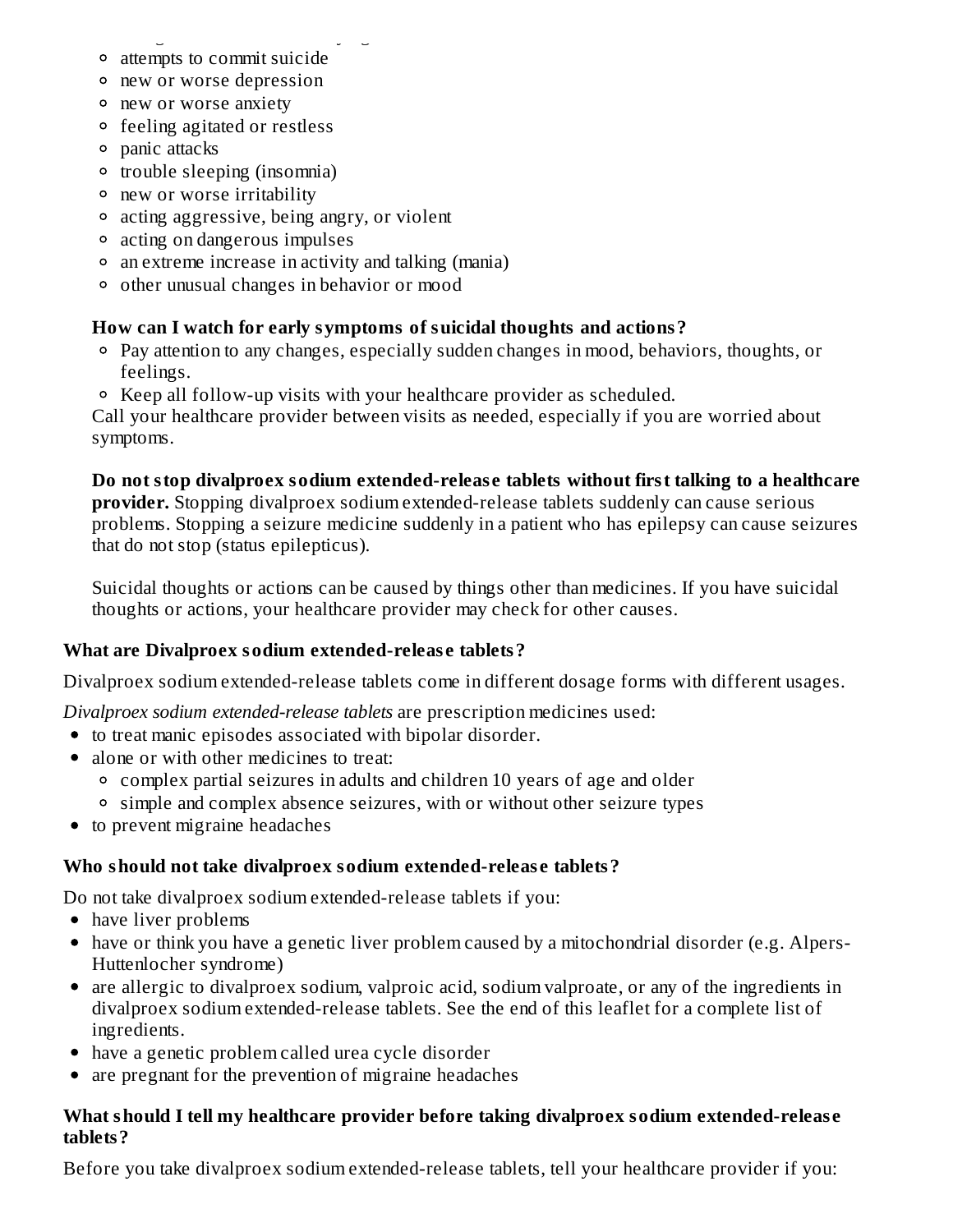- attempts to commit suicide
- new or worse depression
- new or worse anxiety
- feeling agitated or restless
- panic attacks
- trouble sleeping (insomnia)
- new or worse irritability
- acting aggressive, being angry, or violent
- acting on dangerous impulses
- an extreme increase in activity and talking (mania)
- other unusual changes in behavior or mood

**How can I watch for early symptoms of suicidal thoughts and actions?**

- Pay attention to any changes, especially sudden changes in mood, behaviors, thoughts, or feelings.
- Keep all follow-up visits with your healthcare provider as scheduled.

Call your healthcare provider between visits as needed, especially if you are worried about symptoms.

**Do not stop divalproex sodium extended-release tablets without first talking to a healthcare provider.** Stopping divalproex sodium extended-release tablets suddenly can cause serious problems. Stopping a seizure medicine suddenly in a patient who has epilepsy can cause seizures that do not stop (status epilepticus).

Suicidal thoughts or actions can be caused by things other than medicines. If you have suicidal thoughts or actions, your healthcare provider may check for other causes.

### What are Divalproex sodium extended-release tablets?

Divalproex sodium extended-release tablets come in different dosage forms with different usages.

*Divalproex sodium extended-release tablets* are prescription medicines used:

- to treat manic episodes associated with bipolar disorder.
- alone or with other medicines to treat:
  - complex partial seizures in adults and children 10 years of age and older
  - simple and complex absence seizures, with or without other seizure types
- to prevent migraine headaches

### Who should not take divalproex sodium extended-release tablets?

Do not take divalproex sodium extended-release tablets if you:

- have liver problems
- have or think you have a genetic liver problem caused by a mitochondrial disorder (e.g. Alpers-Huttenlocher syndrome)
- are allergic to divalproex sodium, valproic acid, sodium valproate, or any of the ingredients in divalproex sodium extended-release tablets. See the end of this leaflet for a complete list of ingredients.
- have a genetic problem called urea cycle disorder
- are pregnant for the prevention of migraine headaches

### What should I tell my healthcare provider before taking divalproex sodium extended-release tablets?

Before you take divalproex sodium extended-release tablets, tell your healthcare provider if you: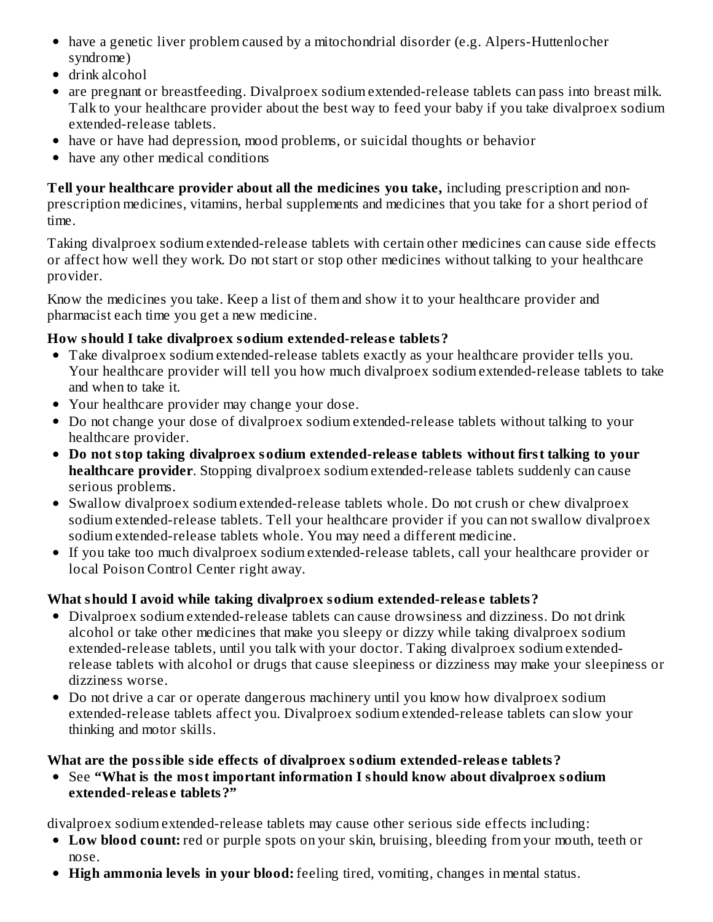- have a genetic liver problem caused by a mitochondrial disorder (e.g. Alpers-Huttenlocher syndrome)
- drink alcohol
- are pregnant or breastfeeding. Divalproex sodium extended-release tablets can pass into breast milk. Talk to your healthcare provider about the best way to feed your baby if you take divalproex sodium extended-release tablets.
- have or have had depression, mood problems, or suicidal thoughts or behavior
- have any other medical conditions

**Tell your healthcare provider about all the medicines you take,** including prescription and non-prescription medicines, vitamins, herbal supplements and medicines that you take for a short period of time.

Taking divalproex sodium extended-release tablets with certain other medicines can cause side effects or affect how well they work. Do not start or stop other medicines without talking to your healthcare provider.

Know the medicines you take. Keep a list of them and show it to your healthcare provider and pharmacist each time you get a new medicine.

**How should I take divalproex sodium extended-release tablets?**

- Take divalproex sodium extended-release tablets exactly as your healthcare provider tells you. Your healthcare provider will tell you how much divalproex sodium extended-release tablets to take and when to take it.
- Your healthcare provider may change your dose.
- Do not change your dose of divalproex sodium extended-release tablets without talking to your healthcare provider.
- **Do not stop taking divalproex sodium extended-release tablets without first talking to your healthcare provider**. Stopping divalproex sodium extended-release tablets suddenly can cause serious problems.
- Swallow divalproex sodium extended-release tablets whole. Do not crush or chew divalproex sodium extended-release tablets. Tell your healthcare provider if you can not swallow divalproex sodium extended-release tablets whole. You may need a different medicine.
- If you take too much divalproex sodium extended-release tablets, call your healthcare provider or local Poison Control Center right away.

**What should I avoid while taking divalproex sodium extended-release tablets?**

- Divalproex sodium extended-release tablets can cause drowsiness and dizziness. Do not drink alcohol or take other medicines that make you sleepy or dizzy while taking divalproex sodium extended-release tablets, until you talk with your doctor. Taking divalproex sodium extended-release tablets with alcohol or drugs that cause sleepiness or dizziness may make your sleepiness or dizziness worse.
- Do not drive a car or operate dangerous machinery until you know how divalproex sodium extended-release tablets affect you. Divalproex sodium extended-release tablets can slow your thinking and motor skills.

**What are the possible side effects of divalproex sodium extended-release tablets?**

- See **"What is the most important information I should know about divalproex sodium extended-release tablets?"**

divalproex sodium extended-release tablets may cause other serious side effects including:

- **Low blood count:** red or purple spots on your skin, bruising, bleeding from your mouth, teeth or nose.
- **High ammonia levels in your blood:** feeling tired, vomiting, changes in mental status.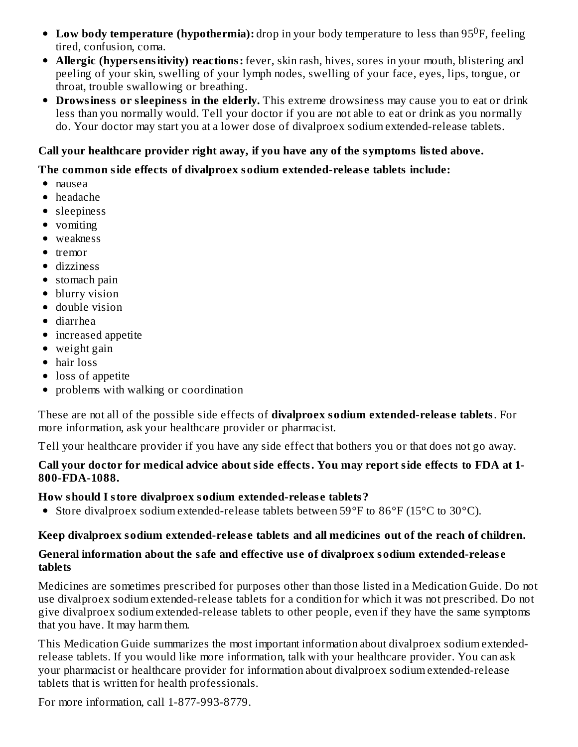- **Low body temperature (hypothermia):** drop in your body temperature to less than 95$^{0}$F, feeling tired, confusion, coma.
- **Allergic (hypersensitivity) reactions:** fever, skin rash, hives, sores in your mouth, blistering and peeling of your skin, swelling of your lymph nodes, swelling of your face, eyes, lips, tongue, or throat, trouble swallowing or breathing.
- **Drowsiness or sleepiness in the elderly.** This extreme drowsiness may cause you to eat or drink less than you normally would. Tell your doctor if you are not able to eat or drink as you normally do. Your doctor may start you at a lower dose of divalproex sodium extended-release tablets.

**Call your healthcare provider right away, if you have any of the symptoms listed above.**

**The common side effects of divalproex sodium extended-release tablets include:**

- nausea
- headache
- sleepiness
- vomiting
- weakness
- tremor
- dizziness
- stomach pain
- blurry vision
- double vision
- diarrhea
- increased appetite
- weight gain
- hair loss
- loss of appetite
- problems with walking or coordination

These are not all of the possible side effects of **divalproex sodium extended-release tablets**. For more information, ask your healthcare provider or pharmacist.

Tell your healthcare provider if you have any side effect that bothers you or that does not go away.

**Call your doctor for medical advice about side effects. You may report side effects to FDA at 1-800-FDA-1088.**

**How should I store divalproex sodium extended-release tablets?**

- Store divalproex sodium extended-release tablets between 59°F to 86°F (15°C to 30°C).

**Keep divalproex sodium extended-release tablets and all medicines out of the reach of children.**

**General information about the safe and effective use of divalproex sodium extended-release tablets**

Medicines are sometimes prescribed for purposes other than those listed in a Medication Guide. Do not use divalproex sodium extended-release tablets for a condition for which it was not prescribed. Do not give divalproex sodium extended-release tablets to other people, even if they have the same symptoms that you have. It may harm them.

This Medication Guide summarizes the most important information about divalproex sodium extended-release tablets. If you would like more information, talk with your healthcare provider. You can ask your pharmacist or healthcare provider for information about divalproex sodium extended-release tablets that is written for health professionals.

For more information, call 1-877-993-8779.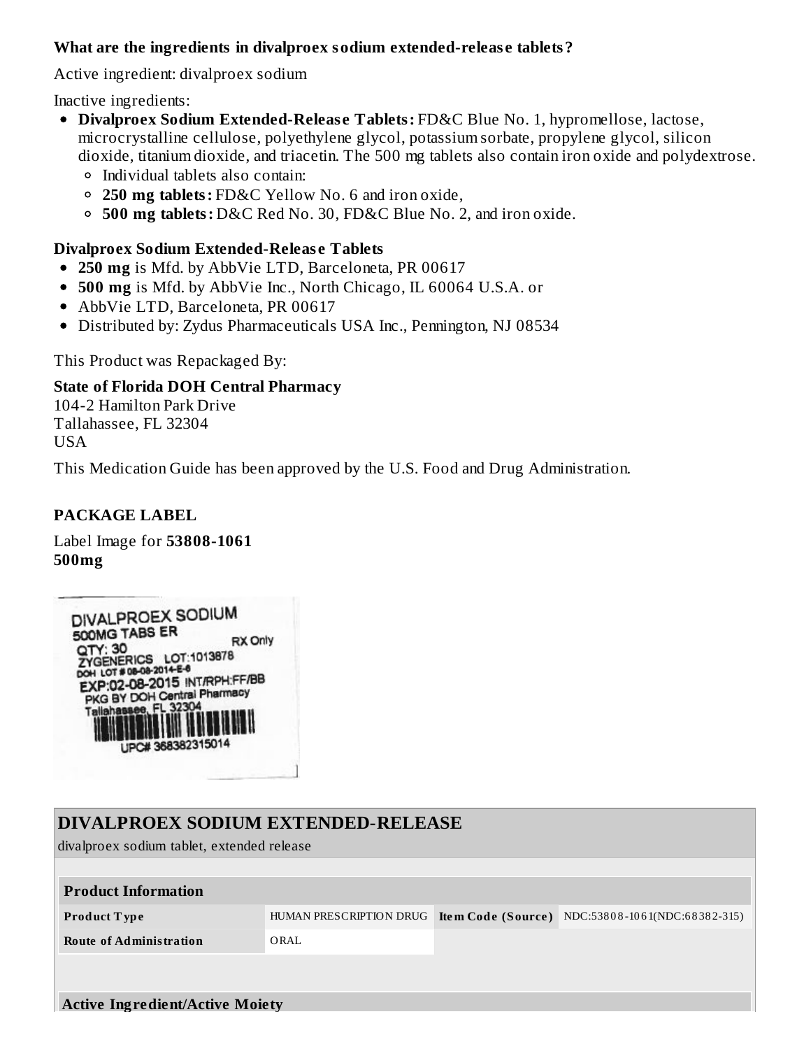**What are the ingredients in divalproex sodium extended-release tablets?**

Active ingredient: divalproex sodium

Inactive ingredients:

- **Divalproex Sodium Extended-Release Tablets:** FD&C Blue No. 1, hypromellose, lactose, microcrystalline cellulose, polyethylene glycol, potassium sorbate, propylene glycol, silicon dioxide, titanium dioxide, and triacetin. The 500 mg tablets also contain iron oxide and polydextrose.
  - Individual tablets also contain:
  - **250 mg tablets:** FD&C Yellow No. 6 and iron oxide,
  - **500 mg tablets:** D&C Red No. 30, FD&C Blue No. 2, and iron oxide.

**Divalproex Sodium Extended-Release Tablets**

- **250 mg** is Mfd. by AbbVie LTD, Barceloneta, PR 00617
- **500 mg** is Mfd. by AbbVie Inc., North Chicago, IL 60064 U.S.A. or
- AbbVie LTD, Barceloneta, PR 00617
- Distributed by: Zydus Pharmaceuticals USA Inc., Pennington, NJ 08534

This Product was Repackaged By:

**State of Florida DOH Central Pharmacy**
104-2 Hamilton Park Drive
Tallahassee, FL 32304
USA

This Medication Guide has been approved by the U.S. Food and Drug Administration.

**PACKAGE LABEL**

Label Image for **53808-1061**
**500mg**

DIVALPROEX SODIUM
500MG TABS ER
RX Only
QTY: 30
ZYGENERICS LOT:1013878
DOH LOT # 08-08-2014-E-6
EXP:02-08-2015 INT/RPH:FF/BB
PKG BY DOH Central Pharmacy
Tallahassee, FL 32304
UPC# 368382315014

## DIVALPROEX SODIUM EXTENDED-RELEASE

divalproex sodium tablet, extended release

| **Product Information** | | | |
|---|---|---|---|
| **Product Type** | HUMAN PRESCRIPTION DRUG | **Item Code (Source)** | NDC:53808-1061(NDC:68382-315) |
| **Route of Administration** | ORAL | | |

**Active Ingredient/Active Moiety**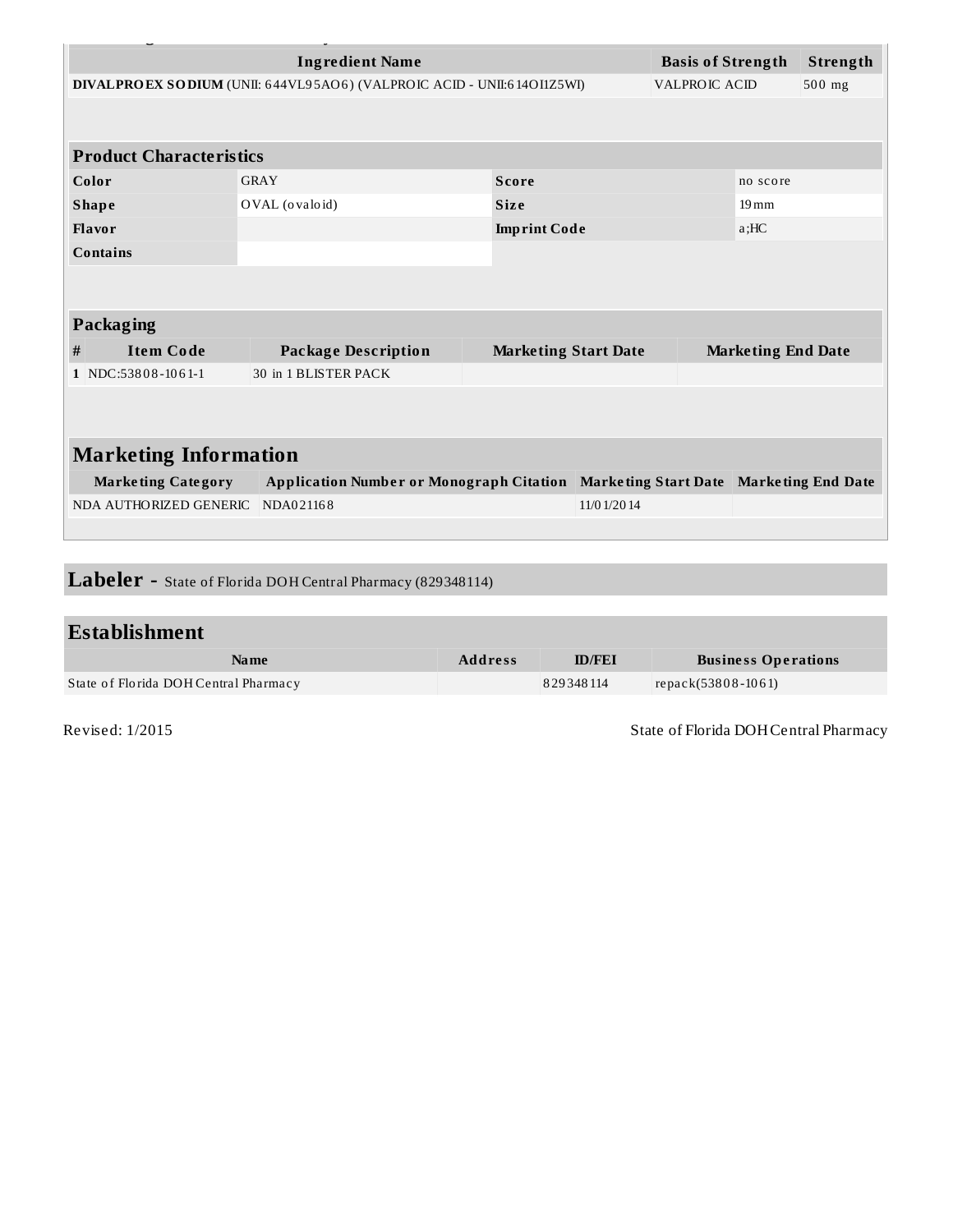| Ingredient Name | Basis of Strength | Strength |
|---|---|---|
| **DIVALPROEX SODIUM** (UNII: 644VL95AO6) (VALPROIC ACID - UNII:614OI1Z5WI) | VALPROIC ACID | 500 mg |

| Product Characteristics | | | |
|---|---|---|---|
| **Color** | GRAY | **Score** | no score |
| **Shape** | OVAL (ovaloid) | **Size** | 19mm |
| **Flavor** | | **Imprint Code** | a;HC |
| **Contains** | | | |

| Packaging | | | | |
|---|---|---|---|---|
| **#** | **Item Code** | **Package Description** | **Marketing Start Date** | **Marketing End Date** |
| 1 | NDC:53808-1061-1 | 30 in 1 BLISTER PACK | | |

| Marketing Information | | | |
|---|---|---|---|
| **Marketing Category** | **Application Number or Monograph Citation** | **Marketing Start Date** | **Marketing End Date** |
| NDA AUTHORIZED GENERIC | NDA021168 | 11/01/2014 | |

**Labeler -** State of Florida DOH Central Pharmacy (829348114)

| Establishment | | | |
|---|---|---|---|
| **Name** | **Address** | **ID/FEI** | **Business Operations** |
| State of Florida DOH Central Pharmacy | | 829348114 | repack(53808-1061) |

Revised: 1/2015 State of Florida DOH Central Pharmacy